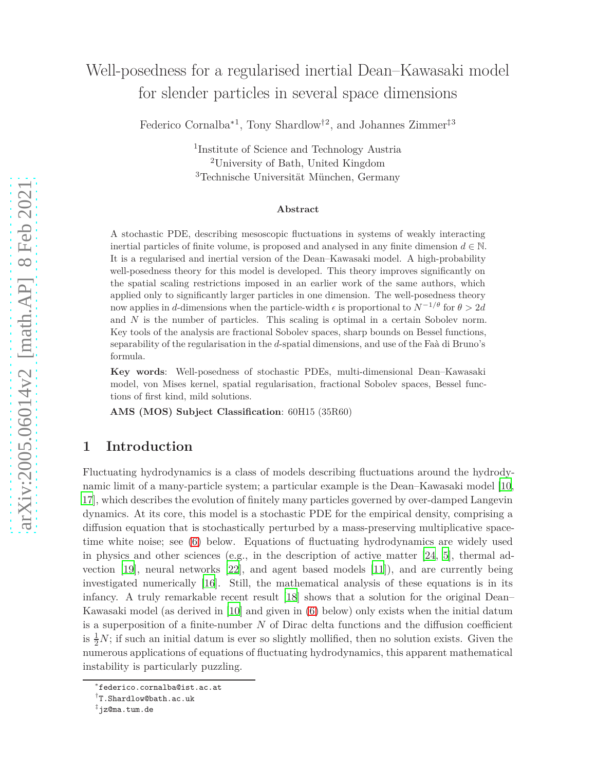# Well-posedness for a regularised inertial Dean–Kawasaki model for slender particles in several space dimensions

Federico Cornalba*[1], Tony Shardlow†[2], and Johannes Zimmer‡[3]

[1]Institute of Science and Technology Austria
[2]University of Bath, United Kingdom
[3]Technische Universität München, Germany

### Abstract

A stochastic PDE, describing mesoscopic fluctuations in systems of weakly interacting inertial particles of finite volume, is proposed and analysed in any finite dimension $d \in \mathbb{N}$. It is a regularised and inertial version of the Dean–Kawasaki model. A high-probability well-posedness theory for this model is developed. This theory improves significantly on the spatial scaling restrictions imposed in an earlier work of the same authors, which applied only to significantly larger particles in one dimension. The well-posedness theory now applies in $d$-dimensions when the particle-width $\epsilon$ is proportional to $N^{-1/\theta}$ for $\theta > 2d$ and $N$ is the number of particles. This scaling is optimal in a certain Sobolev norm. Key tools of the analysis are fractional Sobolev spaces, sharp bounds on Bessel functions, separability of the regularisation in the $d$-spatial dimensions, and use of the Faà di Bruno's formula.

**Key words**: Well-posedness of stochastic PDEs, multi-dimensional Dean–Kawasaki model, von Mises kernel, spatial regularisation, fractional Sobolev spaces, Bessel functions of first kind, mild solutions.

**AMS (MOS) Subject Classification**: 60H15 (35R60)

## 1 Introduction

Fluctuating hydrodynamics is a class of models describing fluctuations around the hydrodynamic limit of a many-particle system; a particular example is the Dean–Kawasaki model [10, 17], which describes the evolution of finitely many particles governed by over-damped Langevin dynamics. At its core, this model is a stochastic PDE for the empirical density, comprising a diffusion equation that is stochastically perturbed by a mass-preserving multiplicative space-time white noise; see (6) below. Equations of fluctuating hydrodynamics are widely used in physics and other sciences (e.g., in the description of active matter [24, 5], thermal advection [19], neural networks [22], and agent based models [11]), and are currently being investigated numerically [16]. Still, the mathematical analysis of these equations is in its infancy. A truly remarkable recent result [18] shows that a solution for the original Dean–Kawasaki model (as derived in [10] and given in (6) below) only exists when the initial datum is a superposition of a finite-number $N$ of Dirac delta functions and the diffusion coefficient is $\frac{1}{2}N$; if such an initial datum is ever so slightly mollified, then no solution exists. Given the numerous applications of equations of fluctuating hydrodynamics, this apparent mathematical instability is particularly puzzling.

*federico.cornalba@ist.ac.at
†T.Shardlow@bath.ac.uk
‡jz@ma.tum.de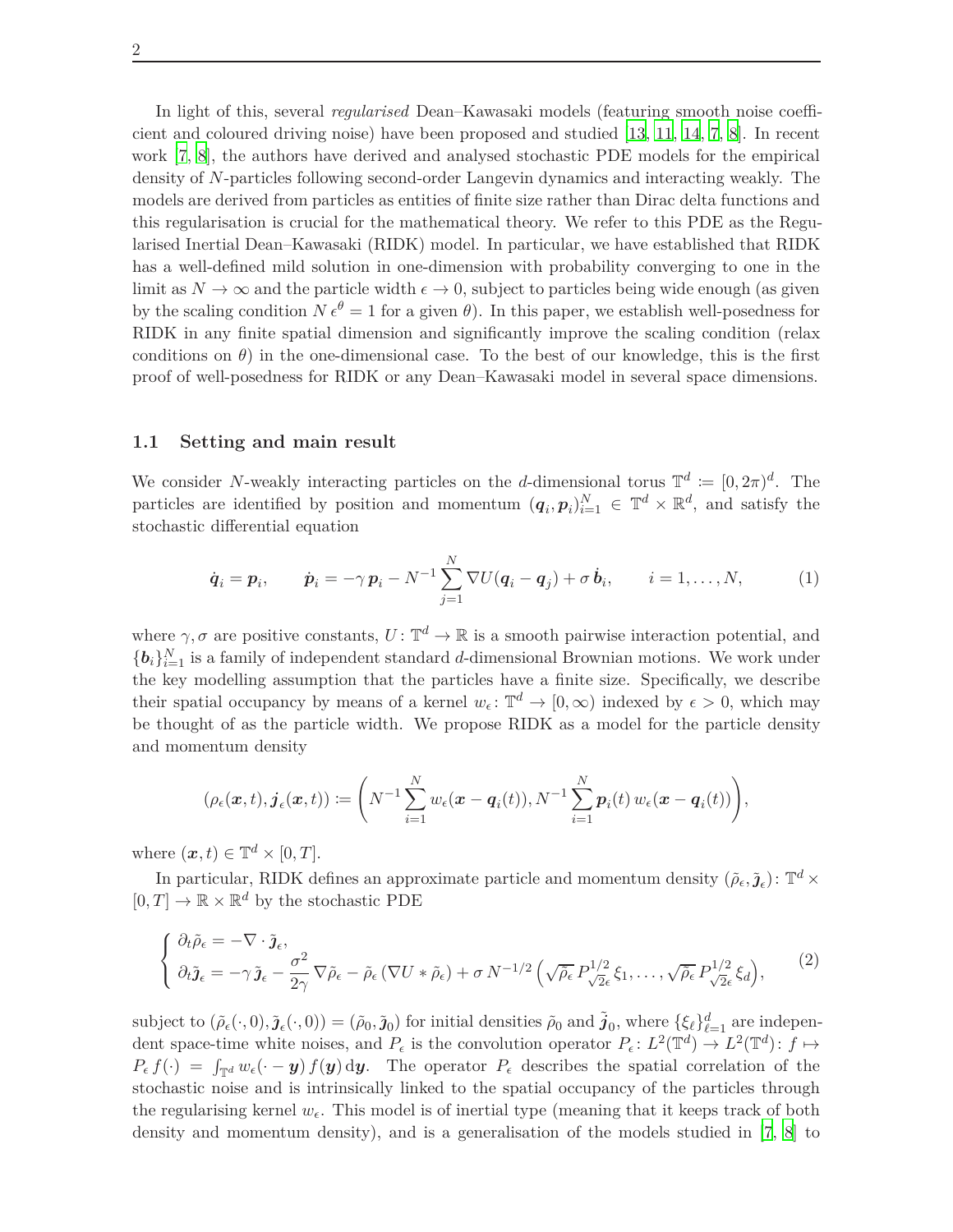In light of this, several *regularised* Dean–Kawasaki models (featuring smooth noise coefficient and coloured driving noise) have been proposed and studied [13, 11, 14, 7, 8]. In recent work [7, 8], the authors have derived and analysed stochastic PDE models for the empirical density of $N$-particles following second-order Langevin dynamics and interacting weakly. The models are derived from particles as entities of finite size rather than Dirac delta functions and this regularisation is crucial for the mathematical theory. We refer to this PDE as the Regularised Inertial Dean–Kawasaki (RIDK) model. In particular, we have established that RIDK has a well-defined mild solution in one-dimension with probability converging to one in the limit as $N \to \infty$ and the particle width $\epsilon \to 0$, subject to particles being wide enough (as given by the scaling condition $N\,\epsilon^\theta = 1$ for a given $\theta$). In this paper, we establish well-posedness for RIDK in any finite spatial dimension and significantly improve the scaling condition (relax conditions on $\theta$) in the one-dimensional case. To the best of our knowledge, this is the first proof of well-posedness for RIDK or any Dean–Kawasaki model in several space dimensions.

### 1.1 Setting and main result

We consider $N$-weakly interacting particles on the $d$-dimensional torus $\mathbb{T}^d := [0, 2\pi)^d$. The particles are identified by position and momentum $(\boldsymbol{q}_i, \boldsymbol{p}_i)_{i=1}^N \in \mathbb{T}^d \times \mathbb{R}^d$, and satisfy the stochastic differential equation

$$\dot{\boldsymbol{q}}_i = \boldsymbol{p}_i, \qquad \dot{\boldsymbol{p}}_i = -\gamma\,\boldsymbol{p}_i - N^{-1}\sum_{j=1}^N \nabla U(\boldsymbol{q}_i - \boldsymbol{q}_j) + \sigma\,\dot{\boldsymbol{b}}_i, \qquad i = 1, \ldots, N, \tag{1}$$

where $\gamma, \sigma$ are positive constants, $U : \mathbb{T}^d \to \mathbb{R}$ is a smooth pairwise interaction potential, and $\{\boldsymbol{b}_i\}_{i=1}^N$ is a family of independent standard $d$-dimensional Brownian motions. We work under the key modelling assumption that the particles have a finite size. Specifically, we describe their spatial occupancy by means of a kernel $w_\epsilon : \mathbb{T}^d \to [0, \infty)$ indexed by $\epsilon > 0$, which may be thought of as the particle width. We propose RIDK as a model for the particle density and momentum density

$$(\rho_\epsilon(\boldsymbol{x}, t), \boldsymbol{j}_\epsilon(\boldsymbol{x}, t)) := \left(N^{-1}\sum_{i=1}^N w_\epsilon(\boldsymbol{x} - \boldsymbol{q}_i(t)), N^{-1}\sum_{i=1}^N \boldsymbol{p}_i(t)\, w_\epsilon(\boldsymbol{x} - \boldsymbol{q}_i(t))\right),$$

where $(\boldsymbol{x}, t) \in \mathbb{T}^d \times [0, T]$.

In particular, RIDK defines an approximate particle and momentum density $(\tilde{\rho}_\epsilon, \tilde{\boldsymbol{j}}_\epsilon) : \mathbb{T}^d \times [0, T] \to \mathbb{R} \times \mathbb{R}^d$ by the stochastic PDE

$$\begin{cases} \partial_t \tilde{\rho}_\epsilon = -\nabla \cdot \tilde{\boldsymbol{j}}_\epsilon, \\ \partial_t \tilde{\boldsymbol{j}}_\epsilon = -\gamma\,\tilde{\boldsymbol{j}}_\epsilon - \dfrac{\sigma^2}{2\gamma}\nabla\tilde{\rho}_\epsilon - \tilde{\rho}_\epsilon\,(\nabla U * \tilde{\rho}_\epsilon) + \sigma\, N^{-1/2}\left(\sqrt{\tilde{\rho}_\epsilon}\, P^{1/2}_{\sqrt{2}\epsilon}\,\xi_1, \ldots, \sqrt{\tilde{\rho}_\epsilon}\, P^{1/2}_{\sqrt{2}\epsilon}\,\xi_d\right), \end{cases} \tag{2}$$

subject to $(\tilde{\rho}_\epsilon(\cdot, 0), \tilde{\boldsymbol{j}}_\epsilon(\cdot, 0)) = (\tilde{\rho}_0, \tilde{\boldsymbol{j}}_0)$ for initial densities $\tilde{\rho}_0$ and $\tilde{\boldsymbol{j}}_0$, where $\{\xi_\ell\}_{\ell=1}^d$ are independent space-time white noises, and $P_\epsilon$ is the convolution operator $P_\epsilon : L^2(\mathbb{T}^d) \to L^2(\mathbb{T}^d) : f \mapsto P_\epsilon f(\cdot) = \int_{\mathbb{T}^d} w_\epsilon(\cdot - \boldsymbol{y})\, f(\boldsymbol{y})\,\mathrm{d}\boldsymbol{y}$. The operator $P_\epsilon$ describes the spatial correlation of the stochastic noise and is intrinsically linked to the spatial occupancy of the particles through the regularising kernel $w_\epsilon$. This model is of inertial type (meaning that it keeps track of both density and momentum density), and is a generalisation of the models studied in [7, 8] to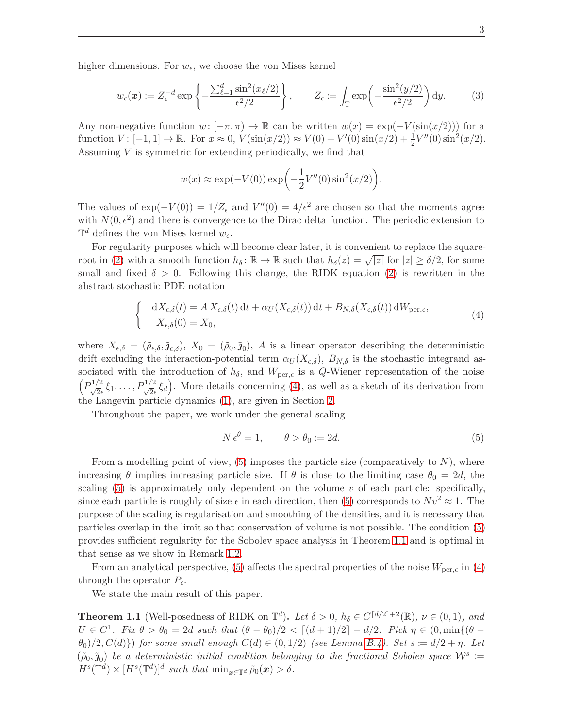higher dimensions. For $w_\epsilon$, we choose the von Mises kernel

$$w_\epsilon(\boldsymbol{x}) := Z_\epsilon^{-d} \exp\left\{ -\frac{\sum_{\ell=1}^d \sin^2(x_\ell/2)}{\epsilon^2/2} \right\}, \qquad Z_\epsilon := \int_{\mathbb{T}} \exp\left( -\frac{\sin^2(y/2)}{\epsilon^2/2} \right) \mathrm{d}y. \tag{3}$$

Any non-negative function $w\colon [-\pi, \pi) \to \mathbb{R}$ can be written $w(x) = \exp(-V(\sin(x/2)))$ for a function $V\colon [-1,1] \to \mathbb{R}$. For $x \approx 0$, $V(\sin(x/2)) \approx V(0) + V'(0)\sin(x/2) + \frac{1}{2}V''(0)\sin^2(x/2)$. Assuming $V$ is symmetric for extending periodically, we find that

$$w(x) \approx \exp(-V(0)) \exp\left( -\frac{1}{2} V''(0) \sin^2(x/2) \right).$$

The values of $\exp(-V(0)) = 1/Z_\epsilon$ and $V''(0) = 4/\epsilon^2$ are chosen so that the moments agree with $N(0, \epsilon^2)$ and there is convergence to the Dirac delta function. The periodic extension to $\mathbb{T}^d$ defines the von Mises kernel $w_\epsilon$.

For regularity purposes which will become clear later, it is convenient to replace the square-root in (2) with a smooth function $h_\delta\colon \mathbb{R} \to \mathbb{R}$ such that $h_\delta(z) = \sqrt{|z|}$ for $|z| \geq \delta/2$, for some small and fixed $\delta > 0$. Following this change, the RIDK equation (2) is rewritten in the abstract stochastic PDE notation

$$\left\{ \begin{array}{l} \mathrm{d}X_{\epsilon,\delta}(t) = A\, X_{\epsilon,\delta}(t)\, \mathrm{d}t + \alpha_U(X_{\epsilon,\delta}(t))\, \mathrm{d}t + B_{N,\delta}(X_{\epsilon,\delta}(t))\, \mathrm{d}W_{\mathrm{per},\epsilon}, \\ \quad X_{\epsilon,\delta}(0) = X_0, \end{array} \right. \tag{4}$$

where $X_{\epsilon,\delta} = (\tilde{\rho}_{\epsilon,\delta}, \tilde{\boldsymbol{\jmath}}_{\epsilon,\delta})$, $X_0 = (\tilde{\rho}_0, \tilde{\boldsymbol{\jmath}}_0)$, $A$ is a linear operator describing the deterministic drift excluding the interaction-potential term $\alpha_U(X_{\epsilon,\delta})$, $B_{N,\delta}$ is the stochastic integrand associated with the introduction of $h_\delta$, and $W_{\mathrm{per},\epsilon}$ is a $Q$-Wiener representation of the noise $\left( P^{1/2}_{\sqrt{2}\epsilon}\,\xi_1, \ldots, P^{1/2}_{\sqrt{2}\epsilon}\,\xi_d \right)$. More details concerning (4), as well as a sketch of its derivation from the Langevin particle dynamics (1), are given in Section 2.

Throughout the paper, we work under the general scaling

$$N\,\epsilon^\theta = 1, \qquad \theta > \theta_0 := 2d. \tag{5}$$

From a modelling point of view, (5) imposes the particle size (comparatively to $N$), where increasing $\theta$ implies increasing particle size. If $\theta$ is close to the limiting case $\theta_0 = 2d$, the scaling (5) is approximately only dependent on the volume $v$ of each particle: specifically, since each particle is roughly of size $\epsilon$ in each direction, then (5) corresponds to $Nv^2 \approx 1$. The purpose of the scaling is regularisation and smoothing of the densities, and it is necessary that particles overlap in the limit so that conservation of volume is not possible. The condition (5) provides sufficient regularity for the Sobolev space analysis in Theorem 1.1 and is optimal in that sense as we show in Remark 1.2.

From an analytical perspective, (5) affects the spectral properties of the noise $W_{\mathrm{per},\epsilon}$ in (4) through the operator $P_\epsilon$.

We state the main result of this paper.

**Theorem 1.1** (Well-posedness of RIDK on $\mathbb{T}^d$)**.** *Let $\delta > 0$, $h_\delta \in C^{\lceil d/2 \rceil + 2}(\mathbb{R})$, $\nu \in (0,1)$, and $U \in C^1$. Fix $\theta > \theta_0 = 2d$ such that $(\theta - \theta_0)/2 < \lceil (d+1)/2 \rceil - d/2$. Pick $\eta \in (0, \min\{(\theta - \theta_0)/2, C(d)\})$ for some small enough $C(d) \in (0, 1/2)$ (see Lemma B.4). Set $s := d/2 + \eta$. Let $(\tilde{\rho}_0, \tilde{\boldsymbol{\jmath}}_0)$ be a deterministic initial condition belonging to the fractional Sobolev space $\mathcal{W}^s := H^s(\mathbb{T}^d) \times [H^s(\mathbb{T}^d)]^d$ such that $\min_{\boldsymbol{x} \in \mathbb{T}^d} \tilde{\rho}_0(\boldsymbol{x}) > \delta$.*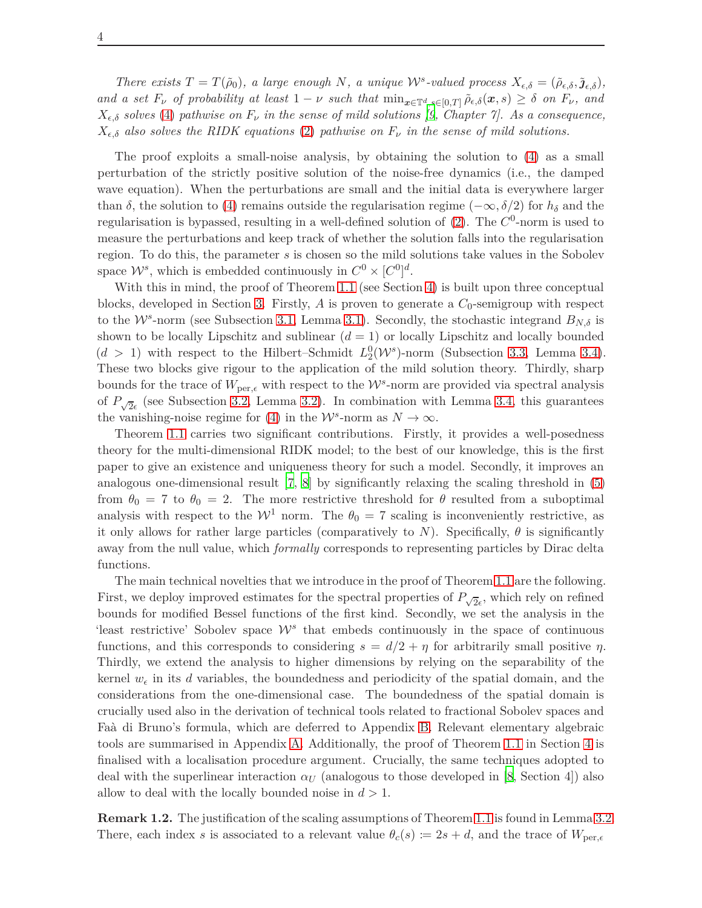*There exists $T = T(\tilde{\rho}_0)$, a large enough $N$, a unique $\mathcal{W}^s$-valued process $X_{\epsilon,\delta} = (\tilde{\rho}_{\epsilon,\delta}, \tilde{\boldsymbol{j}}_{\epsilon,\delta})$, and a set $F_\nu$ of probability at least $1-\nu$ such that $\min_{\boldsymbol{x}\in\mathbb{T}^d, s\in[0,T]} \tilde{\rho}_{\epsilon,\delta}(\boldsymbol{x},s) \geq \delta$ on $F_\nu$, and $X_{\epsilon,\delta}$ solves (4) pathwise on $F_\nu$ in the sense of mild solutions [9, Chapter 7]. As a consequence, $X_{\epsilon,\delta}$ also solves the RIDK equations (2) pathwise on $F_\nu$ in the sense of mild solutions.*

The proof exploits a small-noise analysis, by obtaining the solution to (4) as a small perturbation of the strictly positive solution of the noise-free dynamics (i.e., the damped wave equation). When the perturbations are small and the initial data is everywhere larger than $\delta$, the solution to (4) remains outside the regularisation regime $(-\infty, \delta/2)$ for $h_\delta$ and the regularisation is bypassed, resulting in a well-defined solution of (2). The $C^0$-norm is used to measure the perturbations and keep track of whether the solution falls into the regularisation region. To do this, the parameter $s$ is chosen so the mild solutions take values in the Sobolev space $\mathcal{W}^s$, which is embedded continuously in $C^0 \times [C^0]^d$.

With this in mind, the proof of Theorem 1.1 (see Section 4) is built upon three conceptual blocks, developed in Section 3. Firstly, $A$ is proven to generate a $C_0$-semigroup with respect to the $\mathcal{W}^s$-norm (see Subsection 3.1, Lemma 3.1). Secondly, the stochastic integrand $B_{N,\delta}$ is shown to be locally Lipschitz and sublinear ($d=1$) or locally Lipschitz and locally bounded ($d>1$) with respect to the Hilbert–Schmidt $L_2^0(\mathcal{W}^s)$-norm (Subsection 3.3, Lemma 3.4). These two blocks give rigour to the application of the mild solution theory. Thirdly, sharp bounds for the trace of $W_{\mathrm{per},\epsilon}$ with respect to the $\mathcal{W}^s$-norm are provided via spectral analysis of $P_{\sqrt{2}\epsilon}$ (see Subsection 3.2, Lemma 3.2). In combination with Lemma 3.4, this guarantees the vanishing-noise regime for (4) in the $\mathcal{W}^s$-norm as $N\to\infty$.

Theorem 1.1 carries two significant contributions. Firstly, it provides a well-posedness theory for the multi-dimensional RIDK model; to the best of our knowledge, this is the first paper to give an existence and uniqueness theory for such a model. Secondly, it improves an analogous one-dimensional result [7, 8] by significantly relaxing the scaling threshold in (5) from $\theta_0 = 7$ to $\theta_0 = 2$. The more restrictive threshold for $\theta$ resulted from a suboptimal analysis with respect to the $\mathcal{W}^1$ norm. The $\theta_0 = 7$ scaling is inconveniently restrictive, as it only allows for rather large particles (comparatively to $N$). Specifically, $\theta$ is significantly away from the null value, which *formally* corresponds to representing particles by Dirac delta functions.

The main technical novelties that we introduce in the proof of Theorem 1.1 are the following. First, we deploy improved estimates for the spectral properties of $P_{\sqrt{2}\epsilon}$, which rely on refined bounds for modified Bessel functions of the first kind. Secondly, we set the analysis in the 'least restrictive' Sobolev space $\mathcal{W}^s$ that embeds continuously in the space of continuous functions, and this corresponds to considering $s = d/2 + \eta$ for arbitrarily small positive $\eta$. Thirdly, we extend the analysis to higher dimensions by relying on the separability of the kernel $w_\epsilon$ in its $d$ variables, the boundedness and periodicity of the spatial domain, and the considerations from the one-dimensional case. The boundedness of the spatial domain is crucially used also in the derivation of technical tools related to fractional Sobolev spaces and Faà di Bruno's formula, which are deferred to Appendix B. Relevant elementary algebraic tools are summarised in Appendix A. Additionally, the proof of Theorem 1.1 in Section 4 is finalised with a localisation procedure argument. Crucially, the same techniques adopted to deal with the superlinear interaction $\alpha_U$ (analogous to those developed in [8, Section 4]) also allow to deal with the locally bounded noise in $d>1$.

**Remark 1.2.** The justification of the scaling assumptions of Theorem 1.1 is found in Lemma 3.2. There, each index $s$ is associated to a relevant value $\theta_c(s) := 2s + d$, and the trace of $W_{\mathrm{per},\epsilon}$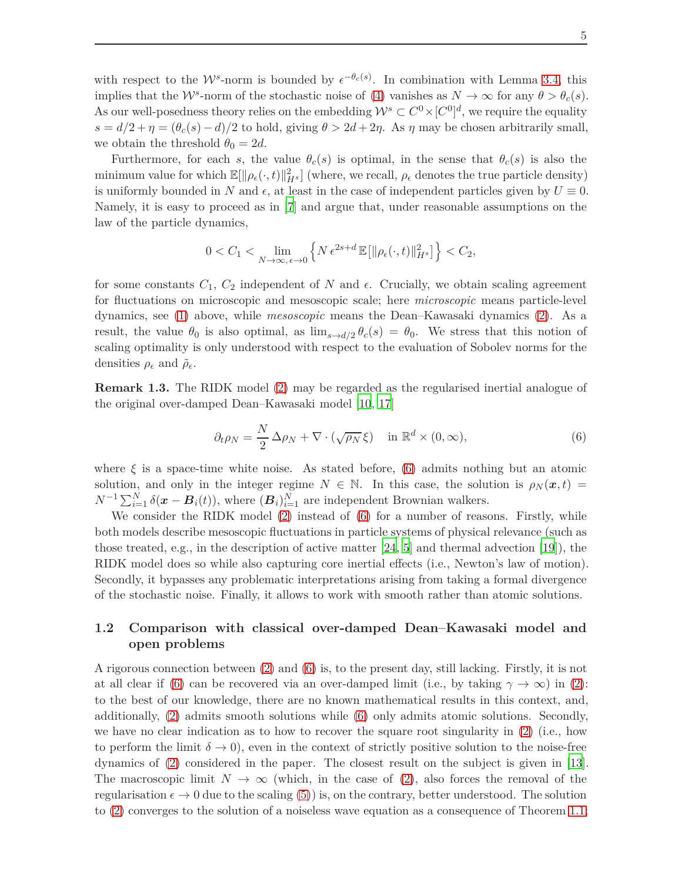with respect to the $\mathcal{W}^s$-norm is bounded by $\epsilon^{-\theta_c(s)}$. In combination with Lemma 3.4, this implies that the $\mathcal{W}^s$-norm of the stochastic noise of (4) vanishes as $N \to \infty$ for any $\theta > \theta_c(s)$. As our well-posedness theory relies on the embedding $\mathcal{W}^s \subset C^0 \times [C^0]^d$, we require the equality $s = d/2 + \eta = (\theta_c(s) - d)/2$ to hold, giving $\theta > 2d + 2\eta$. As $\eta$ may be chosen arbitrarily small, we obtain the threshold $\theta_0 = 2d$.

Furthermore, for each $s$, the value $\theta_c(s)$ is optimal, in the sense that $\theta_c(s)$ is also the minimum value for which $\mathbb{E}[\|\rho_\epsilon(\cdot,t)\|^2_{H^s}]$ (where, we recall, $\rho_\epsilon$ denotes the true particle density) is uniformly bounded in $N$ and $\epsilon$, at least in the case of independent particles given by $U \equiv 0$. Namely, it is easy to proceed as in [7] and argue that, under reasonable assumptions on the law of the particle dynamics,

$$0 < C_1 < \lim_{N\to\infty,\, \epsilon\to 0} \left\{ N\, \epsilon^{2s+d}\, \mathbb{E}[\|\rho_\epsilon(\cdot,t)\|^2_{H^s}] \right\} < C_2,$$

for some constants $C_1$, $C_2$ independent of $N$ and $\epsilon$. Crucially, we obtain scaling agreement for fluctuations on microscopic and mesoscopic scale; here *microscopic* means particle-level dynamics, see (1) above, while *mesoscopic* means the Dean–Kawasaki dynamics (2). As a result, the value $\theta_0$ is also optimal, as $\lim_{s\to d/2} \theta_c(s) = \theta_0$. We stress that this notion of scaling optimality is only understood with respect to the evaluation of Sobolev norms for the densities $\rho_\epsilon$ and $\tilde{\rho}_\epsilon$.

**Remark 1.3.** The RIDK model (2) may be regarded as the regularised inertial analogue of the original over-damped Dean–Kawasaki model [10, 17]

$$\partial_t \rho_N = \frac{N}{2}\, \Delta \rho_N + \nabla \cdot (\sqrt{\rho_N}\, \xi) \quad \text{in } \mathbb{R}^d \times (0,\infty), \tag{6}$$

where $\xi$ is a space-time white noise. As stated before, (6) admits nothing but an atomic solution, and only in the integer regime $N \in \mathbb{N}$. In this case, the solution is $\rho_N(\boldsymbol{x},t) = N^{-1}\sum_{i=1}^N \delta(\boldsymbol{x} - \boldsymbol{B}_i(t))$, where $(\boldsymbol{B}_i)_{i=1}^N$ are independent Brownian walkers.

We consider the RIDK model (2) instead of (6) for a number of reasons. Firstly, while both models describe mesoscopic fluctuations in particle systems of physical relevance (such as those treated, e.g., in the description of active matter [24, 5] and thermal advection [19]), the RIDK model does so while also capturing core inertial effects (i.e., Newton's law of motion). Secondly, it bypasses any problematic interpretations arising from taking a formal divergence of the stochastic noise. Finally, it allows to work with smooth rather than atomic solutions.

## 1.2 Comparison with classical over-damped Dean–Kawasaki model and open problems

A rigorous connection between (2) and (6) is, to the present day, still lacking. Firstly, it is not at all clear if (6) can be recovered via an over-damped limit (i.e., by taking $\gamma \to \infty$) in (2): to the best of our knowledge, there are no known mathematical results in this context, and, additionally, (2) admits smooth solutions while (6) only admits atomic solutions. Secondly, we have no clear indication as to how to recover the square root singularity in (2) (i.e., how to perform the limit $\delta \to 0$), even in the context of strictly positive solution to the noise-free dynamics of (2) considered in the paper. The closest result on the subject is given in [13]. The macroscopic limit $N \to \infty$ (which, in the case of (2), also forces the removal of the regularisation $\epsilon \to 0$ due to the scaling (5)) is, on the contrary, better understood. The solution to (2) converges to the solution of a noiseless wave equation as a consequence of Theorem 1.1: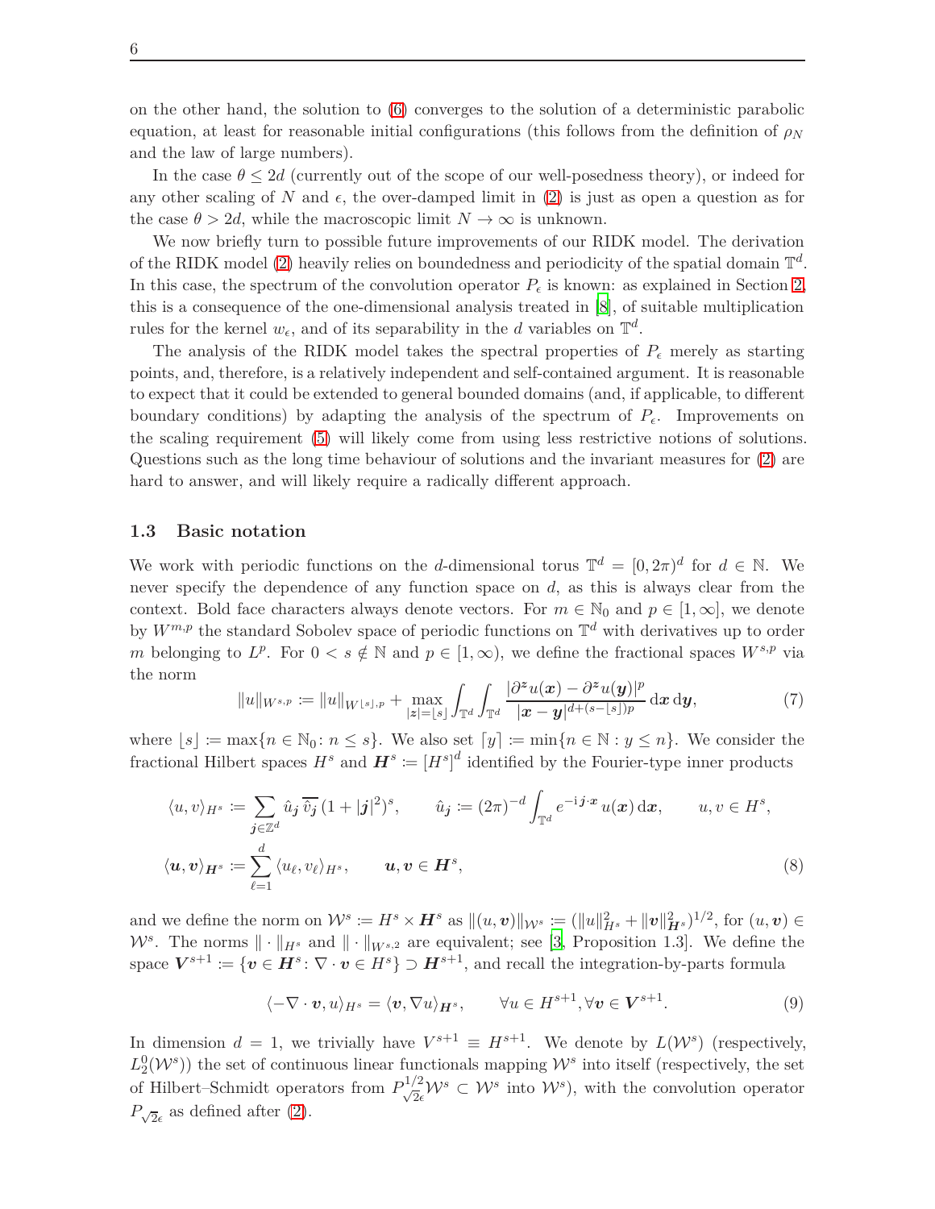on the other hand, the solution to (6) converges to the solution of a deterministic parabolic equation, at least for reasonable initial configurations (this follows from the definition of $\rho_N$ and the law of large numbers).

In the case $\theta \leq 2d$ (currently out of the scope of our well-posedness theory), or indeed for any other scaling of $N$ and $\epsilon$, the over-damped limit in (2) is just as open a question as for the case $\theta > 2d$, while the macroscopic limit $N \to \infty$ is unknown.

We now briefly turn to possible future improvements of our RIDK model. The derivation of the RIDK model (2) heavily relies on boundedness and periodicity of the spatial domain $\mathbb{T}^d$. In this case, the spectrum of the convolution operator $P_\epsilon$ is known: as explained in Section 2, this is a consequence of the one-dimensional analysis treated in [8], of suitable multiplication rules for the kernel $w_\epsilon$, and of its separability in the $d$ variables on $\mathbb{T}^d$.

The analysis of the RIDK model takes the spectral properties of $P_\epsilon$ merely as starting points, and, therefore, is a relatively independent and self-contained argument. It is reasonable to expect that it could be extended to general bounded domains (and, if applicable, to different boundary conditions) by adapting the analysis of the spectrum of $P_\epsilon$. Improvements on the scaling requirement (5) will likely come from using less restrictive notions of solutions. Questions such as the long time behaviour of solutions and the invariant measures for (2) are hard to answer, and will likely require a radically different approach.

### 1.3 Basic notation

We work with periodic functions on the $d$-dimensional torus $\mathbb{T}^d = [0, 2\pi)^d$ for $d \in \mathbb{N}$. We never specify the dependence of any function space on $d$, as this is always clear from the context. Bold face characters always denote vectors. For $m \in \mathbb{N}_0$ and $p \in [1, \infty]$, we denote by $W^{m,p}$ the standard Sobolev space of periodic functions on $\mathbb{T}^d$ with derivatives up to order $m$ belonging to $L^p$. For $0 < s \notin \mathbb{N}$ and $p \in [1, \infty)$, we define the fractional spaces $W^{s,p}$ via the norm

$$\|u\|_{W^{s,p}} := \|u\|_{W^{\lfloor s \rfloor,p}} + \max_{|\boldsymbol{z}|=\lfloor s \rfloor} \int_{\mathbb{T}^d} \int_{\mathbb{T}^d} \frac{|\partial^{\boldsymbol{z}} u(\boldsymbol{x}) - \partial^{\boldsymbol{z}} u(\boldsymbol{y})|^p}{|\boldsymbol{x} - \boldsymbol{y}|^{d+(s-\lfloor s \rfloor)p}} \, \mathrm{d}\boldsymbol{x} \, \mathrm{d}\boldsymbol{y}, \tag{7}$$

where $\lfloor s \rfloor := \max\{n \in \mathbb{N}_0 \colon n \leq s\}$. We also set $\lceil y \rceil := \min\{n \in \mathbb{N} : y \leq n\}$. We consider the fractional Hilbert spaces $H^s$ and $\boldsymbol{H}^s := [H^s]^d$ identified by the Fourier-type inner products

$$\begin{aligned}
\langle u, v \rangle_{H^s} &:= \sum_{\boldsymbol{j} \in \mathbb{Z}^d} \hat{u}_{\boldsymbol{j}} \, \overline{\hat{v}_{\boldsymbol{j}}} \, (1 + |\boldsymbol{j}|^2)^s, \qquad \hat{u}_{\boldsymbol{j}} := (2\pi)^{-d} \int_{\mathbb{T}^d} e^{-\mathrm{i}\boldsymbol{j}\cdot\boldsymbol{x}} \, u(\boldsymbol{x}) \, \mathrm{d}\boldsymbol{x}, \qquad u, v \in H^s, \\
\langle \boldsymbol{u}, \boldsymbol{v} \rangle_{\boldsymbol{H}^s} &:= \sum_{\ell=1}^{d} \langle u_\ell, v_\ell \rangle_{H^s}, \qquad \boldsymbol{u}, \boldsymbol{v} \in \boldsymbol{H}^s,
\end{aligned} \tag{8}$$

and we define the norm on $\mathcal{W}^s := H^s \times \boldsymbol{H}^s$ as $\|(u, \boldsymbol{v})\|_{\mathcal{W}^s} := (\|u\|^2_{H^s} + \|\boldsymbol{v}\|^2_{\boldsymbol{H}^s})^{1/2}$, for $(u, \boldsymbol{v}) \in \mathcal{W}^s$. The norms $\|\cdot\|_{H^s}$ and $\|\cdot\|_{W^{s,2}}$ are equivalent; see [3, Proposition 1.3]. We define the space $\boldsymbol{V}^{s+1} := \{\boldsymbol{v} \in \boldsymbol{H}^s \colon \nabla \cdot \boldsymbol{v} \in H^s\} \supset \boldsymbol{H}^{s+1}$, and recall the integration-by-parts formula

$$\langle -\nabla \cdot \boldsymbol{v}, u \rangle_{H^s} = \langle \boldsymbol{v}, \nabla u \rangle_{\boldsymbol{H}^s}, \qquad \forall u \in H^{s+1}, \forall \boldsymbol{v} \in \boldsymbol{V}^{s+1}. \tag{9}$$

In dimension $d = 1$, we trivially have $V^{s+1} \equiv H^{s+1}$. We denote by $L(\mathcal{W}^s)$ (respectively, $L_2^0(\mathcal{W}^s)$) the set of continuous linear functionals mapping $\mathcal{W}^s$ into itself (respectively, the set of Hilbert–Schmidt operators from $P^{1/2}_{\sqrt{2}\epsilon}\mathcal{W}^s \subset \mathcal{W}^s$ into $\mathcal{W}^s$), with the convolution operator $P_{\sqrt{2}\epsilon}$ as defined after (2).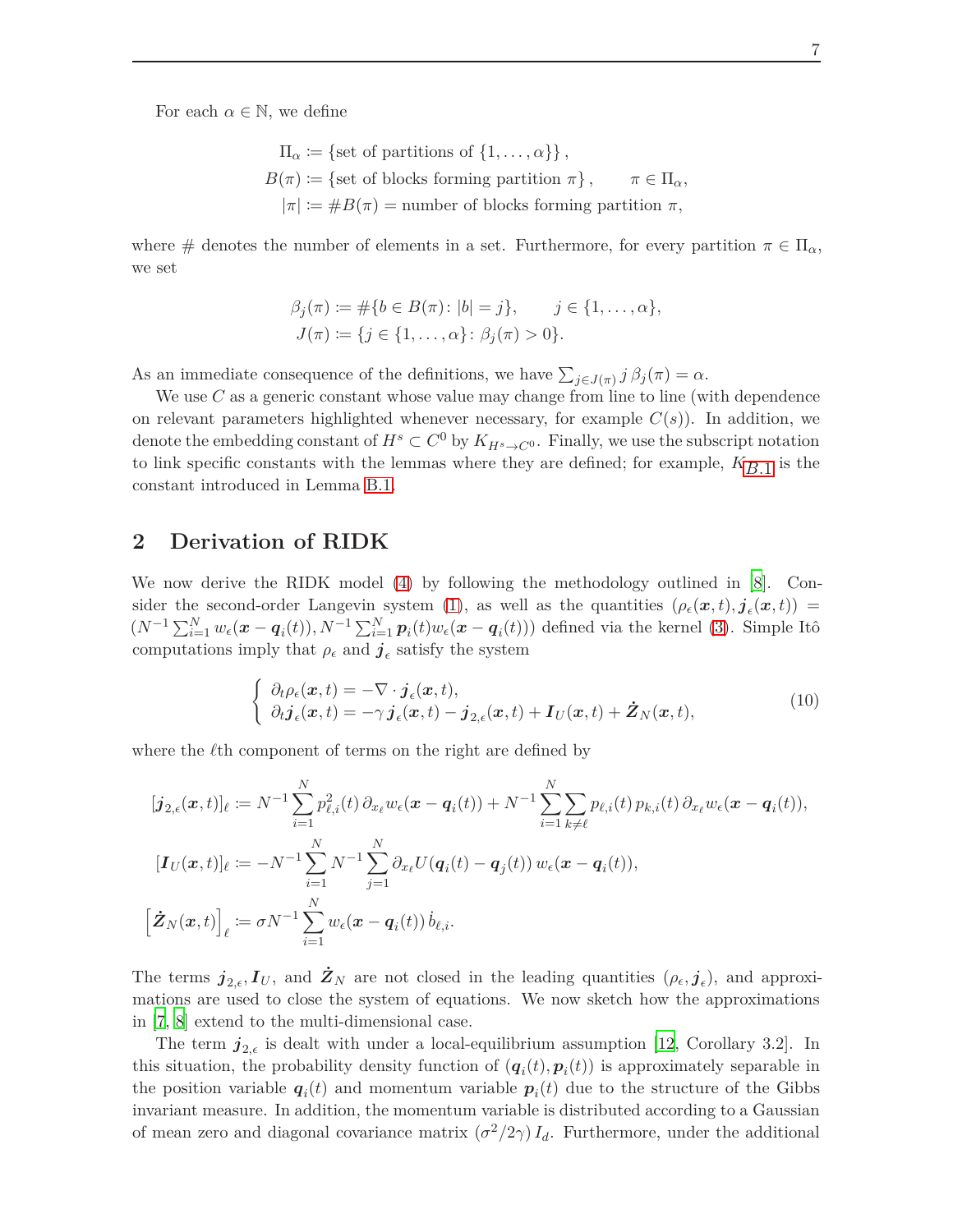For each $\alpha \in \mathbb{N}$, we define

$$
\begin{aligned}
\Pi_\alpha &:= \{\text{set of partitions of } \{1, \dots, \alpha\}\}, \\
B(\pi) &:= \{\text{set of blocks forming partition } \pi\}, \qquad \pi \in \Pi_\alpha, \\
|\pi| &:= \#B(\pi) = \text{number of blocks forming partition } \pi,
\end{aligned}
$$

where $\#$ denotes the number of elements in a set. Furthermore, for every partition $\pi \in \Pi_\alpha$, we set

$$
\begin{aligned}
\beta_j(\pi) &:= \#\{b \in B(\pi) \colon |b| = j\}, \qquad j \in \{1, \dots, \alpha\}, \\
J(\pi) &:= \{j \in \{1, \dots, \alpha\} \colon \beta_j(\pi) > 0\}.
\end{aligned}
$$

As an immediate consequence of the definitions, we have $\sum_{j \in J(\pi)} j\, \beta_j(\pi) = \alpha$.

We use $C$ as a generic constant whose value may change from line to line (with dependence on relevant parameters highlighted whenever necessary, for example $C(s)$). In addition, we denote the embedding constant of $H^s \subset C^0$ by $K_{H^s \to C^0}$. Finally, we use the subscript notation to link specific constants with the lemmas where they are defined; for example, $K_{B.1}$ is the constant introduced in Lemma B.1.

## 2 Derivation of RIDK

We now derive the RIDK model (4) by following the methodology outlined in [8]. Consider the second-order Langevin system (1), as well as the quantities $(\rho_\epsilon(\boldsymbol{x}, t), \boldsymbol{j}_\epsilon(\boldsymbol{x}, t)) = (N^{-1} \sum_{i=1}^N w_\epsilon(\boldsymbol{x} - \boldsymbol{q}_i(t)), N^{-1} \sum_{i=1}^N \boldsymbol{p}_i(t) w_\epsilon(\boldsymbol{x} - \boldsymbol{q}_i(t)))$ defined via the kernel (3). Simple Itô computations imply that $\rho_\epsilon$ and $\boldsymbol{j}_\epsilon$ satisfy the system

$$
\begin{cases}
\partial_t \rho_\epsilon(\boldsymbol{x}, t) = -\nabla \cdot \boldsymbol{j}_\epsilon(\boldsymbol{x}, t), \\
\partial_t \boldsymbol{j}_\epsilon(\boldsymbol{x}, t) = -\gamma\, \boldsymbol{j}_\epsilon(\boldsymbol{x}, t) - \boldsymbol{j}_{2,\epsilon}(\boldsymbol{x}, t) + \boldsymbol{I}_U(\boldsymbol{x}, t) + \dot{\boldsymbol{Z}}_N(\boldsymbol{x}, t),
\end{cases}
\tag{10}
$$

where the $\ell$th component of terms on the right are defined by

$$
\begin{aligned}
[\boldsymbol{j}_{2,\epsilon}(\boldsymbol{x}, t)]_\ell &:= N^{-1} \sum_{i=1}^N p_{\ell,i}^2(t)\, \partial_{x_\ell} w_\epsilon(\boldsymbol{x} - \boldsymbol{q}_i(t)) + N^{-1} \sum_{i=1}^N \sum_{k \neq \ell} p_{\ell,i}(t)\, p_{k,i}(t)\, \partial_{x_\ell} w_\epsilon(\boldsymbol{x} - \boldsymbol{q}_i(t)), \\
[\boldsymbol{I}_U(\boldsymbol{x}, t)]_\ell &:= -N^{-1} \sum_{i=1}^N N^{-1} \sum_{j=1}^N \partial_{x_\ell} U(\boldsymbol{q}_i(t) - \boldsymbol{q}_j(t))\, w_\epsilon(\boldsymbol{x} - \boldsymbol{q}_i(t)), \\
\left[\dot{\boldsymbol{Z}}_N(\boldsymbol{x}, t)\right]_\ell &:= \sigma N^{-1} \sum_{i=1}^N w_\epsilon(\boldsymbol{x} - \boldsymbol{q}_i(t))\, \dot{b}_{\ell,i}.
\end{aligned}
$$

The terms $\boldsymbol{j}_{2,\epsilon}, \boldsymbol{I}_U$, and $\dot{\boldsymbol{Z}}_N$ are not closed in the leading quantities $(\rho_\epsilon, \boldsymbol{j}_\epsilon)$, and approximations are used to close the system of equations. We now sketch how the approximations in [7, 8] extend to the multi-dimensional case.

The term $\boldsymbol{j}_{2,\epsilon}$ is dealt with under a local-equilibrium assumption [12, Corollary 3.2]. In this situation, the probability density function of $(\boldsymbol{q}_i(t), \boldsymbol{p}_i(t))$ is approximately separable in the position variable $\boldsymbol{q}_i(t)$ and momentum variable $\boldsymbol{p}_i(t)$ due to the structure of the Gibbs invariant measure. In addition, the momentum variable is distributed according to a Gaussian of mean zero and diagonal covariance matrix $(\sigma^2/2\gamma)\, I_d$. Furthermore, under the additional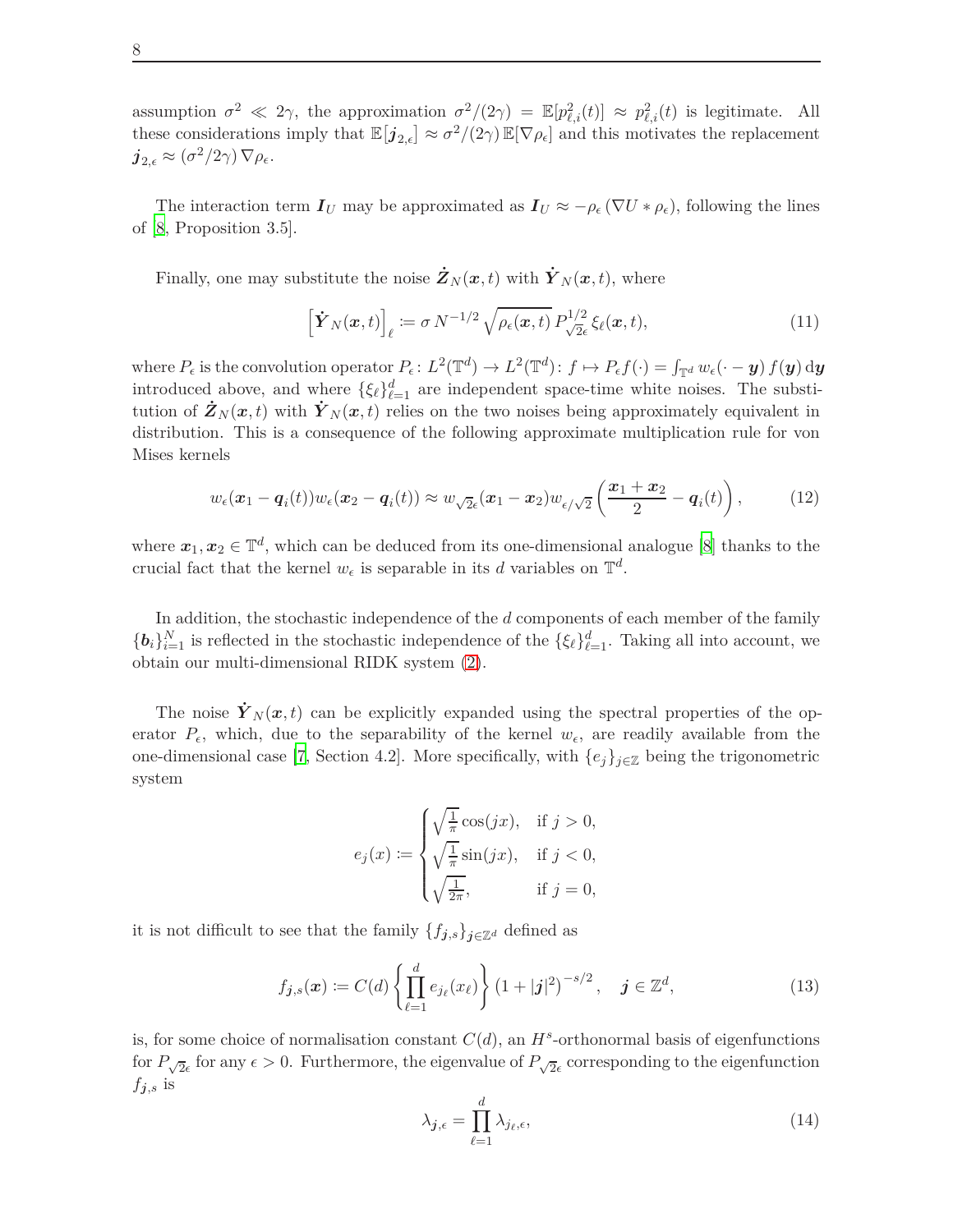assumption $\sigma^2 \ll 2\gamma$, the approximation $\sigma^2/(2\gamma) = \mathbb{E}[p_{\ell,i}^2(t)] \approx p_{\ell,i}^2(t)$ is legitimate. All these considerations imply that $\mathbb{E}[\boldsymbol{j}_{2,\epsilon}] \approx \sigma^2/(2\gamma)\,\mathbb{E}[\nabla\rho_\epsilon]$ and this motivates the replacement $\boldsymbol{j}_{2,\epsilon} \approx (\sigma^2/2\gamma)\,\nabla\rho_\epsilon$.

The interaction term $\boldsymbol{I}_U$ may be approximated as $\boldsymbol{I}_U \approx -\rho_\epsilon\,(\nabla U * \rho_\epsilon)$, following the lines of [8, Proposition 3.5].

Finally, one may substitute the noise $\dot{\boldsymbol{Z}}_N(\boldsymbol{x},t)$ with $\dot{\boldsymbol{Y}}_N(\boldsymbol{x},t)$, where

$$
\left[\dot{\boldsymbol{Y}}_N(\boldsymbol{x},t)\right]_\ell \coloneqq \sigma\, N^{-1/2}\sqrt{\rho_\epsilon(\boldsymbol{x},t)}\,P_{\sqrt{2}\epsilon}^{1/2}\,\xi_\ell(\boldsymbol{x},t), \tag{11}
$$

where $P_\epsilon$ is the convolution operator $P_\epsilon\colon L^2(\mathbb{T}^d) \to L^2(\mathbb{T}^d)\colon f \mapsto P_\epsilon f(\cdot) = \int_{\mathbb{T}^d} w_\epsilon(\cdot - \boldsymbol{y})\,f(\boldsymbol{y})\,\mathrm{d}\boldsymbol{y}$ introduced above, and where $\{\xi_\ell\}_{\ell=1}^d$ are independent space-time white noises. The substitution of $\dot{\boldsymbol{Z}}_N(\boldsymbol{x},t)$ with $\dot{\boldsymbol{Y}}_N(\boldsymbol{x},t)$ relies on the two noises being approximately equivalent in distribution. This is a consequence of the following approximate multiplication rule for von Mises kernels

$$
w_\epsilon(\boldsymbol{x}_1 - \boldsymbol{q}_i(t))w_\epsilon(\boldsymbol{x}_2 - \boldsymbol{q}_i(t)) \approx w_{\sqrt{2}\epsilon}(\boldsymbol{x}_1 - \boldsymbol{x}_2)w_{\epsilon/\sqrt{2}}\left(\frac{\boldsymbol{x}_1 + \boldsymbol{x}_2}{2} - \boldsymbol{q}_i(t)\right), \tag{12}
$$

where $\boldsymbol{x}_1, \boldsymbol{x}_2 \in \mathbb{T}^d$, which can be deduced from its one-dimensional analogue [8] thanks to the crucial fact that the kernel $w_\epsilon$ is separable in its $d$ variables on $\mathbb{T}^d$.

In addition, the stochastic independence of the $d$ components of each member of the family $\{\boldsymbol{b}_i\}_{i=1}^N$ is reflected in the stochastic independence of the $\{\xi_\ell\}_{\ell=1}^d$. Taking all into account, we obtain our multi-dimensional RIDK system (2).

The noise $\dot{\boldsymbol{Y}}_N(\boldsymbol{x},t)$ can be explicitly expanded using the spectral properties of the operator $P_\epsilon$, which, due to the separability of the kernel $w_\epsilon$, are readily available from the one-dimensional case [7, Section 4.2]. More specifically, with $\{e_j\}_{j\in\mathbb{Z}}$ being the trigonometric system

$$
e_j(x) \coloneqq \begin{cases} \sqrt{\frac{1}{\pi}}\cos(jx), & \text{if } j > 0, \\ \sqrt{\frac{1}{\pi}}\sin(jx), & \text{if } j < 0, \\ \sqrt{\frac{1}{2\pi}}, & \text{if } j = 0, \end{cases}
$$

it is not difficult to see that the family $\{f_{\boldsymbol{j},s}\}_{\boldsymbol{j}\in\mathbb{Z}^d}$ defined as

$$
f_{\boldsymbol{j},s}(\boldsymbol{x}) \coloneqq C(d)\left\{\prod_{\ell=1}^d e_{j_\ell}(x_\ell)\right\}\left(1 + |\boldsymbol{j}|^2\right)^{-s/2}, \quad \boldsymbol{j} \in \mathbb{Z}^d, \tag{13}
$$

is, for some choice of normalisation constant $C(d)$, an $H^s$-orthonormal basis of eigenfunctions for $P_{\sqrt{2}\epsilon}$ for any $\epsilon > 0$. Furthermore, the eigenvalue of $P_{\sqrt{2}\epsilon}$ corresponding to the eigenfunction $f_{\boldsymbol{j},s}$ is

$$
\lambda_{\boldsymbol{j},\epsilon} = \prod_{\ell=1}^d \lambda_{j_\ell,\epsilon}, \tag{14}
$$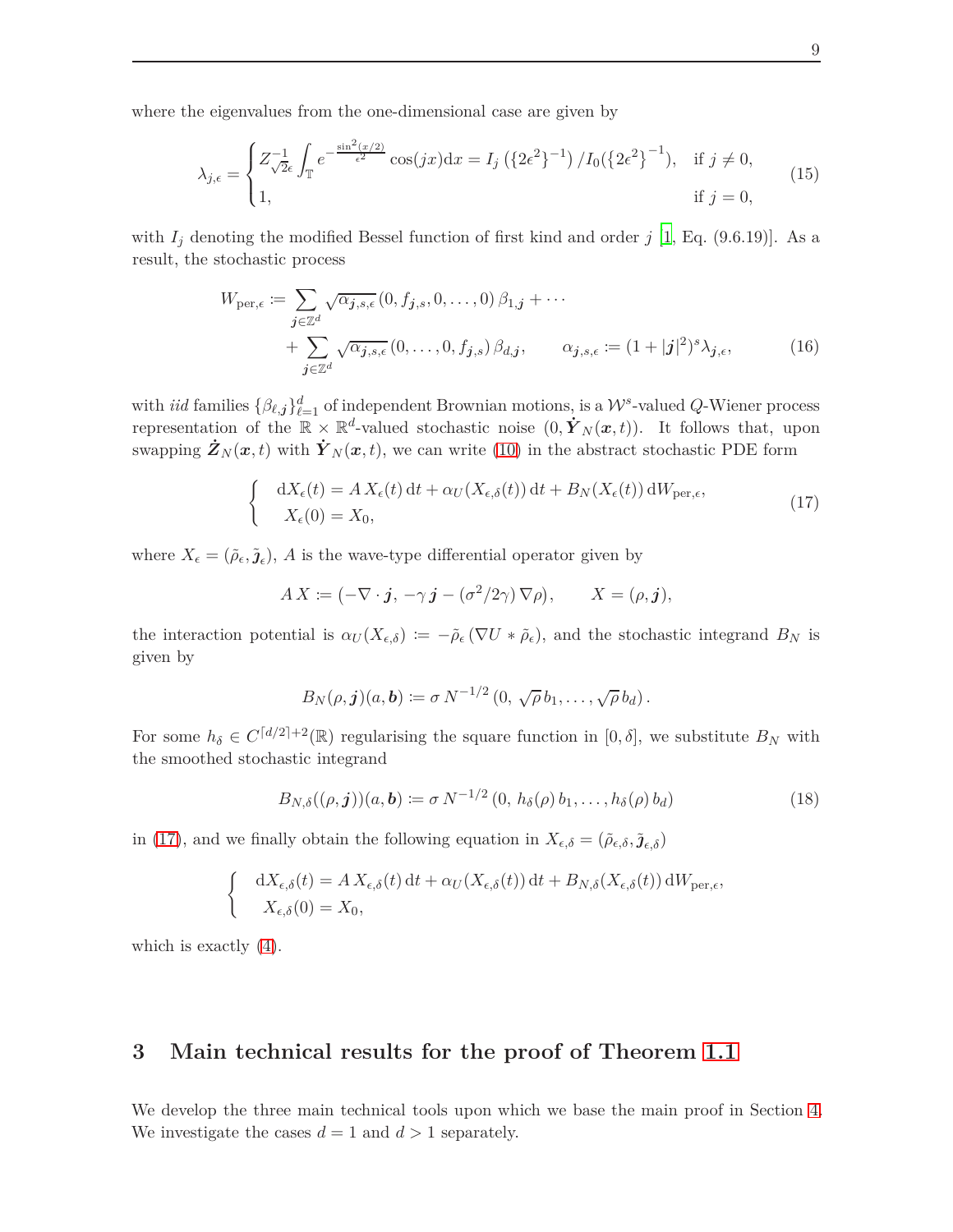where the eigenvalues from the one-dimensional case are given by

$$
\lambda_{j,\epsilon} = \begin{cases} Z_{\sqrt{2}\epsilon}^{-1} \displaystyle\int_{\mathbb{T}} e^{-\frac{\sin^2(x/2)}{\epsilon^2}} \cos(jx)\mathrm{d}x = I_j\left(\{2\epsilon^2\}^{-1}\right)/I_0(\{2\epsilon^2\}^{-1}), & \text{if } j \neq 0, \\ 1, & \text{if } j = 0, \end{cases} \tag{15}
$$

with $I_j$ denoting the modified Bessel function of first kind and order $j$ [1, Eq. (9.6.19)]. As a result, the stochastic process

$$
\begin{aligned}
W_{\mathrm{per},\epsilon} \coloneqq & \sum_{\boldsymbol{j}\in\mathbb{Z}^d} \sqrt{\alpha_{\boldsymbol{j},s,\epsilon}}\,(0, f_{\boldsymbol{j},s}, 0, \dots, 0)\,\beta_{1,\boldsymbol{j}} + \cdots \\
& + \sum_{\boldsymbol{j}\in\mathbb{Z}^d} \sqrt{\alpha_{\boldsymbol{j},s,\epsilon}}\,(0, \dots, 0, f_{\boldsymbol{j},s})\,\beta_{d,\boldsymbol{j}}, \qquad \alpha_{\boldsymbol{j},s,\epsilon} \coloneqq (1+|\boldsymbol{j}|^2)^s \lambda_{\boldsymbol{j},\epsilon},
\end{aligned} \tag{16}
$$

with *iid* families $\{\beta_{\ell,\boldsymbol{j}}\}_{\ell=1}^d$ of independent Brownian motions, is a $\mathcal{W}^s$-valued $Q$-Wiener process representation of the $\mathbb{R}\times\mathbb{R}^d$-valued stochastic noise $(0, \dot{\boldsymbol{Y}}_N(\boldsymbol{x},t))$. It follows that, upon swapping $\dot{\boldsymbol{Z}}_N(\boldsymbol{x},t)$ with $\dot{\boldsymbol{Y}}_N(\boldsymbol{x},t)$, we can write (10) in the abstract stochastic PDE form

$$
\begin{cases} \mathrm{d}X_\epsilon(t) = A\,X_\epsilon(t)\,\mathrm{d}t + \alpha_U(X_{\epsilon,\delta}(t))\,\mathrm{d}t + B_N(X_\epsilon(t))\,\mathrm{d}W_{\mathrm{per},\epsilon}, \\ X_\epsilon(0) = X_0, \end{cases} \tag{17}
$$

where $X_\epsilon = (\tilde{\rho}_\epsilon, \tilde{\boldsymbol{j}}_\epsilon)$, $A$ is the wave-type differential operator given by

$$
A\,X \coloneqq (-\nabla\cdot\boldsymbol{j},\, -\gamma\,\boldsymbol{j} - (\sigma^2/2\gamma)\,\nabla\rho), \qquad X = (\rho, \boldsymbol{j}),
$$

the interaction potential is $\alpha_U(X_{\epsilon,\delta}) \coloneqq -\tilde{\rho}_\epsilon\,(\nabla U * \tilde{\rho}_\epsilon)$, and the stochastic integrand $B_N$ is given by

$$
B_N(\rho, \boldsymbol{j})(a, \boldsymbol{b}) \coloneqq \sigma\,N^{-1/2}\,(0,\, \sqrt{\rho}\,b_1, \dots, \sqrt{\rho}\,b_d)\,.
$$

For some $h_\delta \in C^{\lceil d/2\rceil+2}(\mathbb{R})$ regularising the square function in $[0,\delta]$, we substitute $B_N$ with the smoothed stochastic integrand

$$
B_{N,\delta}((\rho,\boldsymbol{j}))(a,\boldsymbol{b}) \coloneqq \sigma\,N^{-1/2}\,(0,\, h_\delta(\rho)\,b_1, \dots, h_\delta(\rho)\,b_d) \tag{18}
$$

in (17), and we finally obtain the following equation in $X_{\epsilon,\delta} = (\tilde{\rho}_{\epsilon,\delta}, \tilde{\boldsymbol{j}}_{\epsilon,\delta})$

$$
\begin{cases} \mathrm{d}X_{\epsilon,\delta}(t) = A\,X_{\epsilon,\delta}(t)\,\mathrm{d}t + \alpha_U(X_{\epsilon,\delta}(t))\,\mathrm{d}t + B_{N,\delta}(X_{\epsilon,\delta}(t))\,\mathrm{d}W_{\mathrm{per},\epsilon}, \\ X_{\epsilon,\delta}(0) = X_0, \end{cases}
$$

which is exactly (4).

## 3 Main technical results for the proof of Theorem 1.1

We develop the three main technical tools upon which we base the main proof in Section 4. We investigate the cases $d = 1$ and $d > 1$ separately.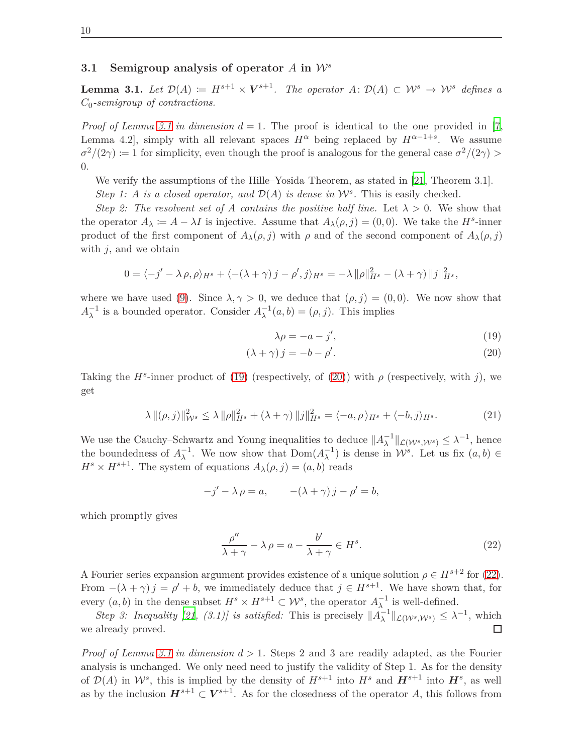### 3.1 Semigroup analysis of operator $A$ in $\mathcal{W}^s$

**Lemma 3.1.** *Let $\mathcal{D}(A) := H^{s+1} \times \boldsymbol{V}^{s+1}$. The operator $A\colon \mathcal{D}(A) \subset \mathcal{W}^s \to \mathcal{W}^s$ defines a $C_0$-semigroup of contractions.*

*Proof of Lemma 3.1 in dimension $d = 1$.* The proof is identical to the one provided in [7, Lemma 4.2], simply with all relevant spaces $H^\alpha$ being replaced by $H^{\alpha-1+s}$. We assume $\sigma^2/(2\gamma) := 1$ for simplicity, even though the proof is analogous for the general case $\sigma^2/(2\gamma) > 0$.

We verify the assumptions of the Hille–Yosida Theorem, as stated in [21, Theorem 3.1].

*Step 1: $A$ is a closed operator, and $\mathcal{D}(A)$ is dense in $\mathcal{W}^s$.* This is easily checked.

*Step 2: The resolvent set of $A$ contains the positive half line.* Let $\lambda > 0$. We show that the operator $A_\lambda := A - \lambda I$ is injective. Assume that $A_\lambda(\rho, j) = (0, 0)$. We take the $H^s$-inner product of the first component of $A_\lambda(\rho, j)$ with $\rho$ and of the second component of $A_\lambda(\rho, j)$ with $j$, and we obtain

$$0 = \langle -j' - \lambda\, \rho, \rho \rangle_{H^s} + \langle -(\lambda + \gamma)\, j - \rho', j \rangle_{H^s} = -\lambda\, \|\rho\|^2_{H^s} - (\lambda + \gamma)\, \|j\|^2_{H^s},$$

where we have used (9). Since $\lambda, \gamma > 0$, we deduce that $(\rho, j) = (0, 0)$. We now show that $A_\lambda^{-1}$ is a bounded operator. Consider $A_\lambda^{-1}(a, b) = (\rho, j)$. This implies

$$\lambda \rho = -a - j', \tag{19}$$

$$(\lambda + \gamma)\, j = -b - \rho'. \tag{20}$$

Taking the $H^s$-inner product of (19) (respectively, of (20)) with $\rho$ (respectively, with $j$), we get

$$\lambda\, \|(\rho, j)\|^2_{\mathcal{W}^s} \leq \lambda\, \|\rho\|^2_{H^s} + (\lambda + \gamma)\, \|j\|^2_{H^s} = \langle -a, \rho \rangle_{H^s} + \langle -b, j \rangle_{H^s}. \tag{21}$$

We use the Cauchy–Schwartz and Young inequalities to deduce $\|A_\lambda^{-1}\|_{\mathcal{L}(\mathcal{W}^s, \mathcal{W}^s)} \leq \lambda^{-1}$, hence the boundedness of $A_\lambda^{-1}$. We now show that $\mathrm{Dom}(A_\lambda^{-1})$ is dense in $\mathcal{W}^s$. Let us fix $(a, b) \in H^s \times H^{s+1}$. The system of equations $A_\lambda(\rho, j) = (a, b)$ reads

$$-j' - \lambda\, \rho = a, \qquad -(\lambda + \gamma)\, j - \rho' = b,$$

which promptly gives

$$\frac{\rho''}{\lambda + \gamma} - \lambda\, \rho = a - \frac{b'}{\lambda + \gamma} \in H^s. \tag{22}$$

A Fourier series expansion argument provides existence of a unique solution $\rho \in H^{s+2}$ for (22). From $-(\lambda + \gamma)\, j = \rho' + b$, we immediately deduce that $j \in H^{s+1}$. We have shown that, for every $(a, b)$ in the dense subset $H^s \times H^{s+1} \subset \mathcal{W}^s$, the operator $A_\lambda^{-1}$ is well-defined.

*Step 3: Inequality [21, (3.1)] is satisfied:* This is precisely $\|A_\lambda^{-1}\|_{\mathcal{L}(\mathcal{W}^s, \mathcal{W}^s)} \leq \lambda^{-1}$, which we already proved. □

*Proof of Lemma 3.1 in dimension $d > 1$.* Steps 2 and 3 are readily adapted, as the Fourier analysis is unchanged. We only need need to justify the validity of Step 1. As for the density of $\mathcal{D}(A)$ in $\mathcal{W}^s$, this is implied by the density of $H^{s+1}$ into $H^s$ and $\boldsymbol{H}^{s+1}$ into $\boldsymbol{H}^s$, as well as by the inclusion $\boldsymbol{H}^{s+1} \subset \boldsymbol{V}^{s+1}$. As for the closedness of the operator $A$, this follows from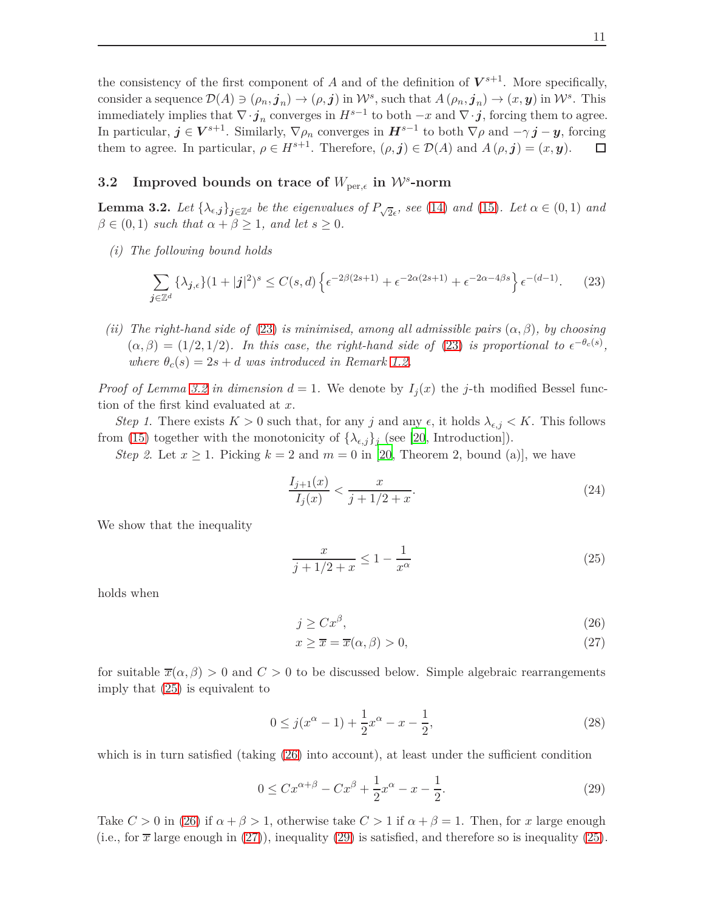the consistency of the first component of $A$ and of the definition of $\boldsymbol{V}^{s+1}$. More specifically, consider a sequence $\mathcal{D}(A) \ni (\rho_n, \boldsymbol{j}_n) \to (\rho, \boldsymbol{j})$ in $\mathcal{W}^s$, such that $A(\rho_n, \boldsymbol{j}_n) \to (x, \boldsymbol{y})$ in $\mathcal{W}^s$. This immediately implies that $\nabla \cdot \boldsymbol{j}_n$ converges in $H^{s-1}$ to both $-x$ and $\nabla \cdot \boldsymbol{j}$, forcing them to agree. In particular, $\boldsymbol{j} \in \boldsymbol{V}^{s+1}$. Similarly, $\nabla \rho_n$ converges in $\boldsymbol{H}^{s-1}$ to both $\nabla \rho$ and $-\gamma \boldsymbol{j} - \boldsymbol{y}$, forcing them to agree. In particular, $\rho \in H^{s+1}$. Therefore, $(\rho, \boldsymbol{j}) \in \mathcal{D}(A)$ and $A(\rho, \boldsymbol{j}) = (x, \boldsymbol{y})$. □

## 3.2 Improved bounds on trace of $W_{\mathrm{per},\epsilon}$ in $\mathcal{W}^s$-norm

**Lemma 3.2.** *Let $\{\lambda_{\epsilon,\boldsymbol{j}}\}_{\boldsymbol{j}\in\mathbb{Z}^d}$ be the eigenvalues of $P_{\sqrt{2}\epsilon}$, see (14) and (15). Let $\alpha \in (0,1)$ and $\beta \in (0,1)$ such that $\alpha + \beta \geq 1$, and let $s \geq 0$.*

*(i) The following bound holds*

$$\sum_{\boldsymbol{j}\in\mathbb{Z}^d} \{\lambda_{\boldsymbol{j},\epsilon}\}(1+|\boldsymbol{j}|^2)^s \leq C(s,d)\left\{\epsilon^{-2\beta(2s+1)} + \epsilon^{-2\alpha(2s+1)} + \epsilon^{-2\alpha-4\beta s}\right\}\epsilon^{-(d-1)}. \tag{23}$$

*(ii) The right-hand side of (23) is minimised, among all admissible pairs $(\alpha, \beta)$, by choosing $(\alpha, \beta) = (1/2, 1/2)$. In this case, the right-hand side of (23) is proportional to $\epsilon^{-\theta_c(s)}$, where $\theta_c(s) = 2s + d$ was introduced in Remark 1.2.*

*Proof of Lemma 3.2 in dimension $d = 1$.* We denote by $I_j(x)$ the $j$-th modified Bessel function of the first kind evaluated at $x$.

*Step 1.* There exists $K > 0$ such that, for any $j$ and any $\epsilon$, it holds $\lambda_{\epsilon,j} < K$. This follows from (15) together with the monotonicity of $\{\lambda_{\epsilon,j}\}_j$ (see [20, Introduction]).

*Step 2.* Let $x \geq 1$. Picking $k = 2$ and $m = 0$ in [20, Theorem 2, bound (a)], we have

$$\frac{I_{j+1}(x)}{I_j(x)} < \frac{x}{j + 1/2 + x}. \tag{24}$$

We show that the inequality

$$\frac{x}{j + 1/2 + x} \leq 1 - \frac{1}{x^\alpha} \tag{25}$$

holds when

$$j \geq C x^\beta, \tag{26}$$

$$x \geq \overline{x} = \overline{x}(\alpha, \beta) > 0, \tag{27}$$

for suitable $\overline{x}(\alpha, \beta) > 0$ and $C > 0$ to be discussed below. Simple algebraic rearrangements imply that (25) is equivalent to

$$0 \leq j(x^\alpha - 1) + \frac{1}{2}x^\alpha - x - \frac{1}{2}, \tag{28}$$

which is in turn satisfied (taking (26) into account), at least under the sufficient condition

$$0 \leq C x^{\alpha+\beta} - C x^\beta + \frac{1}{2}x^\alpha - x - \frac{1}{2}. \tag{29}$$

Take $C > 0$ in (26) if $\alpha + \beta > 1$, otherwise take $C > 1$ if $\alpha + \beta = 1$. Then, for $x$ large enough (i.e., for $\overline{x}$ large enough in (27)), inequality (29) is satisfied, and therefore so is inequality (25).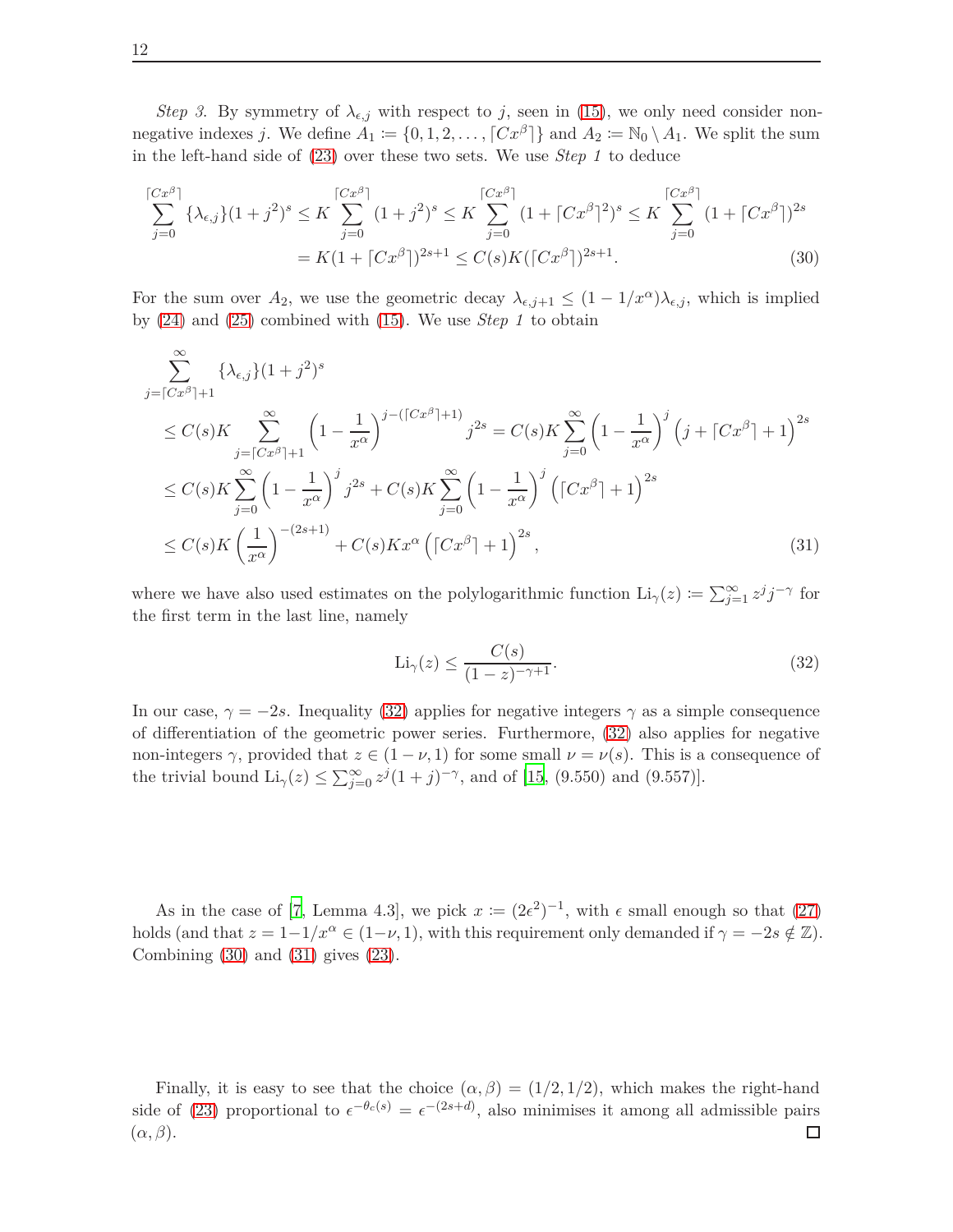*Step 3.* By symmetry of $\lambda_{\epsilon,j}$ with respect to $j$, seen in (15), we only need consider non-negative indexes $j$. We define $A_1 := \{0, 1, 2, \dots, \lceil Cx^\beta \rceil\}$ and $A_2 := \mathbb{N}_0 \setminus A_1$. We split the sum in the left-hand side of (23) over these two sets. We use *Step 1* to deduce

$$
\begin{aligned}
\sum_{j=0}^{\lceil Cx^\beta \rceil} \{\lambda_{\epsilon,j}\}(1+j^2)^s &\le K \sum_{j=0}^{\lceil Cx^\beta \rceil} (1+j^2)^s \le K \sum_{j=0}^{\lceil Cx^\beta \rceil} (1+\lceil Cx^\beta \rceil^2)^s \le K \sum_{j=0}^{\lceil Cx^\beta \rceil} (1+\lceil Cx^\beta \rceil)^{2s} \\
&= K(1+\lceil Cx^\beta \rceil)^{2s+1} \le C(s) K (\lceil Cx^\beta \rceil)^{2s+1}.
\end{aligned} \tag{30}
$$

For the sum over $A_2$, we use the geometric decay $\lambda_{\epsilon,j+1} \le (1 - 1/x^\alpha)\lambda_{\epsilon,j}$, which is implied by (24) and (25) combined with (15). We use *Step 1* to obtain

$$
\begin{aligned}
&\sum_{j=\lceil Cx^\beta \rceil+1}^{\infty} \{\lambda_{\epsilon,j}\}(1+j^2)^s \\
&\quad \le C(s) K \sum_{j=\lceil Cx^\beta \rceil+1}^{\infty} \left(1 - \frac{1}{x^\alpha}\right)^{j-(\lceil Cx^\beta \rceil+1)} j^{2s} = C(s) K \sum_{j=0}^{\infty} \left(1 - \frac{1}{x^\alpha}\right)^{j} \left(j + \lceil Cx^\beta \rceil + 1\right)^{2s} \\
&\quad \le C(s) K \sum_{j=0}^{\infty} \left(1 - \frac{1}{x^\alpha}\right)^{j} j^{2s} + C(s) K \sum_{j=0}^{\infty} \left(1 - \frac{1}{x^\alpha}\right)^{j} \left(\lceil Cx^\beta \rceil + 1\right)^{2s} \\
&\quad \le C(s) K \left(\frac{1}{x^\alpha}\right)^{-(2s+1)} + C(s) K x^\alpha \left(\lceil Cx^\beta \rceil + 1\right)^{2s},
\end{aligned} \tag{31}
$$

where we have also used estimates on the polylogarithmic function $\mathrm{Li}_\gamma(z) := \sum_{j=1}^{\infty} z^j j^{-\gamma}$ for the first term in the last line, namely

$$
\mathrm{Li}_\gamma(z) \le \frac{C(s)}{(1-z)^{-\gamma+1}}. \tag{32}
$$

In our case, $\gamma = -2s$. Inequality (32) applies for negative integers $\gamma$ as a simple consequence of differentiation of the geometric power series. Furthermore, (32) also applies for negative non-integers $\gamma$, provided that $z \in (1-\nu, 1)$ for some small $\nu = \nu(s)$. This is a consequence of the trivial bound $\mathrm{Li}_\gamma(z) \le \sum_{j=0}^{\infty} z^j (1+j)^{-\gamma}$, and of [15, (9.550) and (9.557)].

As in the case of [7, Lemma 4.3], we pick $x := (2\epsilon^2)^{-1}$, with $\epsilon$ small enough so that (27) holds (and that $z = 1 - 1/x^\alpha \in (1-\nu, 1)$, with this requirement only demanded if $\gamma = -2s \notin \mathbb{Z}$). Combining (30) and (31) gives (23).

Finally, it is easy to see that the choice $(\alpha, \beta) = (1/2, 1/2)$, which makes the right-hand side of (23) proportional to $\epsilon^{-\theta_c(s)} = \epsilon^{-(2s+d)}$, also minimises it among all admissible pairs $(\alpha, \beta)$. $\square$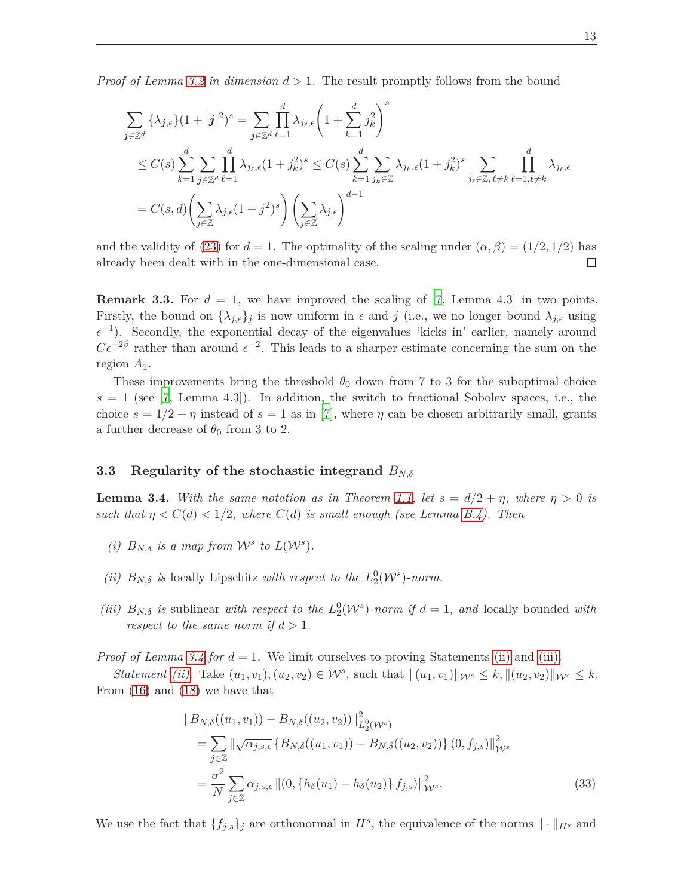*Proof of Lemma 3.2 in dimension $d > 1$.* The result promptly follows from the bound

$$
\begin{aligned}
\sum_{\boldsymbol{j}\in\mathbb{Z}^d} \{\lambda_{\boldsymbol{j},\epsilon}\}(1+|\boldsymbol{j}|^2)^s &= \sum_{\boldsymbol{j}\in\mathbb{Z}^d} \prod_{\ell=1}^{d} \lambda_{j_\ell,\epsilon}\left(1+\sum_{k=1}^{d} j_k^2\right)^s \\
&\le C(s)\sum_{k=1}^{d}\sum_{\boldsymbol{j}\in\mathbb{Z}^d}\prod_{\ell=1}^{d}\lambda_{j_\ell,\epsilon}(1+j_k^2)^s \le C(s)\sum_{k=1}^{d}\sum_{j_k\in\mathbb{Z}}\lambda_{j_k,\epsilon}(1+j_k^2)^s \sum_{j_\ell\in\mathbb{Z},\,\ell\neq k}\ \prod_{\ell=1,\ell\neq k}^{d}\lambda_{j_\ell,\epsilon} \\
&= C(s,d)\left(\sum_{j\in\mathbb{Z}}\lambda_{j,\epsilon}(1+j^2)^s\right)\left(\sum_{j\in\mathbb{Z}}\lambda_{j,\epsilon}\right)^{d-1}
\end{aligned}
$$

and the validity of (23) for $d = 1$. The optimality of the scaling under $(\alpha, \beta) = (1/2, 1/2)$ has already been dealt with in the one-dimensional case. □

**Remark 3.3.** For $d = 1$, we have improved the scaling of [7, Lemma 4.3] in two points. Firstly, the bound on $\{\lambda_{j,\epsilon}\}_j$ is now uniform in $\epsilon$ and $j$ (i.e., we no longer bound $\lambda_{j,\epsilon}$ using $\epsilon^{-1}$). Secondly, the exponential decay of the eigenvalues 'kicks in' earlier, namely around $C\epsilon^{-2\beta}$ rather than around $\epsilon^{-2}$. This leads to a sharper estimate concerning the sum on the region $A_1$.

These improvements bring the threshold $\theta_0$ down from 7 to 3 for the suboptimal choice $s = 1$ (see [7, Lemma 4.3]). In addition, the switch to fractional Sobolev spaces, i.e., the choice $s = 1/2 + \eta$ instead of $s = 1$ as in [7], where $\eta$ can be chosen arbitrarily small, grants a further decrease of $\theta_0$ from 3 to 2.

### 3.3 Regularity of the stochastic integrand $B_{N,\delta}$

**Lemma 3.4.** *With the same notation as in Theorem 1.1, let $s = d/2 + \eta$, where $\eta > 0$ is such that $\eta < C(d) < 1/2$, where $C(d)$ is small enough (see Lemma B.4). Then*

*(i) $B_{N,\delta}$ is a map from $\mathcal{W}^s$ to $L(\mathcal{W}^s)$.*

*(ii) $B_{N,\delta}$ is* locally Lipschitz *with respect to the $L_2^0(\mathcal{W}^s)$-norm.*

*(iii) $B_{N,\delta}$ is* sublinear *with respect to the $L_2^0(\mathcal{W}^s)$-norm if $d = 1$, and* locally bounded *with respect to the same norm if $d > 1$.*

*Proof of Lemma 3.4 for $d = 1$.* We limit ourselves to proving Statements (ii) and (iii).

*Statement (ii).* Take $(u_1, v_1), (u_2, v_2) \in \mathcal{W}^s$, such that $\|(u_1, v_1)\|_{\mathcal{W}^s} \le k, \|(u_2, v_2)\|_{\mathcal{W}^s} \le k$. From (16) and (18) we have that

$$
\begin{aligned}
&\|B_{N,\delta}((u_1, v_1)) - B_{N,\delta}((u_2, v_2))\|^2_{L_2^0(\mathcal{W}^s)} \\
&\quad = \sum_{j\in\mathbb{Z}} \|\sqrt{\alpha_{j,s,\epsilon}}\,\{B_{N,\delta}((u_1, v_1)) - B_{N,\delta}((u_2, v_2))\}\,(0, f_{j,s})\|^2_{\mathcal{W}^s} \\
&\quad = \frac{\sigma^2}{N}\sum_{j\in\mathbb{Z}} \alpha_{j,s,\epsilon}\,\|(0, \{h_\delta(u_1) - h_\delta(u_2)\}\, f_{j,s})\|^2_{\mathcal{W}^s}.
\end{aligned} \tag{33}
$$

We use the fact that $\{f_{j,s}\}_j$ are orthonormal in $H^s$, the equivalence of the norms $\|\cdot\|_{H^s}$ and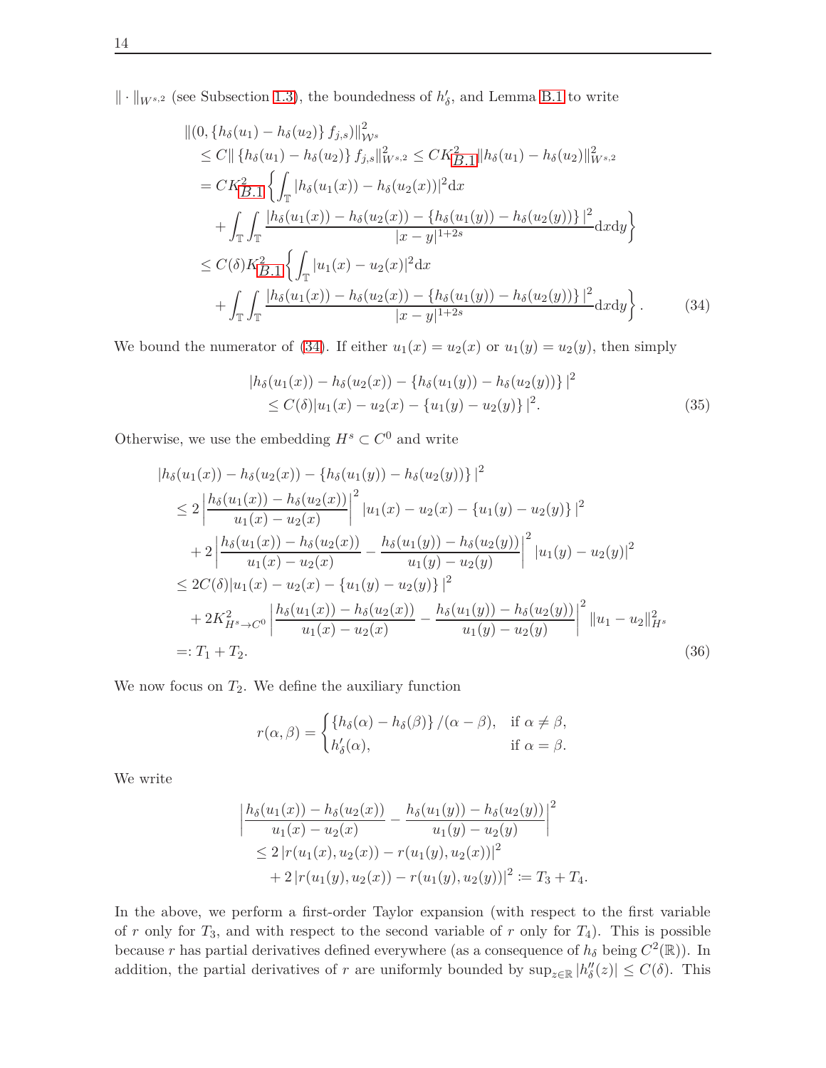$\| \cdot \|_{W^{s,2}}$ (see Subsection 1.3), the boundedness of $h'_\delta$, and Lemma B.1 to write

$$
\begin{aligned}
&\|(0, \{h_\delta(u_1) - h_\delta(u_2)\} f_{j,s})\|^2_{\mathcal{W}^s} \\
&\quad \le C \| \{h_\delta(u_1) - h_\delta(u_2)\} f_{j,s} \|^2_{W^{s,2}} \le C K^2_{B.1} \|h_\delta(u_1) - h_\delta(u_2)\|^2_{W^{s,2}} \\
&\quad = C K^2_{B.1} \bigg\{ \int_{\mathbb{T}} |h_\delta(u_1(x)) - h_\delta(u_2(x))|^2 \mathrm{d}x \\
&\qquad + \int_{\mathbb{T}} \int_{\mathbb{T}} \frac{|h_\delta(u_1(x)) - h_\delta(u_2(x)) - \{h_\delta(u_1(y)) - h_\delta(u_2(y))\}|^2}{|x-y|^{1+2s}} \mathrm{d}x \mathrm{d}y \bigg\} \\
&\quad \le C(\delta) K^2_{B.1} \bigg\{ \int_{\mathbb{T}} |u_1(x) - u_2(x)|^2 \mathrm{d}x \\
&\qquad + \int_{\mathbb{T}} \int_{\mathbb{T}} \frac{|h_\delta(u_1(x)) - h_\delta(u_2(x)) - \{h_\delta(u_1(y)) - h_\delta(u_2(y))\}|^2}{|x-y|^{1+2s}} \mathrm{d}x \mathrm{d}y \bigg\}. \qquad (34)
\end{aligned}
$$

We bound the numerator of (34). If either $u_1(x) = u_2(x)$ or $u_1(y) = u_2(y)$, then simply

$$
\begin{aligned}
&|h_\delta(u_1(x)) - h_\delta(u_2(x)) - \{h_\delta(u_1(y)) - h_\delta(u_2(y))\}|^2 \\
&\quad \le C(\delta) |u_1(x) - u_2(x) - \{u_1(y) - u_2(y)\}|^2. \qquad (35)
\end{aligned}
$$

Otherwise, we use the embedding $H^s \subset C^0$ and write

$$
\begin{aligned}
&|h_\delta(u_1(x)) - h_\delta(u_2(x)) - \{h_\delta(u_1(y)) - h_\delta(u_2(y))\}|^2 \\
&\quad \le 2 \left| \frac{h_\delta(u_1(x)) - h_\delta(u_2(x))}{u_1(x) - u_2(x)} \right|^2 |u_1(x) - u_2(x) - \{u_1(y) - u_2(y)\}|^2 \\
&\qquad + 2 \left| \frac{h_\delta(u_1(x)) - h_\delta(u_2(x))}{u_1(x) - u_2(x)} - \frac{h_\delta(u_1(y)) - h_\delta(u_2(y))}{u_1(y) - u_2(y)} \right|^2 |u_1(y) - u_2(y)|^2 \\
&\quad \le 2C(\delta) |u_1(x) - u_2(x) - \{u_1(y) - u_2(y)\}|^2 \\
&\qquad + 2K^2_{H^s \to C^0} \left| \frac{h_\delta(u_1(x)) - h_\delta(u_2(x))}{u_1(x) - u_2(x)} - \frac{h_\delta(u_1(y)) - h_\delta(u_2(y))}{u_1(y) - u_2(y)} \right|^2 \|u_1 - u_2\|^2_{H^s} \\
&\quad =: T_1 + T_2. \qquad (36)
\end{aligned}
$$

We now focus on $T_2$. We define the auxiliary function

$$
r(\alpha, \beta) = \begin{cases} \{h_\delta(\alpha) - h_\delta(\beta)\} / (\alpha - \beta), & \text{if } \alpha \neq \beta, \\ h'_\delta(\alpha), & \text{if } \alpha = \beta. \end{cases}
$$

We write

$$
\begin{aligned}
&\left| \frac{h_\delta(u_1(x)) - h_\delta(u_2(x))}{u_1(x) - u_2(x)} - \frac{h_\delta(u_1(y)) - h_\delta(u_2(y))}{u_1(y) - u_2(y)} \right|^2 \\
&\quad \le 2 \left| r(u_1(x), u_2(x)) - r(u_1(y), u_2(x)) \right|^2 \\
&\qquad + 2 \left| r(u_1(y), u_2(x)) - r(u_1(y), u_2(y)) \right|^2 := T_3 + T_4.
\end{aligned}
$$

In the above, we perform a first-order Taylor expansion (with respect to the first variable of $r$ only for $T_3$, and with respect to the second variable of $r$ only for $T_4$). This is possible because $r$ has partial derivatives defined everywhere (as a consequence of $h_\delta$ being $C^2(\mathbb{R})$). In addition, the partial derivatives of $r$ are uniformly bounded by $\sup_{z \in \mathbb{R}} |h''_\delta(z)| \le C(\delta)$. This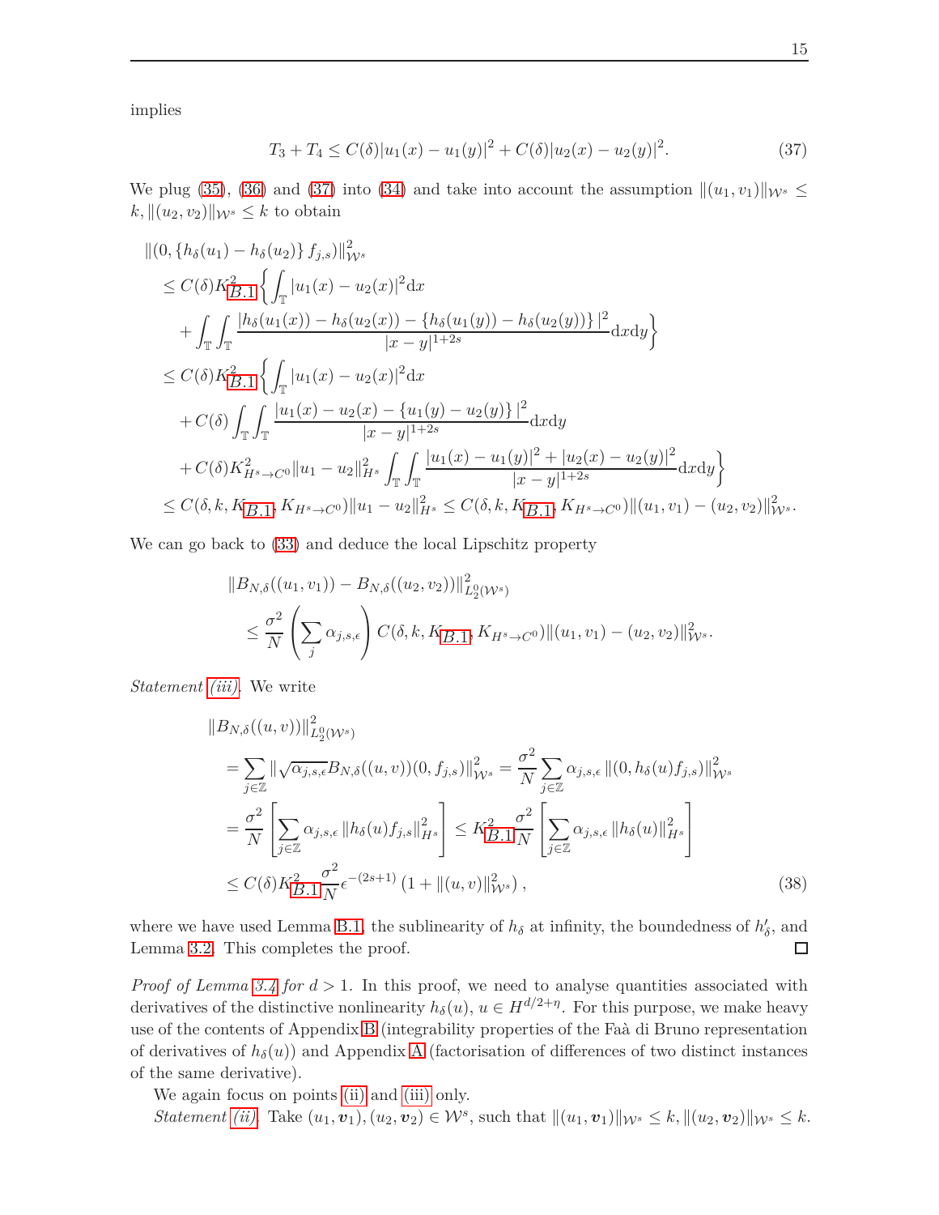implies

$$T_3 + T_4 \le C(\delta)|u_1(x) - u_1(y)|^2 + C(\delta)|u_2(x) - u_2(y)|^2. \tag{37}$$

We plug (35), (36) and (37) into (34) and take into account the assumption $\|(u_1, v_1)\|_{\mathcal{W}^s} \le k, \|(u_2, v_2)\|_{\mathcal{W}^s} \le k$ to obtain

$$\begin{aligned}
&\|(0, \{h_\delta(u_1) - h_\delta(u_2)\} f_{j,s})\|^2_{\mathcal{W}^s} \\
&\le C(\delta) K^2_{B.1} \bigg\{ \int_{\mathbb{T}} |u_1(x) - u_2(x)|^2 \mathrm{d}x \\
&\quad + \int_{\mathbb{T}} \int_{\mathbb{T}} \frac{|h_\delta(u_1(x)) - h_\delta(u_2(x)) - \{h_\delta(u_1(y)) - h_\delta(u_2(y))\}|^2}{|x-y|^{1+2s}} \mathrm{d}x \mathrm{d}y \bigg\} \\
&\le C(\delta) K^2_{B.1} \bigg\{ \int_{\mathbb{T}} |u_1(x) - u_2(x)|^2 \mathrm{d}x \\
&\quad + C(\delta) \int_{\mathbb{T}} \int_{\mathbb{T}} \frac{|u_1(x) - u_2(x) - \{u_1(y) - u_2(y)\}|^2}{|x-y|^{1+2s}} \mathrm{d}x \mathrm{d}y \\
&\quad + C(\delta) K^2_{H^s \to C^0} \|u_1 - u_2\|^2_{H^s} \int_{\mathbb{T}} \int_{\mathbb{T}} \frac{|u_1(x) - u_1(y)|^2 + |u_2(x) - u_2(y)|^2}{|x-y|^{1+2s}} \mathrm{d}x \mathrm{d}y \bigg\} \\
&\le C(\delta, k, K_{B.1}, K_{H^s \to C^0}) \|u_1 - u_2\|^2_{H^s} \le C(\delta, k, K_{B.1}, K_{H^s \to C^0}) \|(u_1, v_1) - (u_2, v_2)\|^2_{\mathcal{W}^s}.
\end{aligned}$$

We can go back to (33) and deduce the local Lipschitz property

$$\begin{aligned}
&\|B_{N,\delta}((u_1, v_1)) - B_{N,\delta}((u_2, v_2))\|^2_{L^0_2(\mathcal{W}^s)} \\
&\quad \le \frac{\sigma^2}{N} \left( \sum_j \alpha_{j,s,\epsilon} \right) C(\delta, k, K_{B.1}, K_{H^s \to C^0}) \|(u_1, v_1) - (u_2, v_2)\|^2_{\mathcal{W}^s}.
\end{aligned}$$

*Statement (iii).* We write

$$\begin{aligned}
&\|B_{N,\delta}((u,v))\|^2_{L^0_2(\mathcal{W}^s)} \\
&= \sum_{j \in \mathbb{Z}} \|\sqrt{\alpha_{j,s,\epsilon}} B_{N,\delta}((u,v))(0, f_{j,s})\|^2_{\mathcal{W}^s} = \frac{\sigma^2}{N} \sum_{j \in \mathbb{Z}} \alpha_{j,s,\epsilon} \|(0, h_\delta(u) f_{j,s})\|^2_{\mathcal{W}^s} \\
&= \frac{\sigma^2}{N} \left[ \sum_{j \in \mathbb{Z}} \alpha_{j,s,\epsilon} \|h_\delta(u) f_{j,s}\|^2_{H^s} \right] \le K^2_{B.1} \frac{\sigma^2}{N} \left[ \sum_{j \in \mathbb{Z}} \alpha_{j,s,\epsilon} \|h_\delta(u)\|^2_{H^s} \right] \\
&\le C(\delta) K^2_{B.1} \frac{\sigma^2}{N} \epsilon^{-(2s+1)} \left(1 + \|(u,v)\|^2_{\mathcal{W}^s}\right),
\end{aligned} \tag{38}$$

where we have used Lemma B.1, the sublinearity of $h_\delta$ at infinity, the boundedness of $h'_\delta$, and Lemma 3.2. This completes the proof. ☐

*Proof of Lemma 3.4 for $d > 1$.* In this proof, we need to analyse quantities associated with derivatives of the distinctive nonlinearity $h_\delta(u)$, $u \in H^{d/2+\eta}$. For this purpose, we make heavy use of the contents of Appendix B (integrability properties of the Faà di Bruno representation of derivatives of $h_\delta(u)$) and Appendix A (factorisation of differences of two distinct instances of the same derivative).

We again focus on points (ii) and (iii) only.

*Statement (ii).* Take $(u_1, \boldsymbol{v}_1), (u_2, \boldsymbol{v}_2) \in \mathcal{W}^s$, such that $\|(u_1, \boldsymbol{v}_1)\|_{\mathcal{W}^s} \le k, \|(u_2, \boldsymbol{v}_2)\|_{\mathcal{W}^s} \le k$.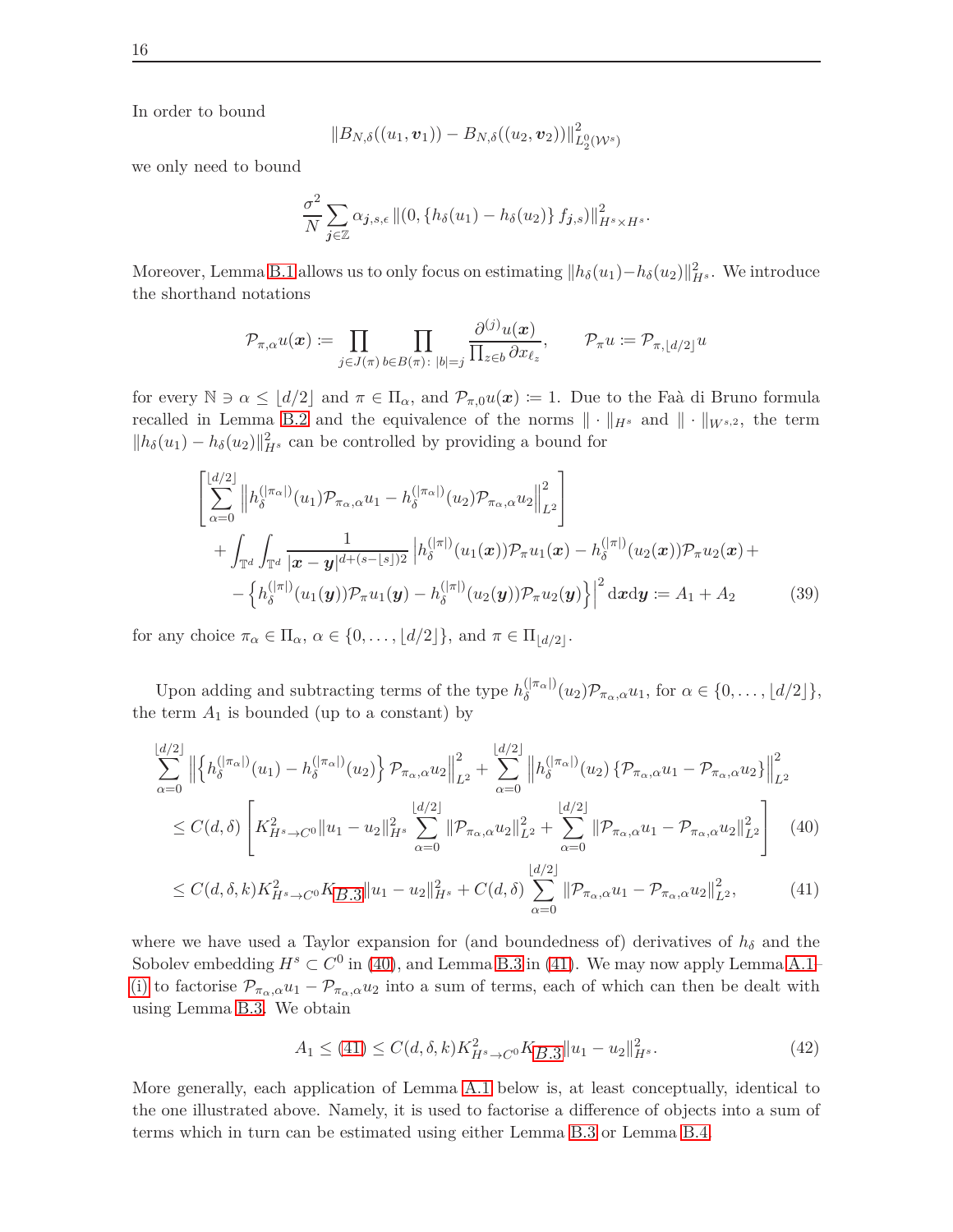In order to bound

$$\|B_{N,\delta}((u_1,\boldsymbol{v}_1)) - B_{N,\delta}((u_2,\boldsymbol{v}_2))\|^2_{L_2^0(\mathcal{W}^s)}$$

we only need to bound

$$\frac{\sigma^2}{N}\sum_{\boldsymbol{j}\in\mathbb{Z}} \alpha_{\boldsymbol{j},s,\epsilon} \left\|(0,\{h_\delta(u_1)-h_\delta(u_2)\}\, f_{\boldsymbol{j},s})\right\|^2_{H^s\times H^s}.$$

Moreover, Lemma B.1 allows us to only focus on estimating $\|h_\delta(u_1)-h_\delta(u_2)\|^2_{H^s}$. We introduce the shorthand notations

$$\mathcal{P}_{\pi,\alpha}u(\boldsymbol{x}) \coloneqq \prod_{j\in J(\pi)}\ \prod_{b\in B(\pi)\colon\, |b|=j} \frac{\partial^{(j)}u(\boldsymbol{x})}{\prod_{z\in b}\partial x_{\ell_z}}, \qquad \mathcal{P}_\pi u \coloneqq \mathcal{P}_{\pi,\lfloor d/2\rfloor}u$$

for every $\mathbb{N}\ni\alpha\le\lfloor d/2\rfloor$ and $\pi\in\Pi_\alpha$, and $\mathcal{P}_{\pi,0}u(\boldsymbol{x})\coloneqq 1$. Due to the Faà di Bruno formula recalled in Lemma B.2 and the equivalence of the norms $\|\cdot\|_{H^s}$ and $\|\cdot\|_{W^{s,2}}$, the term $\|h_\delta(u_1)-h_\delta(u_2)\|^2_{H^s}$ can be controlled by providing a bound for

$$\begin{aligned}
&\left[\sum_{\alpha=0}^{\lfloor d/2\rfloor}\left\|h_\delta^{(|\pi_\alpha|)}(u_1)\mathcal{P}_{\pi_\alpha,\alpha}u_1 - h_\delta^{(|\pi_\alpha|)}(u_2)\mathcal{P}_{\pi_\alpha,\alpha}u_2\right\|^2_{L^2}\right]\\
&\quad+\int_{\mathbb{T}^d}\int_{\mathbb{T}^d}\frac{1}{|\boldsymbol{x}-\boldsymbol{y}|^{d+(s-\lfloor s\rfloor)2}}\Big|h_\delta^{(|\pi|)}(u_1(\boldsymbol{x}))\mathcal{P}_\pi u_1(\boldsymbol{x}) - h_\delta^{(|\pi|)}(u_2(\boldsymbol{x}))\mathcal{P}_\pi u_2(\boldsymbol{x}) +\\
&\quad-\left\{h_\delta^{(|\pi|)}(u_1(\boldsymbol{y}))\mathcal{P}_\pi u_1(\boldsymbol{y}) - h_\delta^{(|\pi|)}(u_2(\boldsymbol{y}))\mathcal{P}_\pi u_2(\boldsymbol{y})\right\}\Big|^2 \mathrm{d}\boldsymbol{x}\mathrm{d}\boldsymbol{y} \coloneqq A_1 + A_2 \qquad (39)
\end{aligned}$$

for any choice $\pi_\alpha\in\Pi_\alpha$, $\alpha\in\{0,\dots,\lfloor d/2\rfloor\}$, and $\pi\in\Pi_{\lfloor d/2\rfloor}$.

Upon adding and subtracting terms of the type $h_\delta^{(|\pi_\alpha|)}(u_2)\mathcal{P}_{\pi_\alpha,\alpha}u_1$, for $\alpha\in\{0,\dots,\lfloor d/2\rfloor\}$, the term $A_1$ is bounded (up to a constant) by

$$\begin{aligned}
&\sum_{\alpha=0}^{\lfloor d/2\rfloor}\left\|\left\{h_\delta^{(|\pi_\alpha|)}(u_1) - h_\delta^{(|\pi_\alpha|)}(u_2)\right\}\mathcal{P}_{\pi_\alpha,\alpha}u_2\right\|^2_{L^2} + \sum_{\alpha=0}^{\lfloor d/2\rfloor}\left\|h_\delta^{(|\pi_\alpha|)}(u_2)\left\{\mathcal{P}_{\pi_\alpha,\alpha}u_1 - \mathcal{P}_{\pi_\alpha,\alpha}u_2\right\}\right\|^2_{L^2}\\
&\quad\le C(d,\delta)\left[K^2_{H^s\to C^0}\|u_1-u_2\|^2_{H^s}\sum_{\alpha=0}^{\lfloor d/2\rfloor}\|\mathcal{P}_{\pi_\alpha,\alpha}u_2\|^2_{L^2} + \sum_{\alpha=0}^{\lfloor d/2\rfloor}\|\mathcal{P}_{\pi_\alpha,\alpha}u_1 - \mathcal{P}_{\pi_\alpha,\alpha}u_2\|^2_{L^2}\right] \qquad (40)\\
&\quad\le C(d,\delta,k)K^2_{H^s\to C^0}K_{B.3}\|u_1-u_2\|^2_{H^s} + C(d,\delta)\sum_{\alpha=0}^{\lfloor d/2\rfloor}\|\mathcal{P}_{\pi_\alpha,\alpha}u_1 - \mathcal{P}_{\pi_\alpha,\alpha}u_2\|^2_{L^2}, \qquad (41)
\end{aligned}$$

where we have used a Taylor expansion for (and boundedness of) derivatives of $h_\delta$ and the Sobolev embedding $H^s\subset C^0$ in (40), and Lemma B.3 in (41). We may now apply Lemma A.1–(i) to factorise $\mathcal{P}_{\pi_\alpha,\alpha}u_1 - \mathcal{P}_{\pi_\alpha,\alpha}u_2$ into a sum of terms, each of which can then be dealt with using Lemma B.3. We obtain

$$A_1 \le (41) \le C(d,\delta,k)K^2_{H^s\to C^0}K_{B.3}\|u_1-u_2\|^2_{H^s}. \qquad (42)$$

More generally, each application of Lemma A.1 below is, at least conceptually, identical to the one illustrated above. Namely, it is used to factorise a difference of objects into a sum of terms which in turn can be estimated using either Lemma B.3 or Lemma B.4.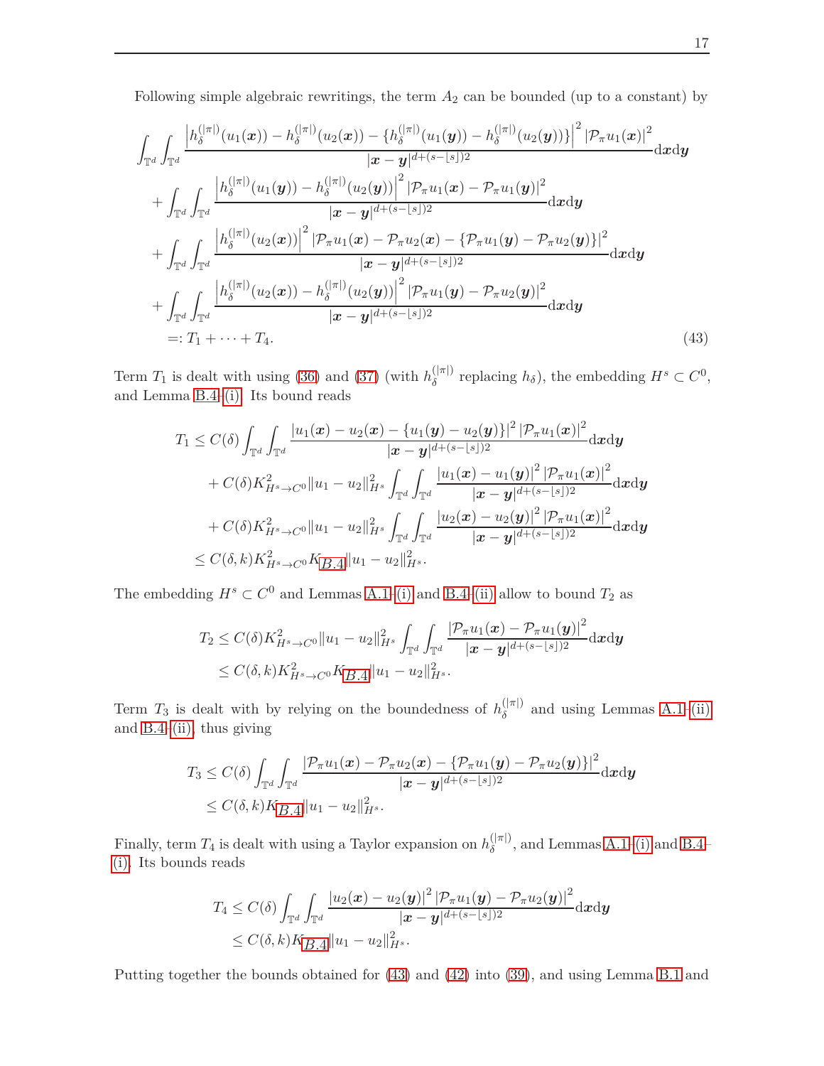Following simple algebraic rewritings, the term $A_2$ can be bounded (up to a constant) by

$$
\begin{aligned}
&\int_{\mathbb{T}^d}\int_{\mathbb{T}^d} \frac{\left|h_\delta^{(|\pi|)}(u_1(\boldsymbol{x})) - h_\delta^{(|\pi|)}(u_2(\boldsymbol{x})) - \{h_\delta^{(|\pi|)}(u_1(\boldsymbol{y})) - h_\delta^{(|\pi|)}(u_2(\boldsymbol{y}))\}\right|^2 \left|\mathcal{P}_\pi u_1(\boldsymbol{x})\right|^2}{|\boldsymbol{x}-\boldsymbol{y}|^{d+(s-\lfloor s\rfloor)2}} \mathrm{d}\boldsymbol{x}\mathrm{d}\boldsymbol{y} \\
&+ \int_{\mathbb{T}^d}\int_{\mathbb{T}^d} \frac{\left|h_\delta^{(|\pi|)}(u_1(\boldsymbol{y})) - h_\delta^{(|\pi|)}(u_2(\boldsymbol{y}))\right|^2 \left|\mathcal{P}_\pi u_1(\boldsymbol{x}) - \mathcal{P}_\pi u_1(\boldsymbol{y})\right|^2}{|\boldsymbol{x}-\boldsymbol{y}|^{d+(s-\lfloor s\rfloor)2}} \mathrm{d}\boldsymbol{x}\mathrm{d}\boldsymbol{y} \\
&+ \int_{\mathbb{T}^d}\int_{\mathbb{T}^d} \frac{\left|h_\delta^{(|\pi|)}(u_2(\boldsymbol{x}))\right|^2 \left|\mathcal{P}_\pi u_1(\boldsymbol{x}) - \mathcal{P}_\pi u_2(\boldsymbol{x}) - \{\mathcal{P}_\pi u_1(\boldsymbol{y}) - \mathcal{P}_\pi u_2(\boldsymbol{y})\}\right|^2}{|\boldsymbol{x}-\boldsymbol{y}|^{d+(s-\lfloor s\rfloor)2}} \mathrm{d}\boldsymbol{x}\mathrm{d}\boldsymbol{y} \\
&+ \int_{\mathbb{T}^d}\int_{\mathbb{T}^d} \frac{\left|h_\delta^{(|\pi|)}(u_2(\boldsymbol{x})) - h_\delta^{(|\pi|)}(u_2(\boldsymbol{y}))\right|^2 \left|\mathcal{P}_\pi u_1(\boldsymbol{y}) - \mathcal{P}_\pi u_2(\boldsymbol{y})\right|^2}{|\boldsymbol{x}-\boldsymbol{y}|^{d+(s-\lfloor s\rfloor)2}} \mathrm{d}\boldsymbol{x}\mathrm{d}\boldsymbol{y} \\
&=: T_1 + \cdots + T_4.
\end{aligned} \tag{43}
$$

Term $T_1$ is dealt with using (36) and (37) (with $h_\delta^{(|\pi|)}$ replacing $h_\delta$), the embedding $H^s \subset C^0$, and Lemma B.4-(i). Its bound reads

$$
\begin{aligned}
T_1 \leq\ & C(\delta) \int_{\mathbb{T}^d}\int_{\mathbb{T}^d} \frac{|u_1(\boldsymbol{x}) - u_2(\boldsymbol{x}) - \{u_1(\boldsymbol{y}) - u_2(\boldsymbol{y})\}|^2 \left|\mathcal{P}_\pi u_1(\boldsymbol{x})\right|^2}{|\boldsymbol{x}-\boldsymbol{y}|^{d+(s-\lfloor s\rfloor)2}} \mathrm{d}\boldsymbol{x}\mathrm{d}\boldsymbol{y} \\
&+ C(\delta) K_{H^s\to C^0}^2 \|u_1 - u_2\|_{H^s}^2 \int_{\mathbb{T}^d}\int_{\mathbb{T}^d} \frac{|u_1(\boldsymbol{x}) - u_1(\boldsymbol{y})|^2 \left|\mathcal{P}_\pi u_1(\boldsymbol{x})\right|^2}{|\boldsymbol{x}-\boldsymbol{y}|^{d+(s-\lfloor s\rfloor)2}} \mathrm{d}\boldsymbol{x}\mathrm{d}\boldsymbol{y} \\
&+ C(\delta) K_{H^s\to C^0}^2 \|u_1 - u_2\|_{H^s}^2 \int_{\mathbb{T}^d}\int_{\mathbb{T}^d} \frac{|u_2(\boldsymbol{x}) - u_2(\boldsymbol{y})|^2 \left|\mathcal{P}_\pi u_1(\boldsymbol{x})\right|^2}{|\boldsymbol{x}-\boldsymbol{y}|^{d+(s-\lfloor s\rfloor)2}} \mathrm{d}\boldsymbol{x}\mathrm{d}\boldsymbol{y} \\
\leq\ & C(\delta,k) K_{H^s\to C^0}^2 K_{B.4} \|u_1 - u_2\|_{H^s}^2.
\end{aligned}
$$

The embedding $H^s \subset C^0$ and Lemmas A.1-(i) and B.4-(ii) allow to bound $T_2$ as

$$
\begin{aligned}
T_2 &\leq C(\delta) K_{H^s\to C^0}^2 \|u_1 - u_2\|_{H^s}^2 \int_{\mathbb{T}^d}\int_{\mathbb{T}^d} \frac{\left|\mathcal{P}_\pi u_1(\boldsymbol{x}) - \mathcal{P}_\pi u_1(\boldsymbol{y})\right|^2}{|\boldsymbol{x}-\boldsymbol{y}|^{d+(s-\lfloor s\rfloor)2}} \mathrm{d}\boldsymbol{x}\mathrm{d}\boldsymbol{y} \\
&\leq C(\delta,k) K_{H^s\to C^0}^2 K_{B.4} \|u_1 - u_2\|_{H^s}^2.
\end{aligned}
$$

Term $T_3$ is dealt with by relying on the boundedness of $h_\delta^{(|\pi|)}$ and using Lemmas A.1-(ii) and B.4-(ii), thus giving

$$
\begin{aligned}
T_3 &\leq C(\delta) \int_{\mathbb{T}^d}\int_{\mathbb{T}^d} \frac{\left|\mathcal{P}_\pi u_1(\boldsymbol{x}) - \mathcal{P}_\pi u_2(\boldsymbol{x}) - \{\mathcal{P}_\pi u_1(\boldsymbol{y}) - \mathcal{P}_\pi u_2(\boldsymbol{y})\}\right|^2}{|\boldsymbol{x}-\boldsymbol{y}|^{d+(s-\lfloor s\rfloor)2}} \mathrm{d}\boldsymbol{x}\mathrm{d}\boldsymbol{y} \\
&\leq C(\delta,k) K_{B.4} \|u_1 - u_2\|_{H^s}^2.
\end{aligned}
$$

Finally, term $T_4$ is dealt with using a Taylor expansion on $h_\delta^{(|\pi|)}$, and Lemmas A.1-(i) and B.4-(i). Its bounds reads

$$
\begin{aligned}
T_4 &\leq C(\delta) \int_{\mathbb{T}^d}\int_{\mathbb{T}^d} \frac{|u_2(\boldsymbol{x}) - u_2(\boldsymbol{y})|^2 \left|\mathcal{P}_\pi u_1(\boldsymbol{y}) - \mathcal{P}_\pi u_2(\boldsymbol{y})\right|^2}{|\boldsymbol{x}-\boldsymbol{y}|^{d+(s-\lfloor s\rfloor)2}} \mathrm{d}\boldsymbol{x}\mathrm{d}\boldsymbol{y} \\
&\leq C(\delta,k) K_{B.4} \|u_1 - u_2\|_{H^s}^2.
\end{aligned}
$$

Putting together the bounds obtained for (43) and (42) into (39), and using Lemma B.1 and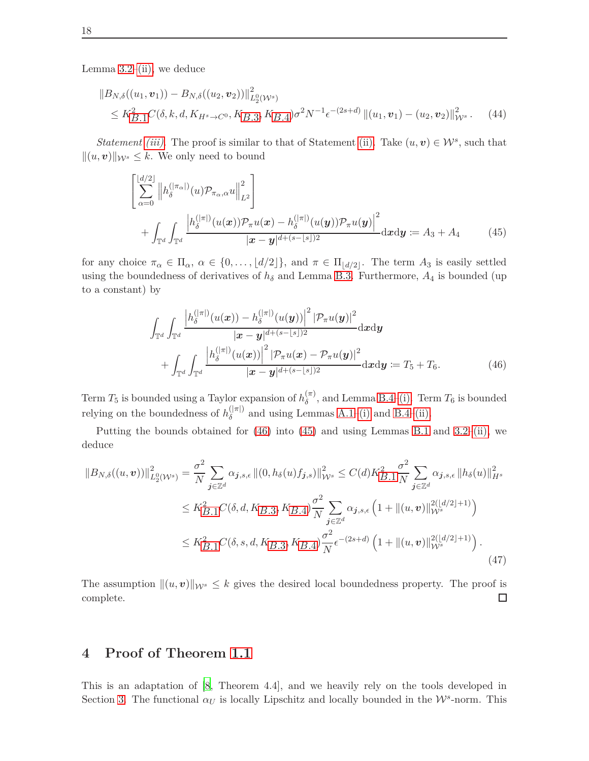Lemma 3.2-(ii), we deduce

$$
\begin{aligned}
&\|B_{N,\delta}((u_1,\boldsymbol{v}_1)) - B_{N,\delta}((u_2,\boldsymbol{v}_2))\|^2_{L_2^0(\mathcal{W}^s)} \\
&\quad \le K^2_{B.1} C(\delta,k,d,K_{H^s\to C^0},K_{B.3},K_{B.4})\sigma^2 N^{-1}\epsilon^{-(2s+d)}\,\|(u_1,\boldsymbol{v}_1)-(u_2,\boldsymbol{v}_2)\|^2_{\mathcal{W}^s}. \qquad (44)
\end{aligned}
$$

*Statement (iii).* The proof is similar to that of Statement (ii). Take $(u,\boldsymbol{v})\in\mathcal{W}^s$, such that $\|(u,\boldsymbol{v})\|_{\mathcal{W}^s}\le k$. We only need to bound

$$
\begin{aligned}
&\left[\sum_{\alpha=0}^{\lfloor d/2\rfloor}\left\|h_\delta^{(|\pi_\alpha|)}(u)\mathcal{P}_{\pi_\alpha,\alpha}u\right\|^2_{L^2}\right] \\
&\quad + \int_{\mathbb{T}^d}\int_{\mathbb{T}^d}\frac{\left|h_\delta^{(|\pi|)}(u(\boldsymbol{x}))\mathcal{P}_\pi u(\boldsymbol{x}) - h_\delta^{(|\pi|)}(u(\boldsymbol{y}))\mathcal{P}_\pi u(\boldsymbol{y})\right|^2}{|\boldsymbol{x}-\boldsymbol{y}|^{d+(s-\lfloor s\rfloor)2}}\mathrm{d}\boldsymbol{x}\mathrm{d}\boldsymbol{y} := A_3 + A_4 \qquad (45)
\end{aligned}
$$

for any choice $\pi_\alpha\in\Pi_\alpha$, $\alpha\in\{0,\dots,\lfloor d/2\rfloor\}$, and $\pi\in\Pi_{\lfloor d/2\rfloor}$. The term $A_3$ is easily settled using the boundedness of derivatives of $h_\delta$ and Lemma B.3. Furthermore, $A_4$ is bounded (up to a constant) by

$$
\begin{aligned}
&\int_{\mathbb{T}^d}\int_{\mathbb{T}^d}\frac{\left|h_\delta^{(|\pi|)}(u(\boldsymbol{x})) - h_\delta^{(|\pi|)}(u(\boldsymbol{y}))\right|^2|\mathcal{P}_\pi u(\boldsymbol{y})|^2}{|\boldsymbol{x}-\boldsymbol{y}|^{d+(s-\lfloor s\rfloor)2}}\mathrm{d}\boldsymbol{x}\mathrm{d}\boldsymbol{y} \\
&\quad + \int_{\mathbb{T}^d}\int_{\mathbb{T}^d}\frac{\left|h_\delta^{(|\pi|)}(u(\boldsymbol{x}))\right|^2|\mathcal{P}_\pi u(\boldsymbol{x}) - \mathcal{P}_\pi u(\boldsymbol{y})|^2}{|\boldsymbol{x}-\boldsymbol{y}|^{d+(s-\lfloor s\rfloor)2}}\mathrm{d}\boldsymbol{x}\mathrm{d}\boldsymbol{y} := T_5 + T_6. \qquad (46)
\end{aligned}
$$

Term $T_5$ is bounded using a Taylor expansion of $h_\delta^{(\pi)}$, and Lemma B.4-(i). Term $T_6$ is bounded relying on the boundedness of $h_\delta^{(|\pi|)}$ and using Lemmas A.1-(i) and B.4-(ii).

Putting the bounds obtained for (46) into (45) and using Lemmas B.1 and 3.2-(ii), we deduce

$$
\begin{aligned}
\|B_{N,\delta}((u,\boldsymbol{v}))\|^2_{L_2^0(\mathcal{W}^s)} &= \frac{\sigma^2}{N}\sum_{\boldsymbol{j}\in\mathbb{Z}^d}\alpha_{\boldsymbol{j},s,\epsilon}\,\|(0,h_\delta(u)f_{\boldsymbol{j},s})\|^2_{\mathcal{W}^s} \le C(d)K^2_{B.1}\frac{\sigma^2}{N}\sum_{\boldsymbol{j}\in\mathbb{Z}^d}\alpha_{\boldsymbol{j},s,\epsilon}\,\|h_\delta(u)\|^2_{H^s} \\
&\le K^2_{B.1}C(\delta,d,K_{B.3},K_{B.4})\frac{\sigma^2}{N}\sum_{\boldsymbol{j}\in\mathbb{Z}^d}\alpha_{\boldsymbol{j},s,\epsilon}\left(1+\|(u,\boldsymbol{v})\|^{2(\lfloor d/2\rfloor+1)}_{\mathcal{W}^s}\right) \\
&\le K^2_{B.1}C(\delta,s,d,K_{B.3},K_{B.4})\frac{\sigma^2}{N}\epsilon^{-(2s+d)}\left(1+\|(u,\boldsymbol{v})\|^{2(\lfloor d/2\rfloor+1)}_{\mathcal{W}^s}\right). \qquad (47)
\end{aligned}
$$

The assumption $\|(u,\boldsymbol{v})\|_{\mathcal{W}^s}\le k$ gives the desired local boundedness property. The proof is complete. □

## 4 Proof of Theorem 1.1

This is an adaptation of [8, Theorem 4.4], and we heavily rely on the tools developed in Section 3. The functional $\alpha_U$ is locally Lipschitz and locally bounded in the $\mathcal{W}^s$-norm. This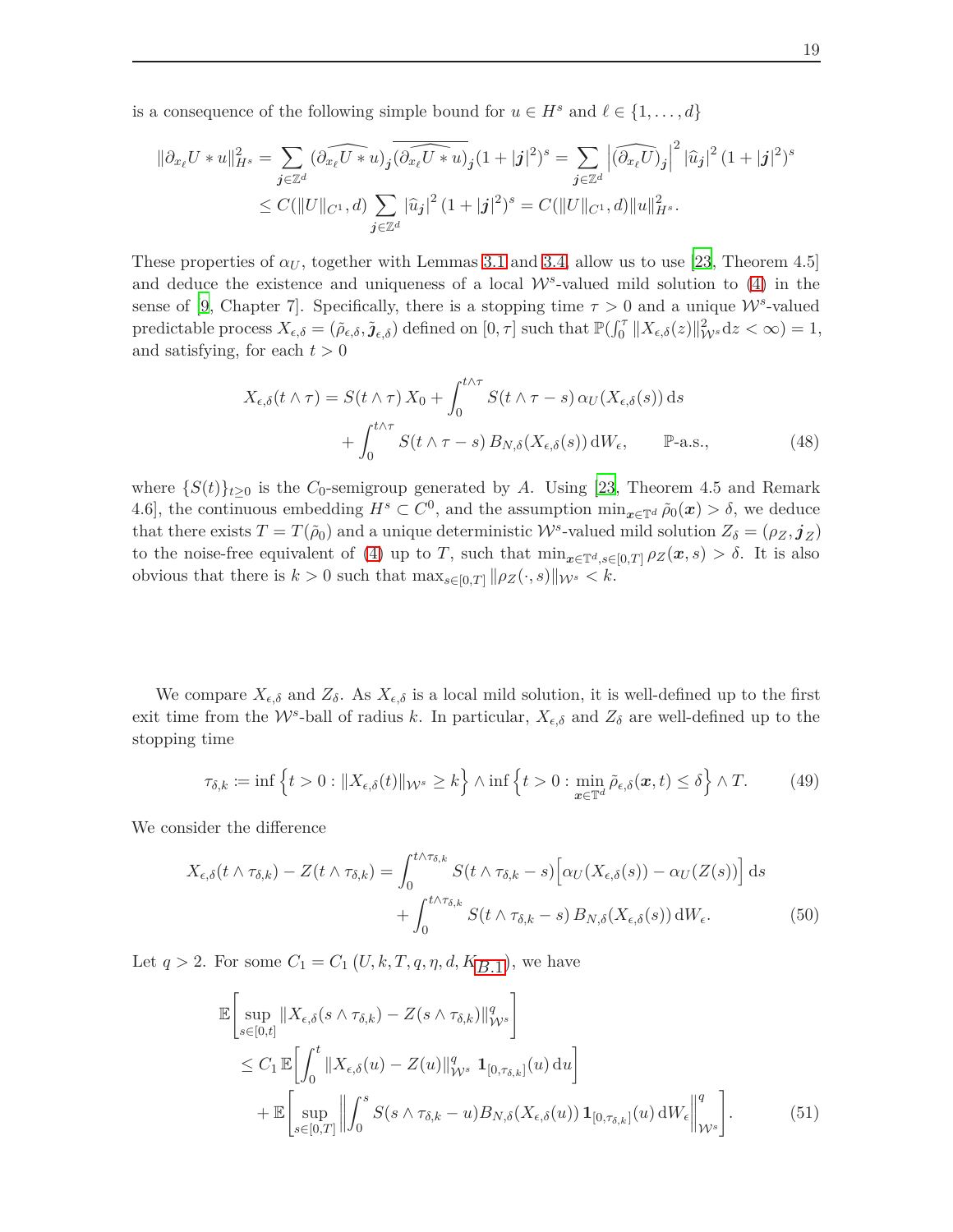is a consequence of the following simple bound for $u \in H^s$ and $\ell \in \{1, \ldots, d\}$

$$
\begin{aligned}
\|\partial_{x_\ell} U * u\|_{H^s}^2 &= \sum_{\boldsymbol{j} \in \mathbb{Z}^d} (\widehat{\partial_{x_\ell} U * u})_{\boldsymbol{j}} \overline{(\widehat{\partial_{x_\ell} U * u})_{\boldsymbol{j}}} (1 + |\boldsymbol{j}|^2)^s = \sum_{\boldsymbol{j} \in \mathbb{Z}^d} \left|(\widehat{\partial_{x_\ell} U})_{\boldsymbol{j}}\right|^2 |\widehat{u}_{\boldsymbol{j}}|^2 (1 + |\boldsymbol{j}|^2)^s \\
&\leq C(\|U\|_{C^1}, d) \sum_{\boldsymbol{j} \in \mathbb{Z}^d} |\widehat{u}_{\boldsymbol{j}}|^2 (1 + |\boldsymbol{j}|^2)^s = C(\|U\|_{C^1}, d) \|u\|_{H^s}^2.
\end{aligned}
$$

These properties of $\alpha_U$, together with Lemmas 3.1 and 3.4, allow us to use [23, Theorem 4.5] and deduce the existence and uniqueness of a local $\mathcal{W}^s$-valued mild solution to (4) in the sense of [9, Chapter 7]. Specifically, there is a stopping time $\tau > 0$ and a unique $\mathcal{W}^s$-valued predictable process $X_{\epsilon,\delta} = (\tilde{\rho}_{\epsilon,\delta}, \tilde{\boldsymbol{j}}_{\epsilon,\delta})$ defined on $[0, \tau]$ such that $\mathbb{P}(\int_0^\tau \|X_{\epsilon,\delta}(z)\|_{\mathcal{W}^s}^2 \mathrm{d}z < \infty) = 1$, and satisfying, for each $t > 0$

$$
\begin{aligned}
X_{\epsilon,\delta}(t \wedge \tau) = S(t \wedge \tau)\, X_0 &+ \int_0^{t \wedge \tau} S(t \wedge \tau - s)\, \alpha_U(X_{\epsilon,\delta}(s))\, \mathrm{d}s \\
&+ \int_0^{t \wedge \tau} S(t \wedge \tau - s)\, B_{N,\delta}(X_{\epsilon,\delta}(s))\, \mathrm{d}W_\epsilon, \qquad \mathbb{P}\text{-a.s.},
\end{aligned} \tag{48}
$$

where $\{S(t)\}_{t \geq 0}$ is the $C_0$-semigroup generated by $A$. Using [23, Theorem 4.5 and Remark 4.6], the continuous embedding $H^s \subset C^0$, and the assumption $\min_{\boldsymbol{x} \in \mathbb{T}^d} \tilde{\rho}_0(\boldsymbol{x}) > \delta$, we deduce that there exists $T = T(\tilde{\rho}_0)$ and a unique deterministic $\mathcal{W}^s$-valued mild solution $Z_\delta = (\rho_Z, \boldsymbol{j}_Z)$ to the noise-free equivalent of (4) up to $T$, such that $\min_{\boldsymbol{x} \in \mathbb{T}^d, s \in [0,T]} \rho_Z(\boldsymbol{x}, s) > \delta$. It is also obvious that there is $k > 0$ such that $\max_{s \in [0,T]} \|\rho_Z(\cdot, s)\|_{\mathcal{W}^s} < k$.

We compare $X_{\epsilon,\delta}$ and $Z_\delta$. As $X_{\epsilon,\delta}$ is a local mild solution, it is well-defined up to the first exit time from the $\mathcal{W}^s$-ball of radius $k$. In particular, $X_{\epsilon,\delta}$ and $Z_\delta$ are well-defined up to the stopping time

$$
\tau_{\delta,k} := \inf\Big\{t > 0 : \|X_{\epsilon,\delta}(t)\|_{\mathcal{W}^s} \geq k\Big\} \wedge \inf\Big\{t > 0 : \min_{\boldsymbol{x} \in \mathbb{T}^d} \tilde{\rho}_{\epsilon,\delta}(\boldsymbol{x}, t) \leq \delta\Big\} \wedge T. \tag{49}
$$

We consider the difference

$$
\begin{aligned}
X_{\epsilon,\delta}(t \wedge \tau_{\delta,k}) - Z(t \wedge \tau_{\delta,k}) = &\int_0^{t \wedge \tau_{\delta,k}} S(t \wedge \tau_{\delta,k} - s)\Big[\alpha_U(X_{\epsilon,\delta}(s)) - \alpha_U(Z(s))\Big]\, \mathrm{d}s \\
&+ \int_0^{t \wedge \tau_{\delta,k}} S(t \wedge \tau_{\delta,k} - s)\, B_{N,\delta}(X_{\epsilon,\delta}(s))\, \mathrm{d}W_\epsilon.
\end{aligned} \tag{50}
$$

Let $q > 2$. For some $C_1 = C_1\left(U, k, T, q, \eta, d, K_{B.1}\right)$, we have

$$
\begin{aligned}
&\mathbb{E}\left[\sup_{s \in [0,t]} \|X_{\epsilon,\delta}(s \wedge \tau_{\delta,k}) - Z(s \wedge \tau_{\delta,k})\|_{\mathcal{W}^s}^q\right] \\
&\quad \leq C_1\, \mathbb{E}\left[\int_0^t \|X_{\epsilon,\delta}(u) - Z(u)\|_{\mathcal{W}^s}^q\, \mathbf{1}_{[0,\tau_{\delta,k}]}(u)\, \mathrm{d}u\right] \\
&\qquad + \mathbb{E}\left[\sup_{s \in [0,T]} \left\|\int_0^s S(s \wedge \tau_{\delta,k} - u) B_{N,\delta}(X_{\epsilon,\delta}(u))\, \mathbf{1}_{[0,\tau_{\delta,k}]}(u)\, \mathrm{d}W_\epsilon\right\|_{\mathcal{W}^s}^q\right].
\end{aligned} \tag{51}
$$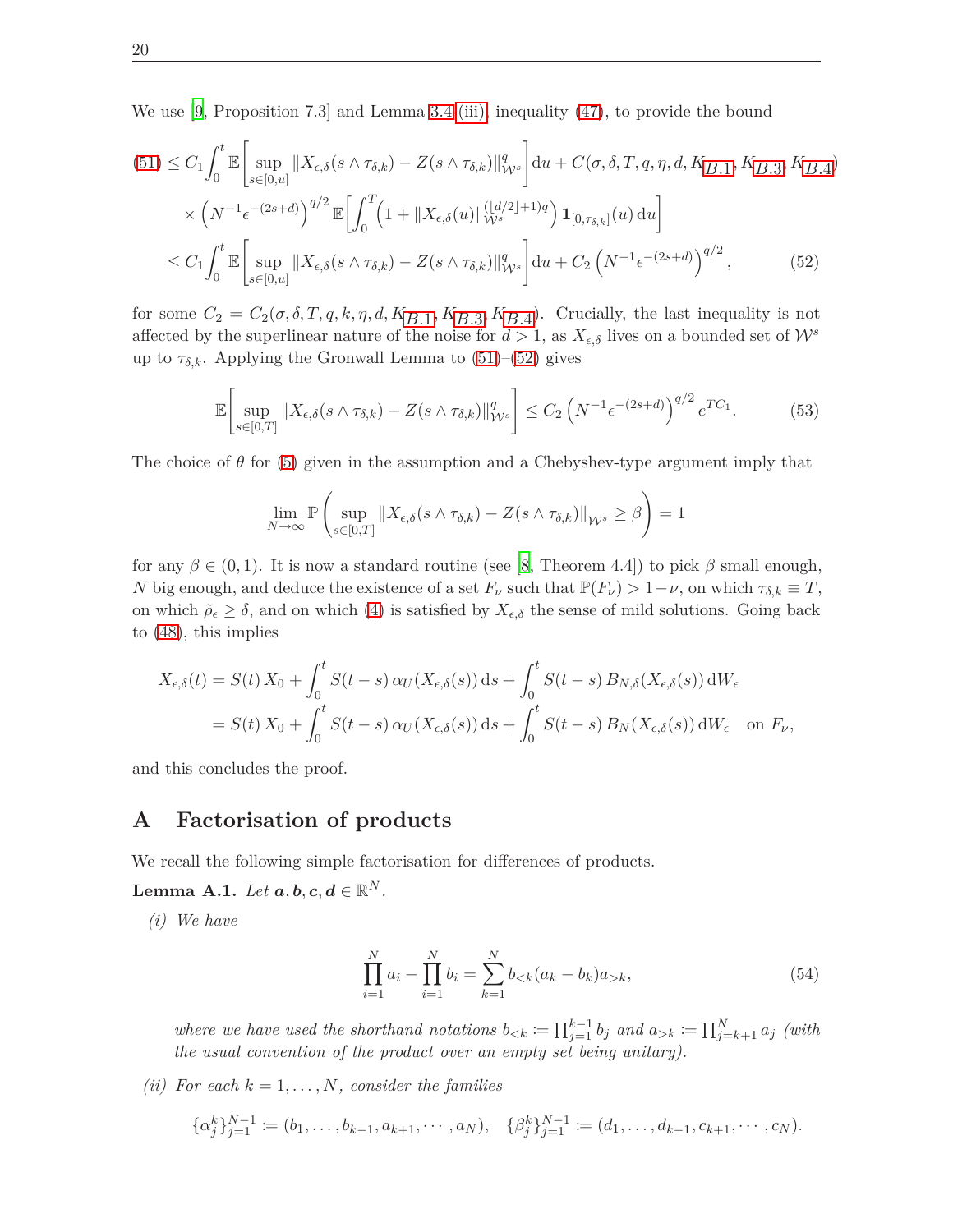We use [9, Proposition 7.3] and Lemma 3.4(iii), inequality (47), to provide the bound

$$
\begin{aligned}
(51) &\leq C_1 \int_0^t \mathbb{E}\left[\sup_{s\in[0,u]} \|X_{\epsilon,\delta}(s\wedge\tau_{\delta,k}) - Z(s\wedge\tau_{\delta,k})\|_{\mathcal{W}^s}^q\right] \mathrm{d}u + C(\sigma,\delta,T,q,\eta,d,K_{B.1},K_{B.3},K_{B.4}) \\
&\quad \times \left(N^{-1}\epsilon^{-(2s+d)}\right)^{q/2} \mathbb{E}\left[\int_0^T \left(1+\|X_{\epsilon,\delta}(u)\|_{\mathcal{W}^s}^{(\lfloor d/2\rfloor+1)q}\right) \mathbf{1}_{[0,\tau_{\delta,k}]}(u)\,\mathrm{d}u\right] \\
&\leq C_1 \int_0^t \mathbb{E}\left[\sup_{s\in[0,u]} \|X_{\epsilon,\delta}(s\wedge\tau_{\delta,k}) - Z(s\wedge\tau_{\delta,k})\|_{\mathcal{W}^s}^q\right] \mathrm{d}u + C_2\left(N^{-1}\epsilon^{-(2s+d)}\right)^{q/2}, \qquad (52)
\end{aligned}
$$

for some $C_2 = C_2(\sigma,\delta,T,q,k,\eta,d,K_{B.1},K_{B.3},K_{B.4})$. Crucially, the last inequality is not affected by the superlinear nature of the noise for $d>1$, as $X_{\epsilon,\delta}$ lives on a bounded set of $\mathcal{W}^s$ up to $\tau_{\delta,k}$. Applying the Gronwall Lemma to (51)–(52) gives

$$
\mathbb{E}\left[\sup_{s\in[0,T]} \|X_{\epsilon,\delta}(s\wedge\tau_{\delta,k}) - Z(s\wedge\tau_{\delta,k})\|_{\mathcal{W}^s}^q\right] \leq C_2\left(N^{-1}\epsilon^{-(2s+d)}\right)^{q/2} e^{TC_1}. \qquad (53)
$$

The choice of $\theta$ for (5) given in the assumption and a Chebyshev-type argument imply that

$$
\lim_{N\to\infty} \mathbb{P}\left(\sup_{s\in[0,T]} \|X_{\epsilon,\delta}(s\wedge\tau_{\delta,k}) - Z(s\wedge\tau_{\delta,k})\|_{\mathcal{W}^s} \geq \beta\right) = 1
$$

for any $\beta\in(0,1)$. It is now a standard routine (see [8, Theorem 4.4]) to pick $\beta$ small enough, $N$ big enough, and deduce the existence of a set $F_\nu$ such that $\mathbb{P}(F_\nu) > 1-\nu$, on which $\tau_{\delta,k}\equiv T$, on which $\tilde{\rho}_\epsilon \geq \delta$, and on which (4) is satisfied by $X_{\epsilon,\delta}$ the sense of mild solutions. Going back to (48), this implies

$$
\begin{aligned}
X_{\epsilon,\delta}(t) &= S(t)\,X_0 + \int_0^t S(t-s)\,\alpha_U(X_{\epsilon,\delta}(s))\,\mathrm{d}s + \int_0^t S(t-s)\,B_{N,\delta}(X_{\epsilon,\delta}(s))\,\mathrm{d}W_\epsilon \\
&= S(t)\,X_0 + \int_0^t S(t-s)\,\alpha_U(X_{\epsilon,\delta}(s))\,\mathrm{d}s + \int_0^t S(t-s)\,B_N(X_{\epsilon,\delta}(s))\,\mathrm{d}W_\epsilon \quad \text{on } F_\nu,
\end{aligned}
$$

and this concludes the proof.

# A Factorisation of products

We recall the following simple factorisation for differences of products.

**Lemma A.1.** *Let $\boldsymbol{a},\boldsymbol{b},\boldsymbol{c},\boldsymbol{d}\in\mathbb{R}^N$.*

*(i) We have*

$$
\prod_{i=1}^N a_i - \prod_{i=1}^N b_i = \sum_{k=1}^N b_{<k}(a_k-b_k)a_{>k}, \qquad (54)
$$

*where we have used the shorthand notations $b_{<k} := \prod_{j=1}^{k-1} b_j$ and $a_{>k} := \prod_{j=k+1}^N a_j$ (with the usual convention of the product over an empty set being unitary).*

*(ii) For each $k=1,\ldots,N$, consider the families*

$$
\{\alpha_j^k\}_{j=1}^{N-1} := (b_1,\ldots,b_{k-1},a_{k+1},\cdots,a_N), \quad \{\beta_j^k\}_{j=1}^{N-1} := (d_1,\ldots,d_{k-1},c_{k+1},\cdots,c_N).
$$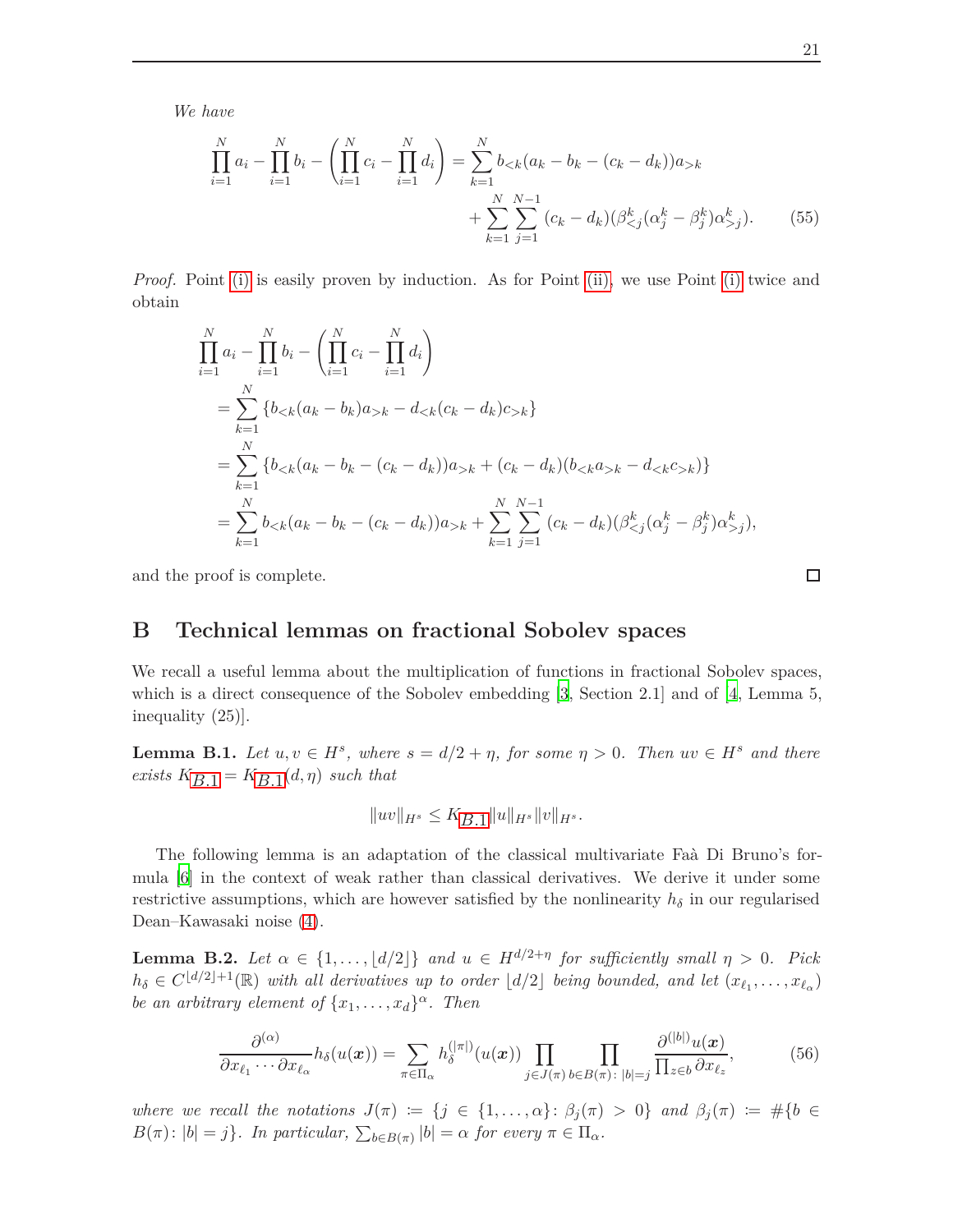*We have*

$$\prod_{i=1}^{N} a_i - \prod_{i=1}^{N} b_i - \left(\prod_{i=1}^{N} c_i - \prod_{i=1}^{N} d_i\right) = \sum_{k=1}^{N} b_{<k}(a_k - b_k - (c_k - d_k))a_{>k} + \sum_{k=1}^{N}\sum_{j=1}^{N-1} (c_k - d_k)(\beta^k_{<j}(\alpha^k_j - \beta^k_j)\alpha^k_{>j}). \tag{55}$$

*Proof.* Point (i) is easily proven by induction. As for Point (ii), we use Point (i) twice and obtain

$$\begin{aligned}
&\prod_{i=1}^{N} a_i - \prod_{i=1}^{N} b_i - \left(\prod_{i=1}^{N} c_i - \prod_{i=1}^{N} d_i\right) \\
&= \sum_{k=1}^{N} \{b_{<k}(a_k - b_k)a_{>k} - d_{<k}(c_k - d_k)c_{>k}\} \\
&= \sum_{k=1}^{N} \{b_{<k}(a_k - b_k - (c_k - d_k))a_{>k} + (c_k - d_k)(b_{<k}a_{>k} - d_{<k}c_{>k})\} \\
&= \sum_{k=1}^{N} b_{<k}(a_k - b_k - (c_k - d_k))a_{>k} + \sum_{k=1}^{N}\sum_{j=1}^{N-1} (c_k - d_k)(\beta^k_{<j}(\alpha^k_j - \beta^k_j)\alpha^k_{>j}),
\end{aligned}$$

and the proof is complete. □

# B Technical lemmas on fractional Sobolev spaces

We recall a useful lemma about the multiplication of functions in fractional Sobolev spaces, which is a direct consequence of the Sobolev embedding [3, Section 2.1] and of [4, Lemma 5, inequality (25)].

**Lemma B.1.** *Let $u, v \in H^s$, where $s = d/2 + \eta$, for some $\eta > 0$. Then $uv \in H^s$ and there exists $K_{B.1} = K_{B.1}(d, \eta)$ such that*

$$\|uv\|_{H^s} \le K_{B.1}\|u\|_{H^s}\|v\|_{H^s}.$$

The following lemma is an adaptation of the classical multivariate Faà Di Bruno's formula [6] in the context of weak rather than classical derivatives. We derive it under some restrictive assumptions, which are however satisfied by the nonlinearity $h_\delta$ in our regularised Dean–Kawasaki noise (4).

**Lemma B.2.** *Let $\alpha \in \{1, \dots, \lfloor d/2 \rfloor\}$ and $u \in H^{d/2+\eta}$ for sufficiently small $\eta > 0$. Pick $h_\delta \in C^{\lfloor d/2 \rfloor + 1}(\mathbb{R})$ with all derivatives up to order $\lfloor d/2 \rfloor$ being bounded, and let $(x_{\ell_1}, \dots, x_{\ell_\alpha})$ be an arbitrary element of $\{x_1, \dots, x_d\}^\alpha$. Then*

$$\frac{\partial^{(\alpha)}}{\partial x_{\ell_1} \cdots \partial x_{\ell_\alpha}} h_\delta(u(\boldsymbol{x})) = \sum_{\pi \in \Pi_\alpha} h_\delta^{(|\pi|)}(u(\boldsymbol{x})) \prod_{j \in J(\pi)} \prod_{b \in B(\pi)\colon |b| = j} \frac{\partial^{(|b|)} u(\boldsymbol{x})}{\prod_{z \in b} \partial x_{\ell_z}}, \tag{56}$$

*where we recall the notations $J(\pi) \coloneqq \{j \in \{1, \dots, \alpha\}\colon \beta_j(\pi) > 0\}$ and $\beta_j(\pi) \coloneqq \#\{b \in B(\pi)\colon |b| = j\}$. In particular, $\sum_{b \in B(\pi)} |b| = \alpha$ for every $\pi \in \Pi_\alpha$.*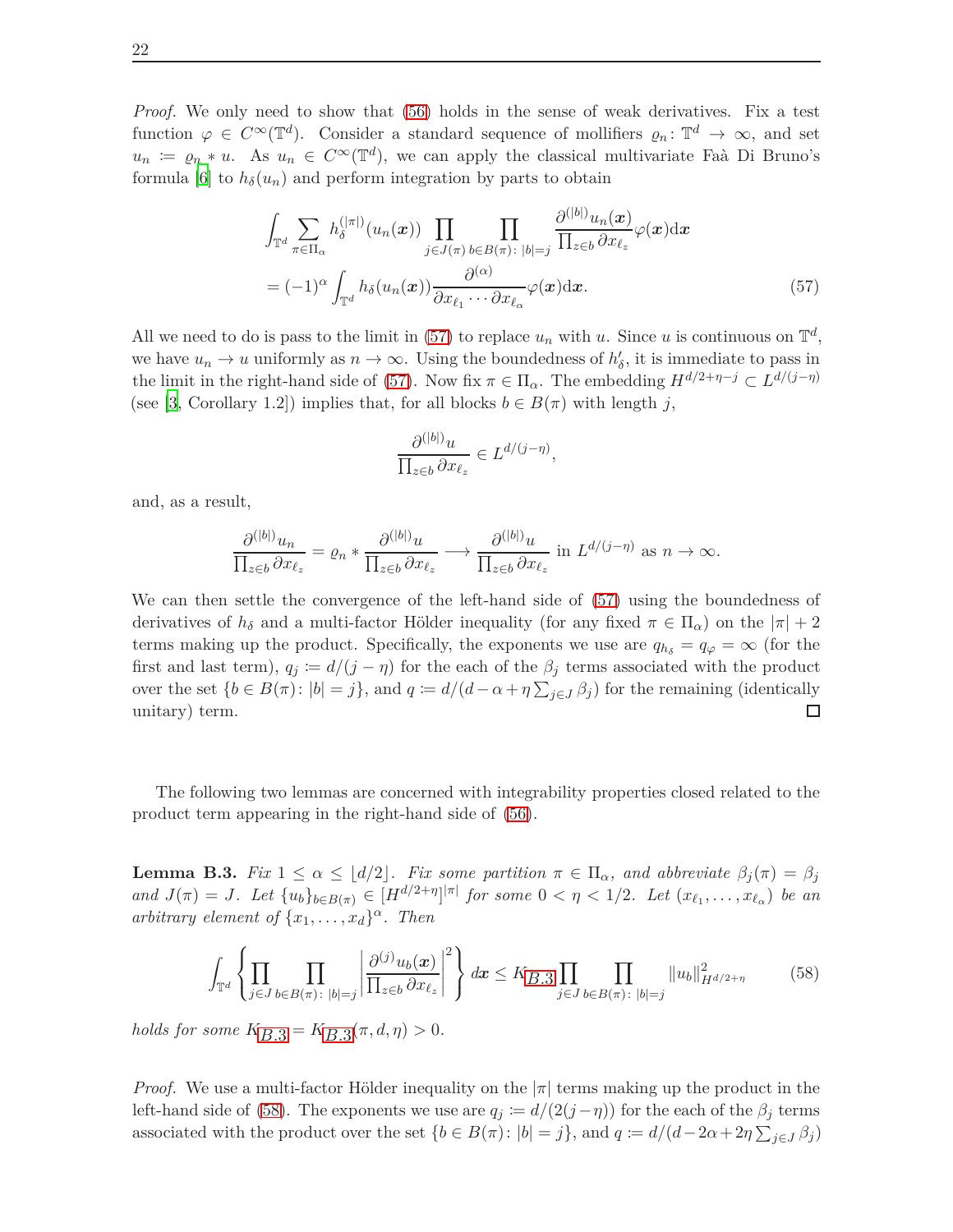*Proof.* We only need to show that (56) holds in the sense of weak derivatives. Fix a test function $\varphi \in C^\infty(\mathbb{T}^d)$. Consider a standard sequence of mollifiers $\varrho_n \colon \mathbb{T}^d \to \infty$, and set $u_n := \varrho_n * u$. As $u_n \in C^\infty(\mathbb{T}^d)$, we can apply the classical multivariate Faà Di Bruno's formula [6] to $h_\delta(u_n)$ and perform integration by parts to obtain

$$
\begin{aligned}
&\int_{\mathbb{T}^d} \sum_{\pi \in \Pi_\alpha} h_\delta^{(|\pi|)}(u_n(\boldsymbol{x})) \prod_{j \in J(\pi)} \prod_{b \in B(\pi)\colon |b|=j} \frac{\partial^{(|b|)} u_n(\boldsymbol{x})}{\prod_{z \in b} \partial x_{\ell_z}} \varphi(\boldsymbol{x}) \mathrm{d}\boldsymbol{x} \\
&= (-1)^\alpha \int_{\mathbb{T}^d} h_\delta(u_n(\boldsymbol{x})) \frac{\partial^{(\alpha)}}{\partial x_{\ell_1} \cdots \partial x_{\ell_\alpha}} \varphi(\boldsymbol{x}) \mathrm{d}\boldsymbol{x}.
\end{aligned} \tag{57}
$$

All we need to do is pass to the limit in (57) to replace $u_n$ with $u$. Since $u$ is continuous on $\mathbb{T}^d$, we have $u_n \to u$ uniformly as $n \to \infty$. Using the boundedness of $h'_\delta$, it is immediate to pass in the limit in the right-hand side of (57). Now fix $\pi \in \Pi_\alpha$. The embedding $H^{d/2+\eta-j} \subset L^{d/(j-\eta)}$ (see [3, Corollary 1.2]) implies that, for all blocks $b \in B(\pi)$ with length $j$,

$$
\frac{\partial^{(|b|)} u}{\prod_{z \in b} \partial x_{\ell_z}} \in L^{d/(j-\eta)},
$$

and, as a result,

$$
\frac{\partial^{(|b|)} u_n}{\prod_{z \in b} \partial x_{\ell_z}} = \varrho_n * \frac{\partial^{(|b|)} u}{\prod_{z \in b} \partial x_{\ell_z}} \longrightarrow \frac{\partial^{(|b|)} u}{\prod_{z \in b} \partial x_{\ell_z}} \text{ in } L^{d/(j-\eta)} \text{ as } n \to \infty.
$$

We can then settle the convergence of the left-hand side of (57) using the boundedness of derivatives of $h_\delta$ and a multi-factor Hölder inequality (for any fixed $\pi \in \Pi_\alpha$) on the $|\pi| + 2$ terms making up the product. Specifically, the exponents we use are $q_{h_\delta} = q_\varphi = \infty$ (for the first and last term), $q_j := d/(j - \eta)$ for the each of the $\beta_j$ terms associated with the product over the set $\{b \in B(\pi)\colon |b| = j\}$, and $q := d/(d - \alpha + \eta \sum_{j \in J} \beta_j)$ for the remaining (identically unitary) term. ◻

The following two lemmas are concerned with integrability properties closed related to the product term appearing in the right-hand side of (56).

**Lemma B.3.** *Fix $1 \leq \alpha \leq \lfloor d/2 \rfloor$. Fix some partition $\pi \in \Pi_\alpha$, and abbreviate $\beta_j(\pi) = \beta_j$ and $J(\pi) = J$. Let $\{u_b\}_{b \in B(\pi)} \in [H^{d/2+\eta}]^{|\pi|}$ for some $0 < \eta < 1/2$. Let $(x_{\ell_1}, \ldots, x_{\ell_\alpha})$ be an arbitrary element of $\{x_1, \ldots, x_d\}^\alpha$. Then*

$$
\int_{\mathbb{T}^d} \left\{ \prod_{j \in J} \prod_{b \in B(\pi)\colon |b|=j} \left| \frac{\partial^{(j)} u_b(\boldsymbol{x})}{\prod_{z \in b} \partial x_{\ell_z}} \right|^2 \right\} d\boldsymbol{x} \leq K_{B.3} \prod_{j \in J} \prod_{b \in B(\pi)\colon |b|=j} \|u_b\|^2_{H^{d/2+\eta}} \tag{58}
$$

*holds for some $K_{B.3} = K_{B.3}(\pi, d, \eta) > 0$.*

*Proof.* We use a multi-factor Hölder inequality on the $|\pi|$ terms making up the product in the left-hand side of (58). The exponents we use are $q_j := d/(2(j-\eta))$ for the each of the $\beta_j$ terms associated with the product over the set $\{b \in B(\pi)\colon |b| = j\}$, and $q := d/(d - 2\alpha + 2\eta \sum_{j \in J} \beta_j)$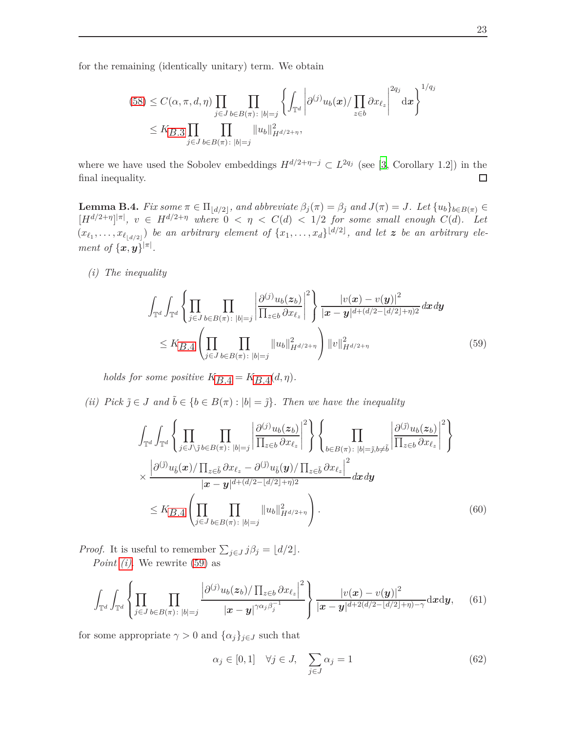for the remaining (identically unitary) term. We obtain

$$
\begin{aligned}
(58) &\leq C(\alpha, \pi, d, \eta) \prod_{j \in J} \prod_{b \in B(\pi):\, |b|=j} \left\{ \int_{\mathbb{T}^d} \left| \partial^{(j)} u_b(\boldsymbol{x}) / \prod_{z \in b} \partial x_{\ell_z} \right|^{2q_j} \mathrm{d}\boldsymbol{x} \right\}^{1/q_j} \\
&\leq K_{B.3} \prod_{j \in J} \prod_{b \in B(\pi):\, |b|=j} \| u_b \|^2_{H^{d/2+\eta}},
\end{aligned}
$$

where we have used the Sobolev embeddings $H^{d/2+\eta-j} \subset L^{2q_j}$ (see [3, Corollary 1.2]) in the final inequality. □

**Lemma B.4.** *Fix some $\pi \in \Pi_{\lfloor d/2 \rfloor}$, and abbreviate $\beta_j(\pi) = \beta_j$ and $J(\pi) = J$. Let $\{u_b\}_{b \in B(\pi)} \in [H^{d/2+\eta}]^{|\pi|}$, $v \in H^{d/2+\eta}$ where $0 < \eta < C(d) < 1/2$ for some small enough $C(d)$. Let $(x_{\ell_1}, \dots, x_{\ell_{\lfloor d/2 \rfloor}})$ be an arbitrary element of $\{x_1, \dots, x_d\}^{\lfloor d/2 \rfloor}$, and let $\boldsymbol{z}$ be an arbitrary element of $\{\boldsymbol{x}, \boldsymbol{y}\}^{|\pi|}$.*

*(i) The inequality*

$$
\begin{aligned}
&\int_{\mathbb{T}^d} \int_{\mathbb{T}^d} \left\{ \prod_{j \in J} \prod_{b \in B(\pi):\, |b|=j} \left| \frac{\partial^{(j)} u_b(\boldsymbol{z}_b)}{\prod_{z \in b} \partial x_{\ell_z}} \right|^2 \right\} \frac{|v(\boldsymbol{x}) - v(\boldsymbol{y})|^2}{|\boldsymbol{x} - \boldsymbol{y}|^{d + (d/2 - \lfloor d/2 \rfloor + \eta) 2}} d\boldsymbol{x}\, d\boldsymbol{y} \\
&\quad \leq K_{B.4} \left( \prod_{j \in J} \prod_{b \in B(\pi):\, |b|=j} \| u_b \|^2_{H^{d/2+\eta}} \right) \| v \|^2_{H^{d/2+\eta}}
\end{aligned}
\tag{59}
$$

*holds for some positive $K_{B.4} = K_{B.4}(d, \eta)$.*

*(ii) Pick $\tilde{j} \in J$ and $\tilde{b} \in \{b \in B(\pi) : |b| = \tilde{j}\}$. Then we have the inequality*

$$
\begin{aligned}
&\int_{\mathbb{T}^d} \int_{\mathbb{T}^d} \left\{ \prod_{j \in J \setminus \tilde{j}} \prod_{b \in B(\pi):\, |b|=j} \left| \frac{\partial^{(j)} u_b(\boldsymbol{z}_b)}{\prod_{z \in b} \partial x_{\ell_z}} \right|^2 \right\} \left\{ \prod_{b \in B(\pi):\, |b|=\tilde{j}, b \neq \tilde{b}} \left| \frac{\partial^{(j)} u_b(\boldsymbol{z}_b)}{\prod_{z \in b} \partial x_{\ell_z}} \right|^2 \right\} \\
&\quad \times \frac{\left| \partial^{(\tilde{j})} u_{\tilde{b}}(\boldsymbol{x}) / \prod_{z \in \tilde{b}} \partial x_{\ell_z} - \partial^{(\tilde{j})} u_{\tilde{b}}(\boldsymbol{y}) / \prod_{z \in \tilde{b}} \partial x_{\ell_z} \right|^2}{|\boldsymbol{x} - \boldsymbol{y}|^{d + (d/2 - \lfloor d/2 \rfloor + \eta) 2}} d\boldsymbol{x}\, d\boldsymbol{y} \\
&\quad \leq K_{B.4} \left( \prod_{j \in J} \prod_{b \in B(\pi):\, |b|=j} \| u_b \|^2_{H^{d/2+\eta}} \right).
\end{aligned}
\tag{60}
$$

*Proof.* It is useful to remember $\sum_{j \in J} j \beta_j = \lfloor d/2 \rfloor$.

*Point (i).* We rewrite (59) as

$$
\int_{\mathbb{T}^d} \int_{\mathbb{T}^d} \left\{ \prod_{j \in J} \prod_{b \in B(\pi):\, |b|=j} \frac{\left| \partial^{(j)} u_b(\boldsymbol{z}_b) / \prod_{z \in b} \partial x_{\ell_z} \right|^2}{|\boldsymbol{x} - \boldsymbol{y}|^{\gamma \alpha_j \beta_j^{-1}}} \right\} \frac{|v(\boldsymbol{x}) - v(\boldsymbol{y})|^2}{|\boldsymbol{x} - \boldsymbol{y}|^{d + 2(d/2 - \lfloor d/2 \rfloor + \eta) - \gamma}} \mathrm{d}\boldsymbol{x} \mathrm{d}\boldsymbol{y},
\tag{61}
$$

for some appropriate $\gamma > 0$ and $\{\alpha_j\}_{j \in J}$ such that

$$
\alpha_j \in [0, 1] \quad \forall j \in J, \quad \sum_{j \in J} \alpha_j = 1
\tag{62}
$$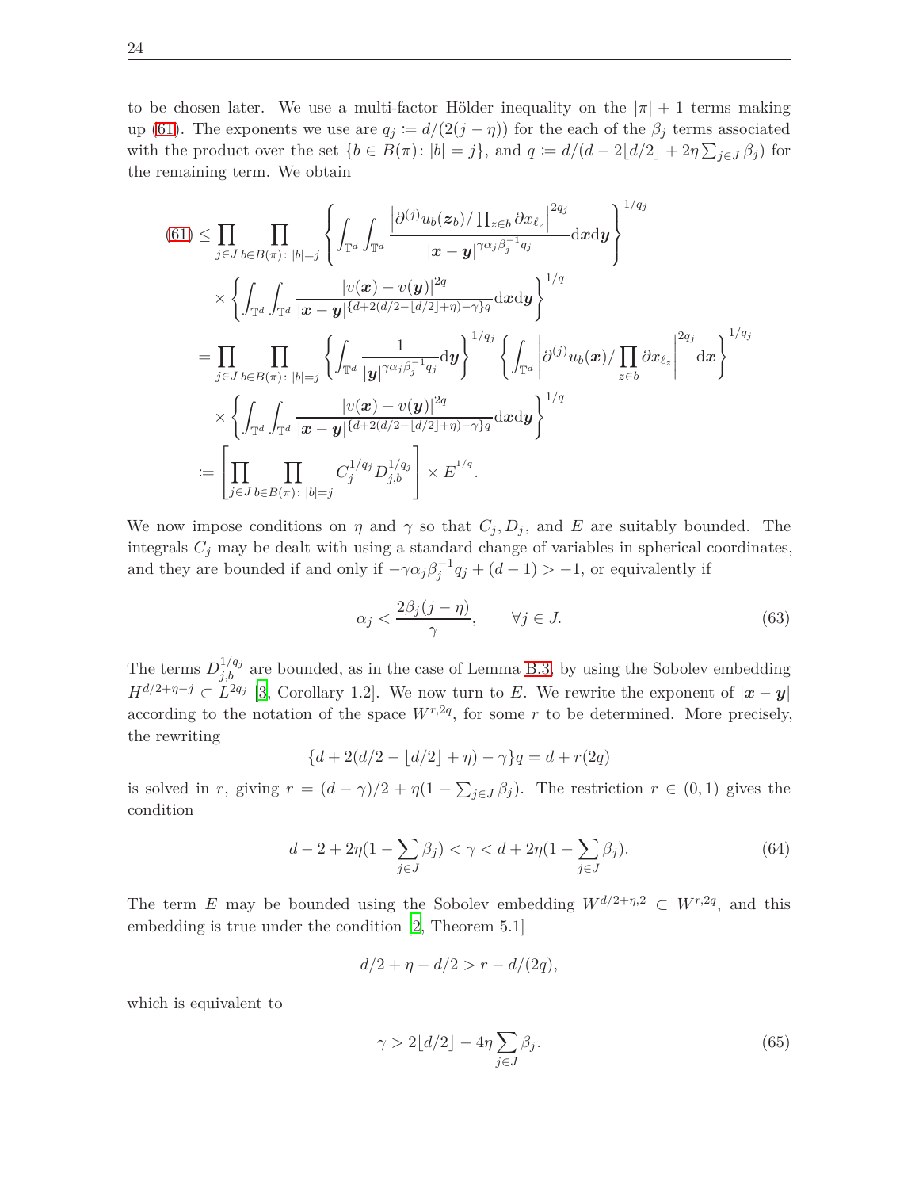to be chosen later. We use a multi-factor Hölder inequality on the $|\pi| + 1$ terms making up (61). The exponents we use are $q_j := d/(2(j-\eta))$ for the each of the $\beta_j$ terms associated with the product over the set $\{b \in B(\pi) \colon |b| = j\}$, and $q := d/(d - 2\lfloor d/2 \rfloor + 2\eta \sum_{j\in J} \beta_j)$ for the remaining term. We obtain

$$
\begin{aligned}
(61) &\leq \prod_{j\in J} \prod_{b\in B(\pi)\colon |b|=j} \left\{ \int_{\mathbb{T}^d}\int_{\mathbb{T}^d} \frac{\left|\partial^{(j)} u_b(\boldsymbol{z}_b)/\prod_{z\in b}\partial x_{\ell_z}\right|^{2q_j}}{|\boldsymbol{x}-\boldsymbol{y}|^{\gamma\alpha_j\beta_j^{-1}q_j}} \mathrm{d}\boldsymbol{x}\mathrm{d}\boldsymbol{y} \right\}^{1/q_j} \\
&\quad \times \left\{ \int_{\mathbb{T}^d}\int_{\mathbb{T}^d} \frac{|v(\boldsymbol{x})-v(\boldsymbol{y})|^{2q}}{|\boldsymbol{x}-\boldsymbol{y}|^{\{d+2(d/2-\lfloor d/2\rfloor+\eta)-\gamma\}q}} \mathrm{d}\boldsymbol{x}\mathrm{d}\boldsymbol{y} \right\}^{1/q} \\
&= \prod_{j\in J} \prod_{b\in B(\pi)\colon |b|=j} \left\{ \int_{\mathbb{T}^d} \frac{1}{|\boldsymbol{y}|^{\gamma\alpha_j\beta_j^{-1}q_j}} \mathrm{d}\boldsymbol{y} \right\}^{1/q_j} \left\{ \int_{\mathbb{T}^d} \left|\partial^{(j)} u_b(\boldsymbol{x})/\prod_{z\in b}\partial x_{\ell_z}\right|^{2q_j} \mathrm{d}\boldsymbol{x} \right\}^{1/q_j} \\
&\quad \times \left\{ \int_{\mathbb{T}^d}\int_{\mathbb{T}^d} \frac{|v(\boldsymbol{x})-v(\boldsymbol{y})|^{2q}}{|\boldsymbol{x}-\boldsymbol{y}|^{\{d+2(d/2-\lfloor d/2\rfloor+\eta)-\gamma\}q}} \mathrm{d}\boldsymbol{x}\mathrm{d}\boldsymbol{y} \right\}^{1/q} \\
&:= \left[ \prod_{j\in J} \prod_{b\in B(\pi)\colon |b|=j} C_j^{1/q_j} D_{j,b}^{1/q_j} \right] \times E^{1/q}.
\end{aligned}
$$

We now impose conditions on $\eta$ and $\gamma$ so that $C_j, D_j$, and $E$ are suitably bounded. The integrals $C_j$ may be dealt with using a standard change of variables in spherical coordinates, and they are bounded if and only if $-\gamma\alpha_j\beta_j^{-1}q_j + (d-1) > -1$, or equivalently if

$$
\alpha_j < \frac{2\beta_j(j-\eta)}{\gamma}, \qquad \forall j \in J. \tag{63}
$$

The terms $D_{j,b}^{1/q_j}$ are bounded, as in the case of Lemma B.3, by using the Sobolev embedding $H^{d/2+\eta-j} \subset L^{2q_j}$ [3, Corollary 1.2]. We now turn to $E$. We rewrite the exponent of $|\boldsymbol{x}-\boldsymbol{y}|$ according to the notation of the space $W^{r,2q}$, for some $r$ to be determined. More precisely, the rewriting

$$
\{d + 2(d/2 - \lfloor d/2 \rfloor + \eta) - \gamma\}q = d + r(2q)
$$

is solved in $r$, giving $r = (d-\gamma)/2 + \eta(1 - \sum_{j\in J}\beta_j)$. The restriction $r \in (0,1)$ gives the condition

$$
d - 2 + 2\eta(1 - \sum_{j\in J}\beta_j) < \gamma < d + 2\eta(1 - \sum_{j\in J}\beta_j). \tag{64}
$$

The term $E$ may be bounded using the Sobolev embedding $W^{d/2+\eta,2} \subset W^{r,2q}$, and this embedding is true under the condition [2, Theorem 5.1]

$$
d/2 + \eta - d/2 > r - d/(2q),
$$

which is equivalent to

$$
\gamma > 2\lfloor d/2 \rfloor - 4\eta \sum_{j\in J}\beta_j. \tag{65}
$$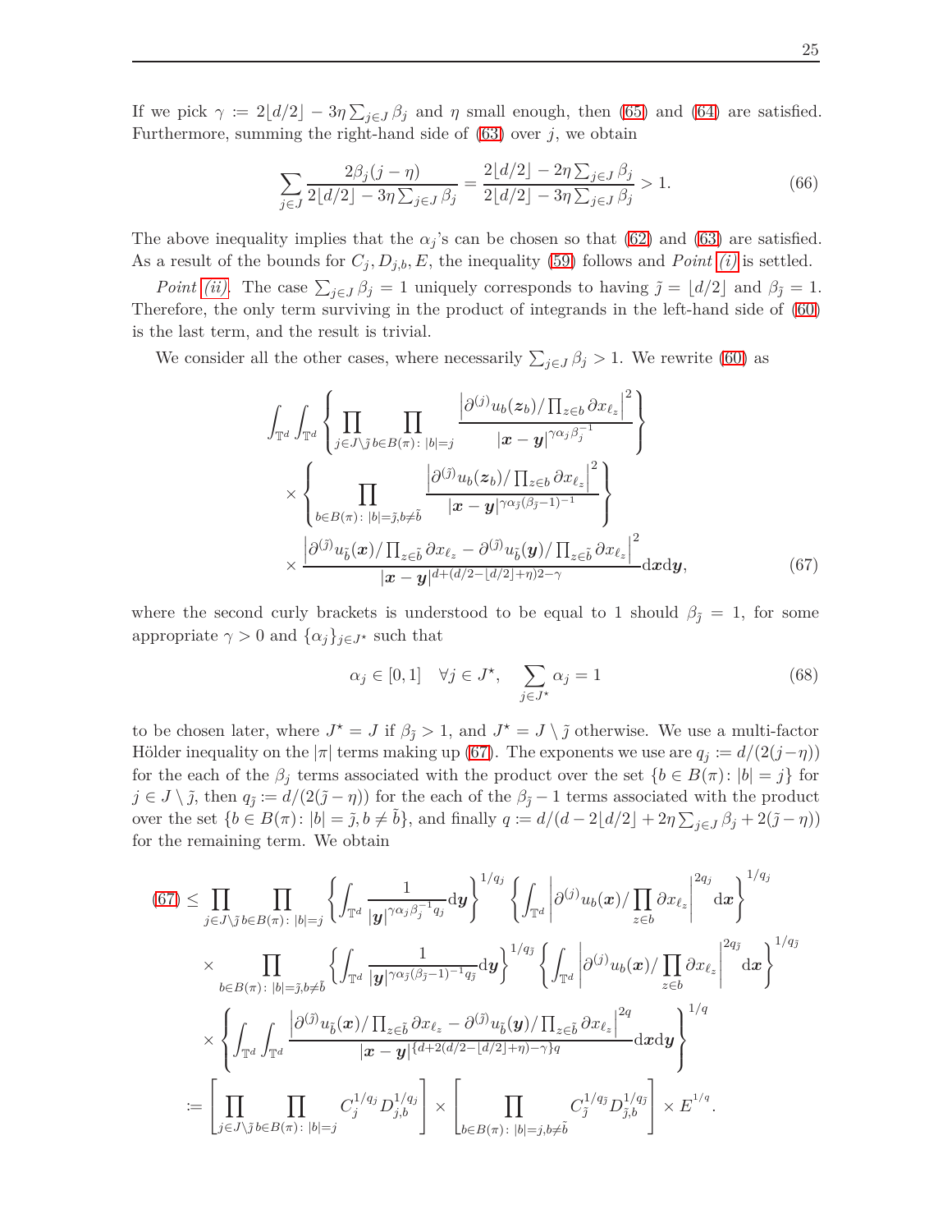If we pick $\gamma := 2\lfloor d/2 \rfloor - 3\eta \sum_{j\in J} \beta_j$ and $\eta$ small enough, then (65) and (64) are satisfied. Furthermore, summing the right-hand side of (63) over $j$, we obtain

$$\sum_{j\in J} \frac{2\beta_j(j-\eta)}{2\lfloor d/2 \rfloor - 3\eta \sum_{j\in J} \beta_j} = \frac{2\lfloor d/2 \rfloor - 2\eta \sum_{j\in J} \beta_j}{2\lfloor d/2 \rfloor - 3\eta \sum_{j\in J} \beta_j} > 1. \tag{66}$$

The above inequality implies that the $\alpha_j$'s can be chosen so that (62) and (63) are satisfied. As a result of the bounds for $C_j, D_{j,b}, E$, the inequality (59) follows and *Point (i)* is settled.

*Point (ii).* The case $\sum_{j\in J} \beta_j = 1$ uniquely corresponds to having $\tilde{j} = \lfloor d/2 \rfloor$ and $\beta_{\tilde{j}} = 1$. Therefore, the only term surviving in the product of integrands in the left-hand side of (60) is the last term, and the result is trivial.

We consider all the other cases, where necessarily $\sum_{j\in J} \beta_j > 1$. We rewrite (60) as

$$\begin{aligned}
&\int_{\mathbb{T}^d}\int_{\mathbb{T}^d} \left\{ \prod_{j\in J\setminus\tilde{j}} \prod_{b\in B(\pi):\,|b|=j} \frac{\left|\partial^{(j)} u_b(\boldsymbol{z}_b)/\prod_{z\in b}\partial x_{\ell_z}\right|^2}{|\boldsymbol{x}-\boldsymbol{y}|^{\gamma\alpha_j\beta_j^{-1}}} \right\} \\
&\quad\times \left\{ \prod_{b\in B(\pi):\,|b|=\tilde{j}, b\neq\tilde{b}} \frac{\left|\partial^{(\tilde{j})} u_b(\boldsymbol{z}_b)/\prod_{z\in b}\partial x_{\ell_z}\right|^2}{|\boldsymbol{x}-\boldsymbol{y}|^{\gamma\alpha_{\tilde{j}}(\beta_{\tilde{j}}-1)^{-1}}} \right\} \\
&\quad\times \frac{\left|\partial^{(\tilde{j})} u_{\tilde{b}}(\boldsymbol{x})/\prod_{z\in\tilde{b}}\partial x_{\ell_z} - \partial^{(\tilde{j})} u_{\tilde{b}}(\boldsymbol{y})/\prod_{z\in\tilde{b}}\partial x_{\ell_z}\right|^2}{|\boldsymbol{x}-\boldsymbol{y}|^{d+(d/2-\lfloor d/2\rfloor+\eta)2-\gamma}} \mathrm{d}\boldsymbol{x}\mathrm{d}\boldsymbol{y},
\end{aligned} \tag{67}$$

where the second curly brackets is understood to be equal to 1 should $\beta_{\tilde{j}} = 1$, for some appropriate $\gamma > 0$ and $\{\alpha_j\}_{j\in J^\star}$ such that

$$\alpha_j \in [0,1] \quad \forall j \in J^\star, \quad \sum_{j\in J^\star} \alpha_j = 1 \tag{68}$$

to be chosen later, where $J^\star = J$ if $\beta_{\tilde{j}} > 1$, and $J^\star = J \setminus \tilde{j}$ otherwise. We use a multi-factor Hölder inequality on the $|\pi|$ terms making up (67). The exponents we use are $q_j := d/(2(j-\eta))$ for the each of the $\beta_j$ terms associated with the product over the set $\{b \in B(\pi) \colon |b| = j\}$ for $j \in J \setminus \tilde{j}$, then $q_{\tilde{j}} := d/(2(\tilde{j}-\eta))$ for the each of the $\beta_{\tilde{j}} - 1$ terms associated with the product over the set $\{b \in B(\pi) \colon |b| = \tilde{j}, b \neq \tilde{b}\}$, and finally $q := d/(d - 2\lfloor d/2 \rfloor + 2\eta\sum_{j\in J}\beta_j + 2(\tilde{j}-\eta))$ for the remaining term. We obtain

$$\begin{aligned}
(67) \leq& \prod_{j\in J\setminus\tilde{j}} \prod_{b\in B(\pi):\,|b|=j} \left\{ \int_{\mathbb{T}^d} \frac{1}{|\boldsymbol{y}|^{\gamma\alpha_j\beta_j^{-1}q_j}} \mathrm{d}\boldsymbol{y} \right\}^{1/q_j} \left\{ \int_{\mathbb{T}^d} \left| \partial^{(j)} u_b(\boldsymbol{x}) / \prod_{z\in b}\partial x_{\ell_z} \right|^{2q_j} \mathrm{d}\boldsymbol{x} \right\}^{1/q_j} \\
&\times \prod_{b\in B(\pi):\,|b|=\tilde{j}, b\neq\tilde{b}} \left\{ \int_{\mathbb{T}^d} \frac{1}{|\boldsymbol{y}|^{\gamma\alpha_{\tilde{j}}(\beta_{\tilde{j}}-1)^{-1}q_{\tilde{j}}}} \mathrm{d}\boldsymbol{y} \right\}^{1/q_{\tilde{j}}} \left\{ \int_{\mathbb{T}^d} \left| \partial^{(\tilde{j})} u_b(\boldsymbol{x}) / \prod_{z\in b}\partial x_{\ell_z} \right|^{2q_{\tilde{j}}} \mathrm{d}\boldsymbol{x} \right\}^{1/q_{\tilde{j}}} \\
&\times \left\{ \int_{\mathbb{T}^d}\int_{\mathbb{T}^d} \frac{\left|\partial^{(\tilde{j})} u_{\tilde{b}}(\boldsymbol{x})/\prod_{z\in\tilde{b}}\partial x_{\ell_z} - \partial^{(\tilde{j})} u_{\tilde{b}}(\boldsymbol{y})/\prod_{z\in\tilde{b}}\partial x_{\ell_z}\right|^{2q}}{|\boldsymbol{x}-\boldsymbol{y}|^{\{d+2(d/2-\lfloor d/2\rfloor+\eta)-\gamma\}q}} \mathrm{d}\boldsymbol{x}\mathrm{d}\boldsymbol{y} \right\}^{1/q} \\
:=& \left[ \prod_{j\in J\setminus\tilde{j}} \prod_{b\in B(\pi):\,|b|=j} C_j^{1/q_j} D_{j,b}^{1/q_j} \right] \times \left[ \prod_{b\in B(\pi):\,|b|=j, b\neq\tilde{b}} C_{\tilde{j}}^{1/q_{\tilde{j}}} D_{\tilde{j},b}^{1/q_{\tilde{j}}} \right] \times E^{1/q}.
\end{aligned}$$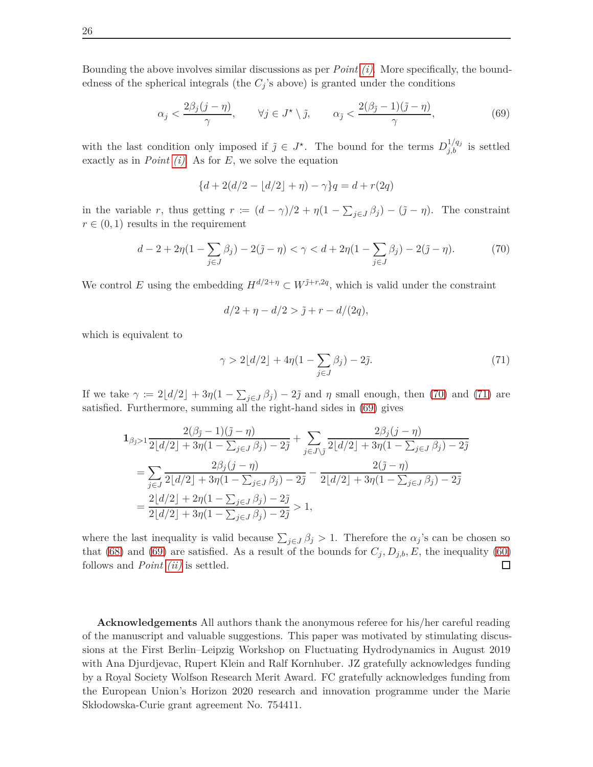Bounding the above involves similar discussions as per *Point (i)*. More specifically, the boundedness of the spherical integrals (the $C_j$'s above) is granted under the conditions

$$\alpha_j < \frac{2\beta_j(j-\eta)}{\gamma}, \qquad \forall j \in J^\star \setminus \tilde{\jmath}, \qquad \alpha_{\tilde{\jmath}} < \frac{2(\beta_{\tilde{\jmath}}-1)(\tilde{\jmath}-\eta)}{\gamma}, \tag{69}$$

with the last condition only imposed if $\tilde{\jmath} \in J^\star$. The bound for the terms $D_{j,b}^{1/q_j}$ is settled exactly as in *Point (i)*. As for $E$, we solve the equation

$$\{d + 2(d/2 - \lfloor d/2 \rfloor + \eta) - \gamma\}q = d + r(2q)$$

in the variable $r$, thus getting $r := (d-\gamma)/2 + \eta(1 - \sum_{j\in J}\beta_j) - (\tilde{\jmath} - \eta)$. The constraint $r \in (0,1)$ results in the requirement

$$d - 2 + 2\eta(1 - \sum_{j\in J}\beta_j) - 2(\tilde{\jmath}-\eta) < \gamma < d + 2\eta(1 - \sum_{j\in J}\beta_j) - 2(\tilde{\jmath}-\eta). \tag{70}$$

We control $E$ using the embedding $H^{d/2+\eta} \subset W^{\tilde{\jmath}+r,2q}$, which is valid under the constraint

$$d/2 + \eta - d/2 > \tilde{\jmath} + r - d/(2q),$$

which is equivalent to

$$\gamma > 2\lfloor d/2 \rfloor + 4\eta(1 - \sum_{j\in J}\beta_j) - 2\tilde{\jmath}. \tag{71}$$

If we take $\gamma := 2\lfloor d/2 \rfloor + 3\eta(1 - \sum_{j\in J}\beta_j) - 2\tilde{\jmath}$ and $\eta$ small enough, then (70) and (71) are satisfied. Furthermore, summing all the right-hand sides in (69) gives

$$\begin{aligned}
&\mathbf{1}_{\beta_{\tilde{\jmath}}>1}\frac{2(\beta_{\tilde{\jmath}}-1)(\tilde{\jmath}-\eta)}{2\lfloor d/2 \rfloor + 3\eta(1 - \sum_{j\in J}\beta_j) - 2\tilde{\jmath}} + \sum_{j\in J\setminus\tilde{\jmath}} \frac{2\beta_j(j-\eta)}{2\lfloor d/2 \rfloor + 3\eta(1 - \sum_{j\in J}\beta_j) - 2\tilde{\jmath}} \\
&\quad = \sum_{j\in J} \frac{2\beta_j(j-\eta)}{2\lfloor d/2 \rfloor + 3\eta(1 - \sum_{j\in J}\beta_j) - 2\tilde{\jmath}} - \frac{2(\tilde{\jmath}-\eta)}{2\lfloor d/2 \rfloor + 3\eta(1 - \sum_{j\in J}\beta_j) - 2\tilde{\jmath}} \\
&\quad = \frac{2\lfloor d/2 \rfloor + 2\eta(1 - \sum_{j\in J}\beta_j) - 2\tilde{\jmath}}{2\lfloor d/2 \rfloor + 3\eta(1 - \sum_{j\in J}\beta_j) - 2\tilde{\jmath}} > 1,
\end{aligned}$$

where the last inequality is valid because $\sum_{j\in J}\beta_j > 1$. Therefore the $\alpha_j$'s can be chosen so that (68) and (69) are satisfied. As a result of the bounds for $C_j, D_{j,b}, E$, the inequality (60) follows and *Point (ii)* is settled. □

**Acknowledgements** All authors thank the anonymous referee for his/her careful reading of the manuscript and valuable suggestions. This paper was motivated by stimulating discussions at the First Berlin–Leipzig Workshop on Fluctuating Hydrodynamics in August 2019 with Ana Djurdjevac, Rupert Klein and Ralf Kornhuber. JZ gratefully acknowledges funding by a Royal Society Wolfson Research Merit Award. FC gratefully acknowledges funding from the European Union's Horizon 2020 research and innovation programme under the Marie Skłodowska-Curie grant agreement No. 754411.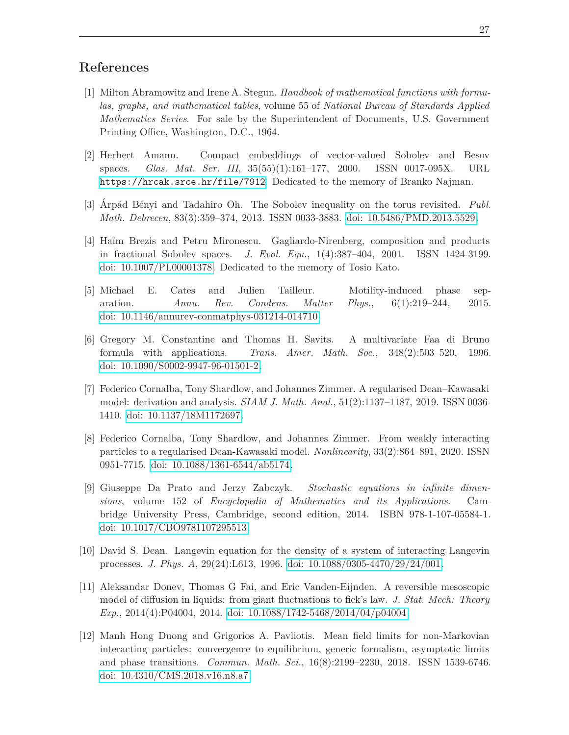## References

[1] Milton Abramowitz and Irene A. Stegun. *Handbook of mathematical functions with formulas, graphs, and mathematical tables*, volume 55 of *National Bureau of Standards Applied Mathematics Series*. For sale by the Superintendent of Documents, U.S. Government Printing Office, Washington, D.C., 1964.

[2] Herbert Amann. Compact embeddings of vector-valued Sobolev and Besov spaces. *Glas. Mat. Ser. III*, 35(55)(1):161–177, 2000. ISSN 0017-095X. URL `https://hrcak.srce.hr/file/7912`. Dedicated to the memory of Branko Najman.

[3] Árpád Bényi and Tadahiro Oh. The Sobolev inequality on the torus revisited. *Publ. Math. Debrecen*, 83(3):359–374, 2013. ISSN 0033-3883. doi: 10.5486/PMD.2013.5529.

[4] Haïm Brezis and Petru Mironescu. Gagliardo-Nirenberg, composition and products in fractional Sobolev spaces. *J. Evol. Equ.*, 1(4):387–404, 2001. ISSN 1424-3199. doi: 10.1007/PL00001378. Dedicated to the memory of Tosio Kato.

[5] Michael E. Cates and Julien Tailleur. Motility-induced phase separation. *Annu. Rev. Condens. Matter Phys.*, 6(1):219–244, 2015. doi: 10.1146/annurev-conmatphys-031214-014710.

[6] Gregory M. Constantine and Thomas H. Savits. A multivariate Faa di Bruno formula with applications. *Trans. Amer. Math. Soc.*, 348(2):503–520, 1996. doi: 10.1090/S0002-9947-96-01501-2.

[7] Federico Cornalba, Tony Shardlow, and Johannes Zimmer. A regularised Dean–Kawasaki model: derivation and analysis. *SIAM J. Math. Anal.*, 51(2):1137–1187, 2019. ISSN 0036-1410. doi: 10.1137/18M1172697.

[8] Federico Cornalba, Tony Shardlow, and Johannes Zimmer. From weakly interacting particles to a regularised Dean-Kawasaki model. *Nonlinearity*, 33(2):864–891, 2020. ISSN 0951-7715. doi: 10.1088/1361-6544/ab5174.

[9] Giuseppe Da Prato and Jerzy Zabczyk. *Stochastic equations in infinite dimensions*, volume 152 of *Encyclopedia of Mathematics and its Applications*. Cambridge University Press, Cambridge, second edition, 2014. ISBN 978-1-107-05584-1. doi: 10.1017/CBO9781107295513.

[10] David S. Dean. Langevin equation for the density of a system of interacting Langevin processes. *J. Phys. A*, 29(24):L613, 1996. doi: 10.1088/0305-4470/29/24/001.

[11] Aleksandar Donev, Thomas G Fai, and Eric Vanden-Eijnden. A reversible mesoscopic model of diffusion in liquids: from giant fluctuations to fick's law. *J. Stat. Mech: Theory Exp.*, 2014(4):P04004, 2014. doi: 10.1088/1742-5468/2014/04/p04004.

[12] Manh Hong Duong and Grigorios A. Pavliotis. Mean field limits for non-Markovian interacting particles: convergence to equilibrium, generic formalism, asymptotic limits and phase transitions. *Commun. Math. Sci.*, 16(8):2199–2230, 2018. ISSN 1539-6746. doi: 10.4310/CMS.2018.v16.n8.a7.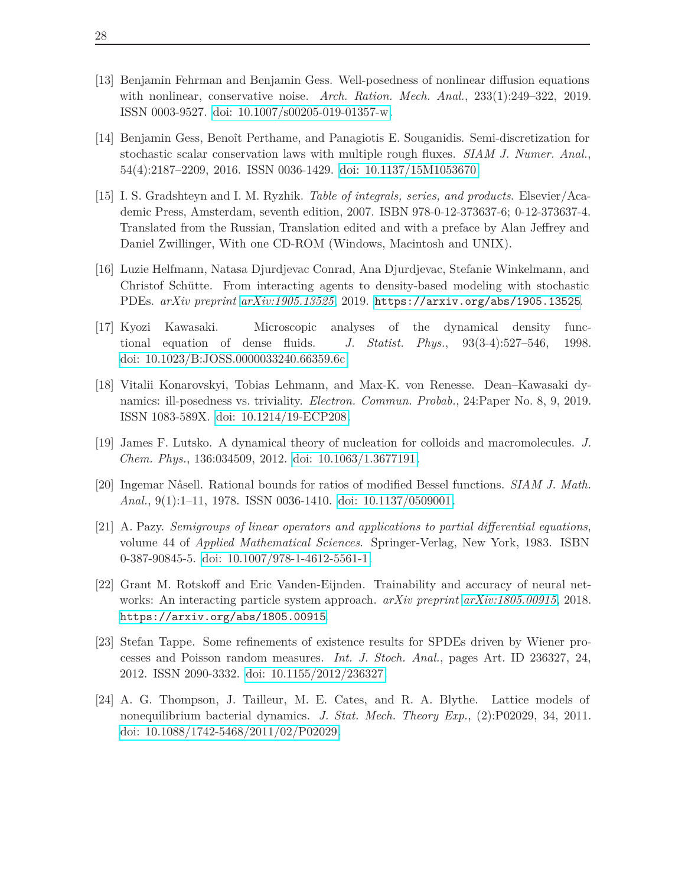[13] Benjamin Fehrman and Benjamin Gess. Well-posedness of nonlinear diffusion equations with nonlinear, conservative noise. *Arch. Ration. Mech. Anal.*, 233(1):249–322, 2019. ISSN 0003-9527. doi: 10.1007/s00205-019-01357-w.

[14] Benjamin Gess, Benoît Perthame, and Panagiotis E. Souganidis. Semi-discretization for stochastic scalar conservation laws with multiple rough fluxes. *SIAM J. Numer. Anal.*, 54(4):2187–2209, 2016. ISSN 0036-1429. doi: 10.1137/15M1053670.

[15] I. S. Gradshteyn and I. M. Ryzhik. *Table of integrals, series, and products*. Elsevier/Academic Press, Amsterdam, seventh edition, 2007. ISBN 978-0-12-373637-6; 0-12-373637-4. Translated from the Russian, Translation edited and with a preface by Alan Jeffrey and Daniel Zwillinger, With one CD-ROM (Windows, Macintosh and UNIX).

[16] Luzie Helfmann, Natasa Djurdjevac Conrad, Ana Djurdjevac, Stefanie Winkelmann, and Christof Schütte. From interacting agents to density-based modeling with stochastic PDEs. *arXiv preprint arXiv:1905.13525*, 2019. `https://arxiv.org/abs/1905.13525`.

[17] Kyozi Kawasaki. Microscopic analyses of the dynamical density functional equation of dense fluids. *J. Statist. Phys.*, 93(3-4):527–546, 1998. doi: 10.1023/B:JOSS.0000033240.66359.6c.

[18] Vitalii Konarovskyi, Tobias Lehmann, and Max-K. von Renesse. Dean–Kawasaki dynamics: ill-posedness vs. triviality. *Electron. Commun. Probab.*, 24:Paper No. 8, 9, 2019. ISSN 1083-589X. doi: 10.1214/19-ECP208.

[19] James F. Lutsko. A dynamical theory of nucleation for colloids and macromolecules. *J. Chem. Phys.*, 136:034509, 2012. doi: 10.1063/1.3677191.

[20] Ingemar Nåsell. Rational bounds for ratios of modified Bessel functions. *SIAM J. Math. Anal.*, 9(1):1–11, 1978. ISSN 0036-1410. doi: 10.1137/0509001.

[21] A. Pazy. *Semigroups of linear operators and applications to partial differential equations*, volume 44 of *Applied Mathematical Sciences*. Springer-Verlag, New York, 1983. ISBN 0-387-90845-5. doi: 10.1007/978-1-4612-5561-1.

[22] Grant M. Rotskoff and Eric Vanden-Eijnden. Trainability and accuracy of neural networks: An interacting particle system approach. *arXiv preprint arXiv:1805.00915*, 2018. `https://arxiv.org/abs/1805.00915`.

[23] Stefan Tappe. Some refinements of existence results for SPDEs driven by Wiener processes and Poisson random measures. *Int. J. Stoch. Anal.*, pages Art. ID 236327, 24, 2012. ISSN 2090-3332. doi: 10.1155/2012/236327.

[24] A. G. Thompson, J. Tailleur, M. E. Cates, and R. A. Blythe. Lattice models of nonequilibrium bacterial dynamics. *J. Stat. Mech. Theory Exp.*, (2):P02029, 34, 2011. doi: 10.1088/1742-5468/2011/02/P02029.